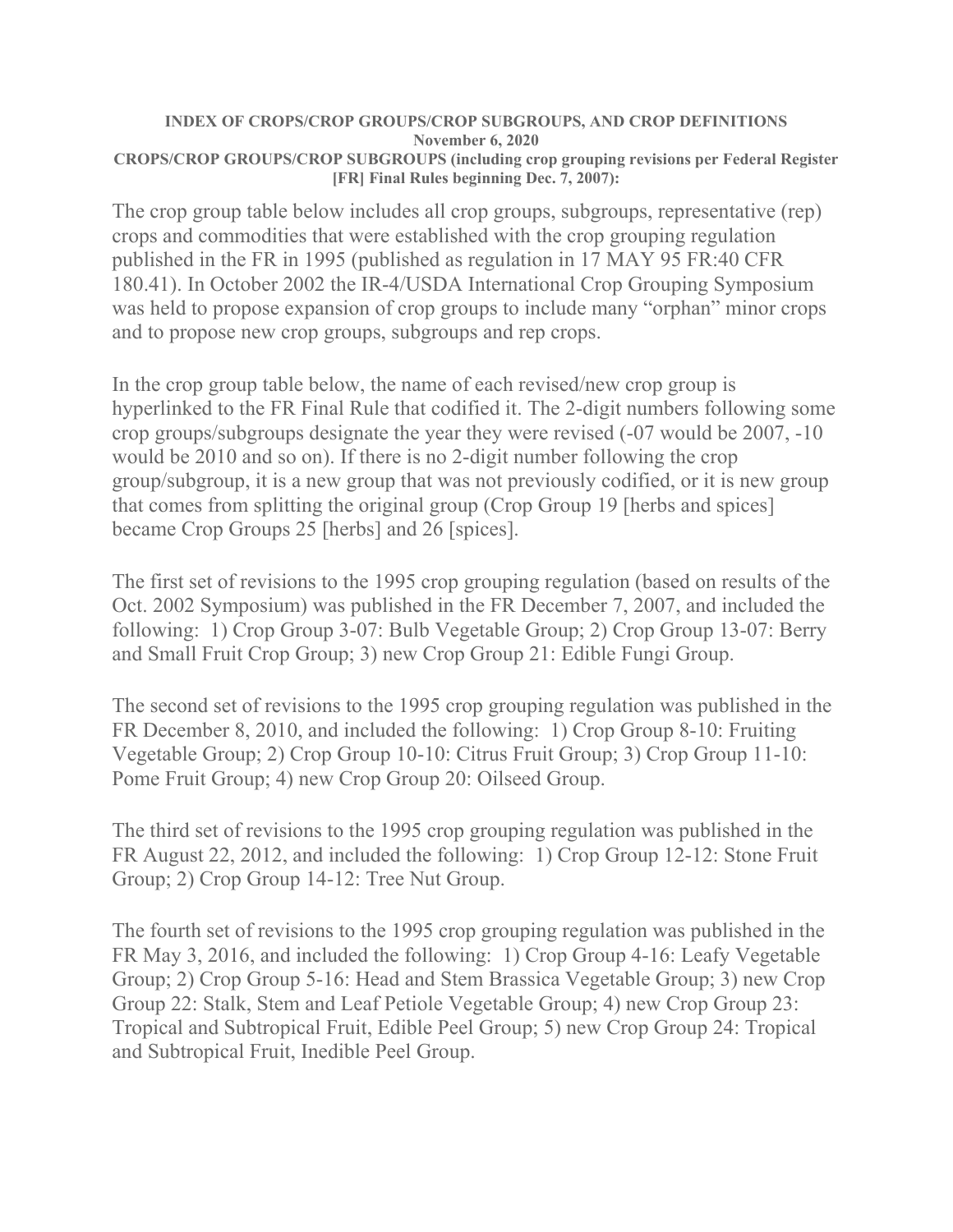**INDEX OF CROPS/CROP GROUPS/CROP SUBGROUPS, AND CROP DEFINITIONS**
**November 6, 2020**
**CROPS/CROP GROUPS/CROP SUBGROUPS (including crop grouping revisions per Federal Register [FR] Final Rules beginning Dec. 7, 2007):**

The crop group table below includes all crop groups, subgroups, representative (rep) crops and commodities that were established with the crop grouping regulation published in the FR in 1995 (published as regulation in 17 MAY 95 FR:40 CFR 180.41). In October 2002 the IR-4/USDA International Crop Grouping Symposium was held to propose expansion of crop groups to include many "orphan" minor crops and to propose new crop groups, subgroups and rep crops.

In the crop group table below, the name of each revised/new crop group is hyperlinked to the FR Final Rule that codified it. The 2-digit numbers following some crop groups/subgroups designate the year they were revised (-07 would be 2007, -10 would be 2010 and so on). If there is no 2-digit number following the crop group/subgroup, it is a new group that was not previously codified, or it is new group that comes from splitting the original group (Crop Group 19 [herbs and spices] became Crop Groups 25 [herbs] and 26 [spices].

The first set of revisions to the 1995 crop grouping regulation (based on results of the Oct. 2002 Symposium) was published in the FR December 7, 2007, and included the following: 1) Crop Group 3-07: Bulb Vegetable Group; 2) Crop Group 13-07: Berry and Small Fruit Crop Group; 3) new Crop Group 21: Edible Fungi Group.

The second set of revisions to the 1995 crop grouping regulation was published in the FR December 8, 2010, and included the following: 1) Crop Group 8-10: Fruiting Vegetable Group; 2) Crop Group 10-10: Citrus Fruit Group; 3) Crop Group 11-10: Pome Fruit Group; 4) new Crop Group 20: Oilseed Group.

The third set of revisions to the 1995 crop grouping regulation was published in the FR August 22, 2012, and included the following: 1) Crop Group 12-12: Stone Fruit Group; 2) Crop Group 14-12: Tree Nut Group.

The fourth set of revisions to the 1995 crop grouping regulation was published in the FR May 3, 2016, and included the following: 1) Crop Group 4-16: Leafy Vegetable Group; 2) Crop Group 5-16: Head and Stem Brassica Vegetable Group; 3) new Crop Group 22: Stalk, Stem and Leaf Petiole Vegetable Group; 4) new Crop Group 23: Tropical and Subtropical Fruit, Edible Peel Group; 5) new Crop Group 24: Tropical and Subtropical Fruit, Inedible Peel Group.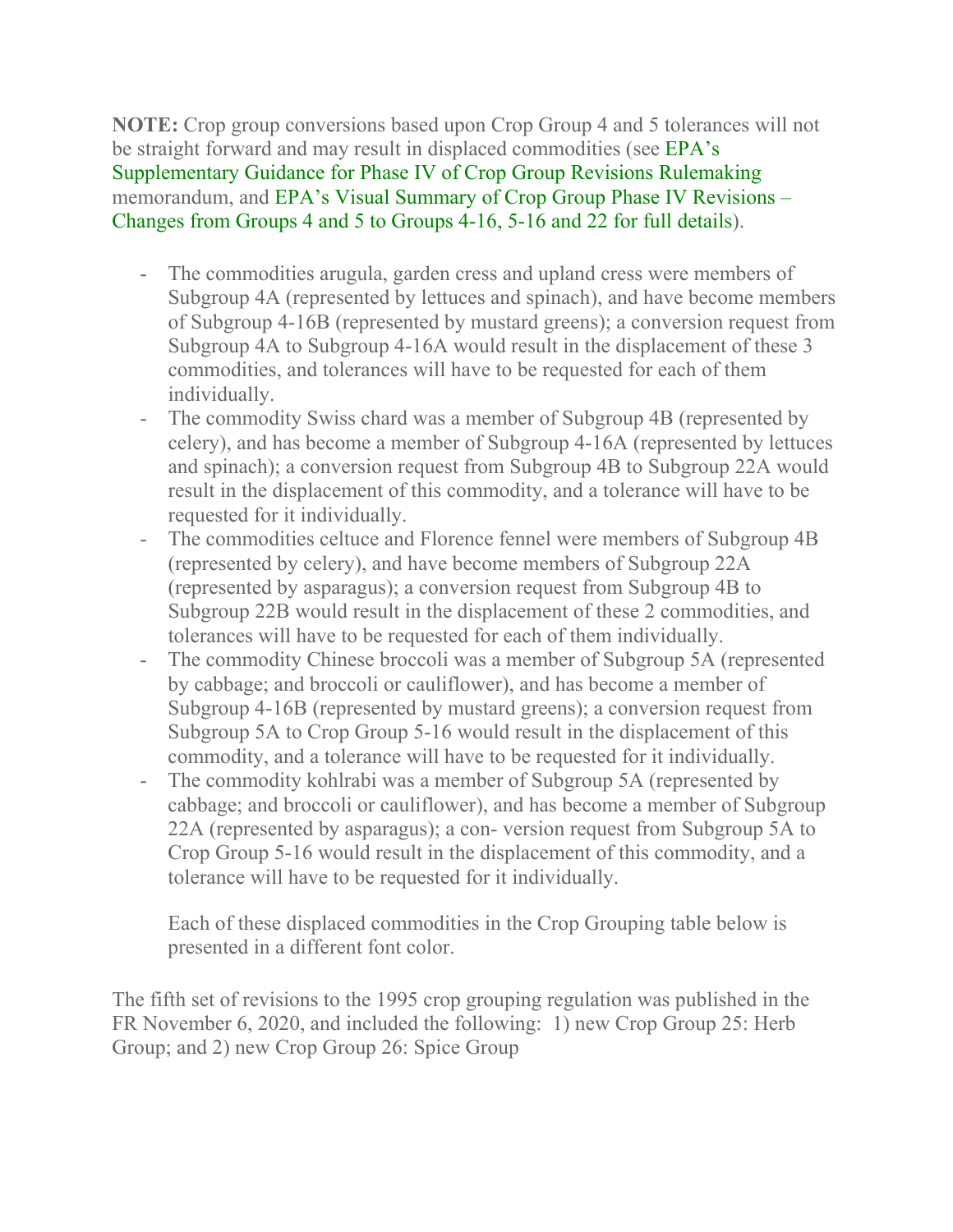**NOTE:** Crop group conversions based upon Crop Group 4 and 5 tolerances will not be straight forward and may result in displaced commodities (see EPA's Supplementary Guidance for Phase IV of Crop Group Revisions Rulemaking memorandum, and EPA's Visual Summary of Crop Group Phase IV Revisions – Changes from Groups 4 and 5 to Groups 4-16, 5-16 and 22 for full details).

- The commodities arugula, garden cress and upland cress were members of Subgroup 4A (represented by lettuces and spinach), and have become members of Subgroup 4-16B (represented by mustard greens); a conversion request from Subgroup 4A to Subgroup 4-16A would result in the displacement of these 3 commodities, and tolerances will have to be requested for each of them individually.
- The commodity Swiss chard was a member of Subgroup 4B (represented by celery), and has become a member of Subgroup 4-16A (represented by lettuces and spinach); a conversion request from Subgroup 4B to Subgroup 22A would result in the displacement of this commodity, and a tolerance will have to be requested for it individually.
- The commodities celtuce and Florence fennel were members of Subgroup 4B (represented by celery), and have become members of Subgroup 22A (represented by asparagus); a conversion request from Subgroup 4B to Subgroup 22B would result in the displacement of these 2 commodities, and tolerances will have to be requested for each of them individually.
- The commodity Chinese broccoli was a member of Subgroup 5A (represented by cabbage; and broccoli or cauliflower), and has become a member of Subgroup 4-16B (represented by mustard greens); a conversion request from Subgroup 5A to Crop Group 5-16 would result in the displacement of this commodity, and a tolerance will have to be requested for it individually.
- The commodity kohlrabi was a member of Subgroup 5A (represented by cabbage; and broccoli or cauliflower), and has become a member of Subgroup 22A (represented by asparagus); a con- version request from Subgroup 5A to Crop Group 5-16 would result in the displacement of this commodity, and a tolerance will have to be requested for it individually.

  Each of these displaced commodities in the Crop Grouping table below is presented in a different font color.

The fifth set of revisions to the 1995 crop grouping regulation was published in the FR November 6, 2020, and included the following: 1) new Crop Group 25: Herb Group; and 2) new Crop Group 26: Spice Group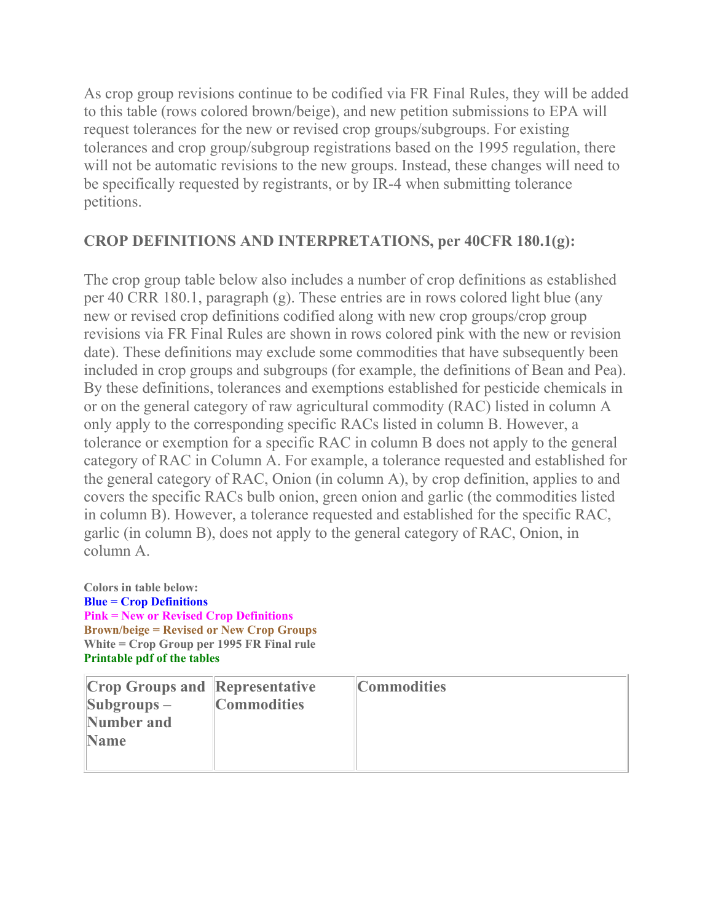As crop group revisions continue to be codified via FR Final Rules, they will be added to this table (rows colored brown/beige), and new petition submissions to EPA will request tolerances for the new or revised crop groups/subgroups. For existing tolerances and crop group/subgroup registrations based on the 1995 regulation, there will not be automatic revisions to the new groups. Instead, these changes will need to be specifically requested by registrants, or by IR-4 when submitting tolerance petitions.

### CROP DEFINITIONS AND INTERPRETATIONS, per 40CFR 180.1(g):

The crop group table below also includes a number of crop definitions as established per 40 CRR 180.1, paragraph (g). These entries are in rows colored light blue (any new or revised crop definitions codified along with new crop groups/crop group revisions via FR Final Rules are shown in rows colored pink with the new or revision date). These definitions may exclude some commodities that have subsequently been included in crop groups and subgroups (for example, the definitions of Bean and Pea). By these definitions, tolerances and exemptions established for pesticide chemicals in or on the general category of raw agricultural commodity (RAC) listed in column A only apply to the corresponding specific RACs listed in column B. However, a tolerance or exemption for a specific RAC in column B does not apply to the general category of RAC in Column A. For example, a tolerance requested and established for the general category of RAC, Onion (in column A), by crop definition, applies to and covers the specific RACs bulb onion, green onion and garlic (the commodities listed in column B). However, a tolerance requested and established for the specific RAC, garlic (in column B), does not apply to the general category of RAC, Onion, in column A.

**Colors in table below:**
**Blue = Crop Definitions**
**Pink = New or Revised Crop Definitions**
**Brown/beige = Revised or New Crop Groups**
**White = Crop Group per 1995 FR Final rule**
**Printable pdf of the tables**

| Crop Groups and Subgroups – Number and Name | Representative Commodities | Commodities |
|---|---|---|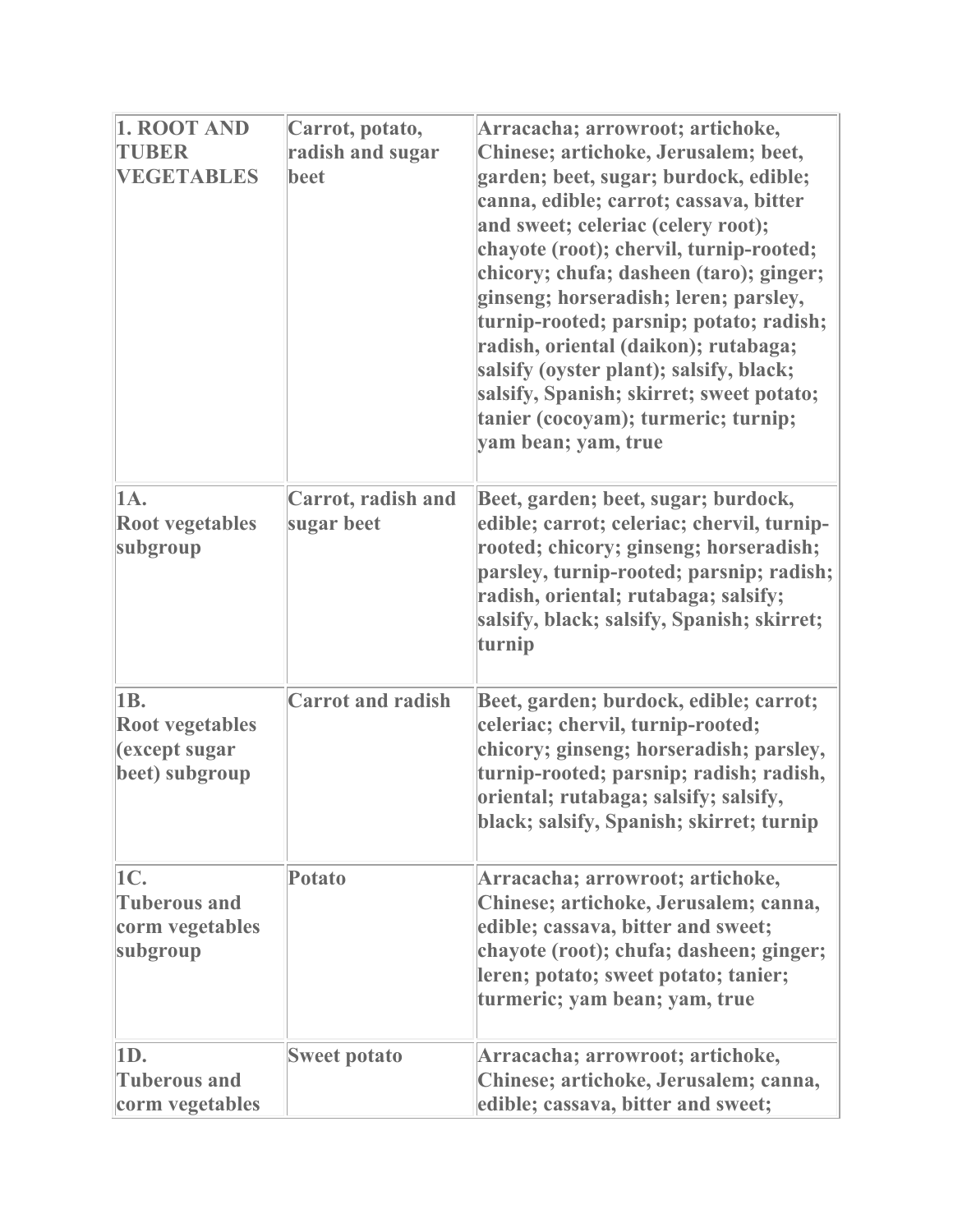| 1. ROOT AND TUBER VEGETABLES | Carrot, potato, radish and sugar beet | Arracacha; arrowroot; artichoke, Chinese; artichoke, Jerusalem; beet, garden; beet, sugar; burdock, edible; canna, edible; carrot; cassava, bitter and sweet; celeriac (celery root); chayote (root); chervil, turnip-rooted; chicory; chufa; dasheen (taro); ginger; ginseng; horseradish; leren; parsley, turnip-rooted; parsnip; potato; radish; radish, oriental (daikon); rutabaga; salsify (oyster plant); salsify, black; salsify, Spanish; skirret; sweet potato; tanier (cocoyam); turmeric; turnip; yam bean; yam, true |
|---|---|---|
| 1A. Root vegetables subgroup | Carrot, radish and sugar beet | Beet, garden; beet, sugar; burdock, edible; carrot; celeriac; chervil, turnip-rooted; chicory; ginseng; horseradish; parsley, turnip-rooted; parsnip; radish; radish, oriental; rutabaga; salsify; salsify, black; salsify, Spanish; skirret; turnip |
| 1B. Root vegetables (except sugar beet) subgroup | Carrot and radish | Beet, garden; burdock, edible; carrot; celeriac; chervil, turnip-rooted; chicory; ginseng; horseradish; parsley, turnip-rooted; parsnip; radish; radish, oriental; rutabaga; salsify; salsify, black; salsify, Spanish; skirret; turnip |
| 1C. Tuberous and corm vegetables subgroup | Potato | Arracacha; arrowroot; artichoke, Chinese; artichoke, Jerusalem; canna, edible; cassava, bitter and sweet; chayote (root); chufa; dasheen; ginger; leren; potato; sweet potato; tanier; turmeric; yam bean; yam, true |
| 1D. Tuberous and corm vegetables | Sweet potato | Arracacha; arrowroot; artichoke, Chinese; artichoke, Jerusalem; canna, edible; cassava, bitter and sweet; |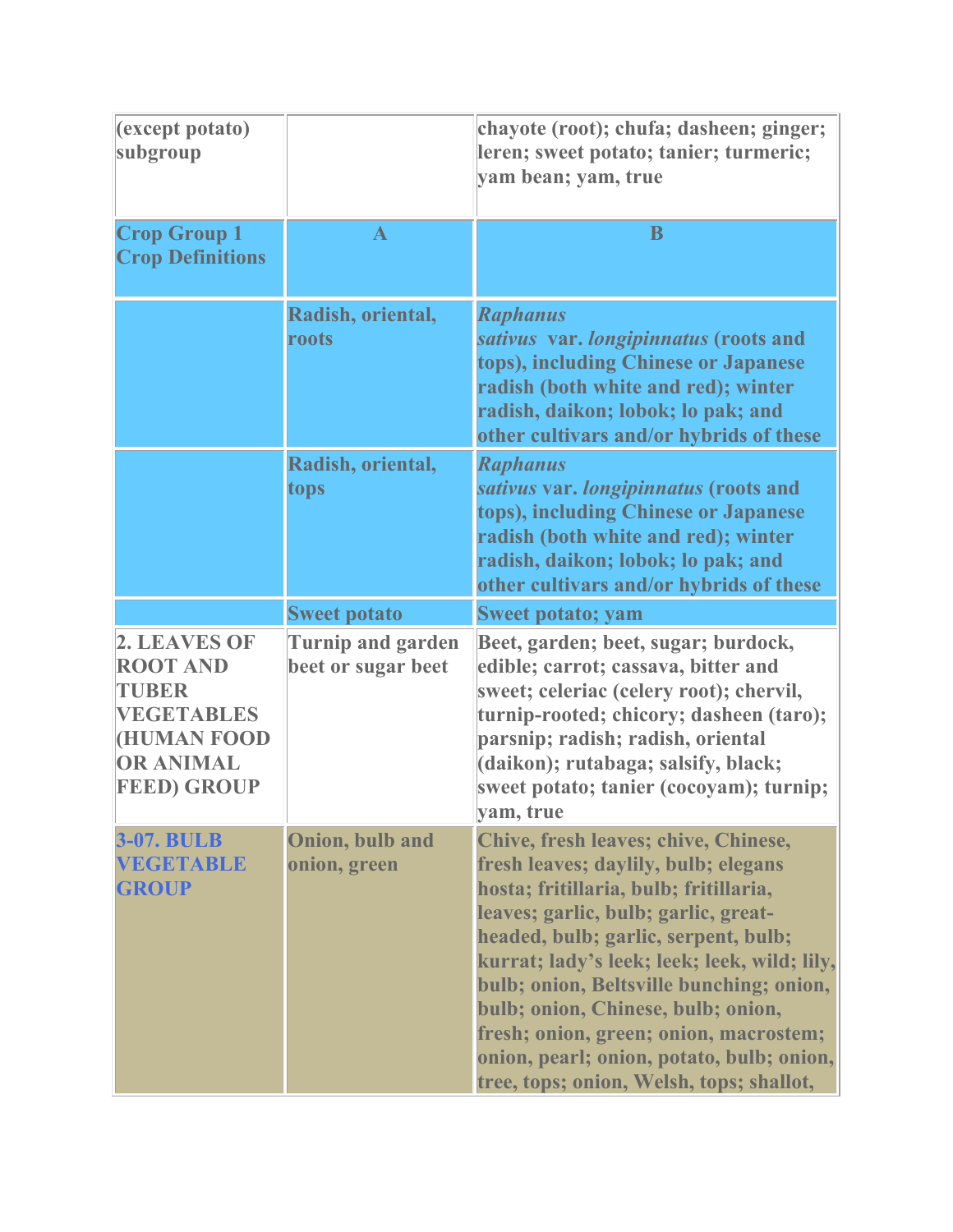| | | |
|---|---|---|
| (except potato) subgroup | | chayote (root); chufa; dasheen; ginger; leren; sweet potato; tanier; turmeric; yam bean; yam, true |
| Crop Group 1 Crop Definitions | A | B |
| | Radish, oriental, roots | *Raphanus sativus* var. *longipinnatus* (roots and tops), including Chinese or Japanese radish (both white and red); winter radish, daikon; lobok; lo pak; and other cultivars and/or hybrids of these |
| | Radish, oriental, tops | *Raphanus sativus* var. *longipinnatus* (roots and tops), including Chinese or Japanese radish (both white and red); winter radish, daikon; lobok; lo pak; and other cultivars and/or hybrids of these |
| | Sweet potato | Sweet potato; yam |
| 2. LEAVES OF ROOT AND TUBER VEGETABLES (HUMAN FOOD OR ANIMAL FEED) GROUP | Turnip and garden beet or sugar beet | Beet, garden; beet, sugar; burdock, edible; carrot; cassava, bitter and sweet; celeriac (celery root); chervil, turnip-rooted; chicory; dasheen (taro); parsnip; radish; radish, oriental (daikon); rutabaga; salsify, black; sweet potato; tanier (cocoyam); turnip; yam, true |
| 3-07. BULB VEGETABLE GROUP | Onion, bulb and onion, green | Chive, fresh leaves; chive, Chinese, fresh leaves; daylily, bulb; elegans hosta; fritillaria, bulb; fritillaria, leaves; garlic, bulb; garlic, great-headed, bulb; garlic, serpent, bulb; kurrat; lady's leek; leek; leek, wild; lily, bulb; onion, Beltsville bunching; onion, bulb; onion, Chinese, bulb; onion, fresh; onion, green; onion, macrostem; onion, pearl; onion, potato, bulb; onion, tree, tops; onion, Welsh, tops; shallot, |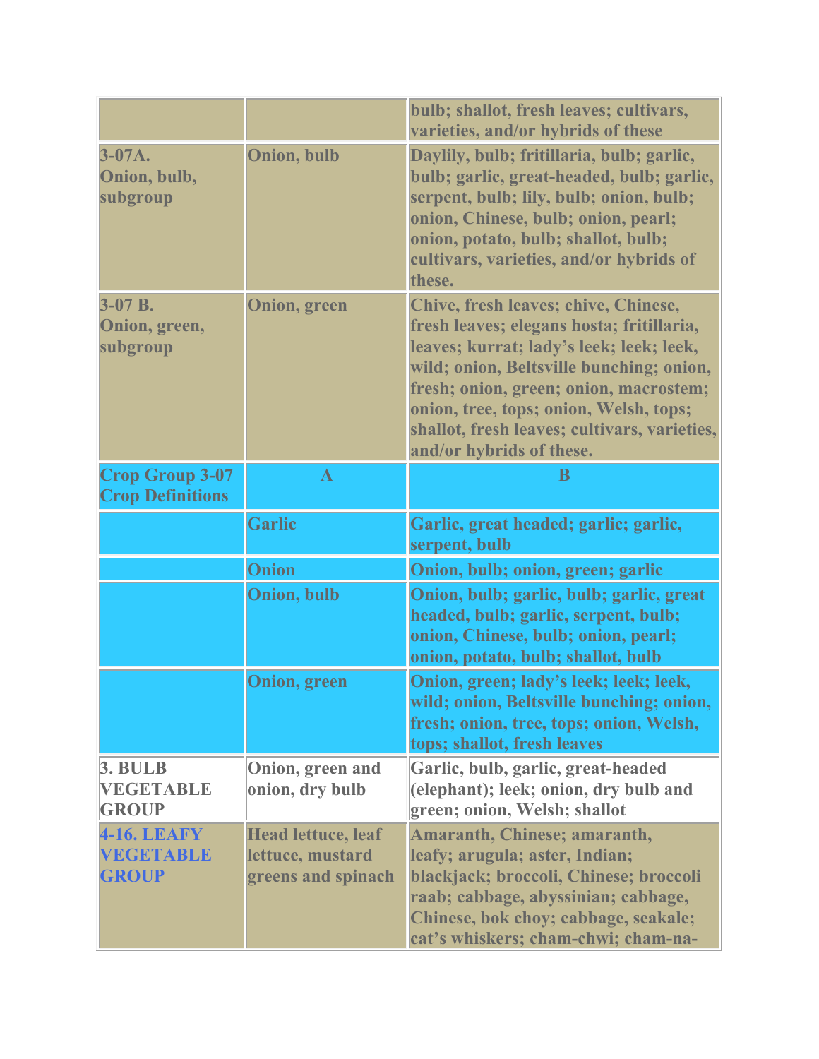| | | |
|---|---|---|
| | | bulb; shallot, fresh leaves; cultivars, varieties, and/or hybrids of these |
| **3-07A. Onion, bulb, subgroup** | **Onion, bulb** | **Daylily, bulb; fritillaria, bulb; garlic, bulb; garlic, great-headed, bulb; garlic, serpent, bulb; lily, bulb; onion, bulb; onion, Chinese, bulb; onion, pearl; onion, potato, bulb; shallot, bulb; cultivars, varieties, and/or hybrids of these.** |
| **3-07 B. Onion, green, subgroup** | **Onion, green** | **Chive, fresh leaves; chive, Chinese, fresh leaves; elegans hosta; fritillaria, leaves; kurrat; lady's leek; leek; leek, wild; onion, Beltsville bunching; onion, fresh; onion, green; onion, macrostem; onion, tree, tops; onion, Welsh, tops; shallot, fresh leaves; cultivars, varieties, and/or hybrids of these.** |
| **Crop Group 3-07 Crop Definitions** | **A** | **B** |
| | **Garlic** | **Garlic, great headed; garlic; garlic, serpent, bulb** |
| | **Onion** | **Onion, bulb; onion, green; garlic** |
| | **Onion, bulb** | **Onion, bulb; garlic, bulb; garlic, great headed, bulb; garlic, serpent, bulb; onion, Chinese, bulb; onion, pearl; onion, potato, bulb; shallot, bulb** |
| | **Onion, green** | **Onion, green; lady's leek; leek; leek, wild; onion, Beltsville bunching; onion, fresh; onion, tree, tops; onion, Welsh, tops; shallot, fresh leaves** |
| **3. BULB VEGETABLE GROUP** | **Onion, green and onion, dry bulb** | **Garlic, bulb, garlic, great-headed (elephant); leek; onion, dry bulb and green; onion, Welsh; shallot** |
| **4-16. LEAFY VEGETABLE GROUP** | **Head lettuce, leaf lettuce, mustard greens and spinach** | **Amaranth, Chinese; amaranth, leafy; arugula; aster, Indian; blackjack; broccoli, Chinese; broccoli raab; cabbage, abyssinian; cabbage, Chinese, bok choy; cabbage, seakale; cat's whiskers; cham-chwi; cham-na-** |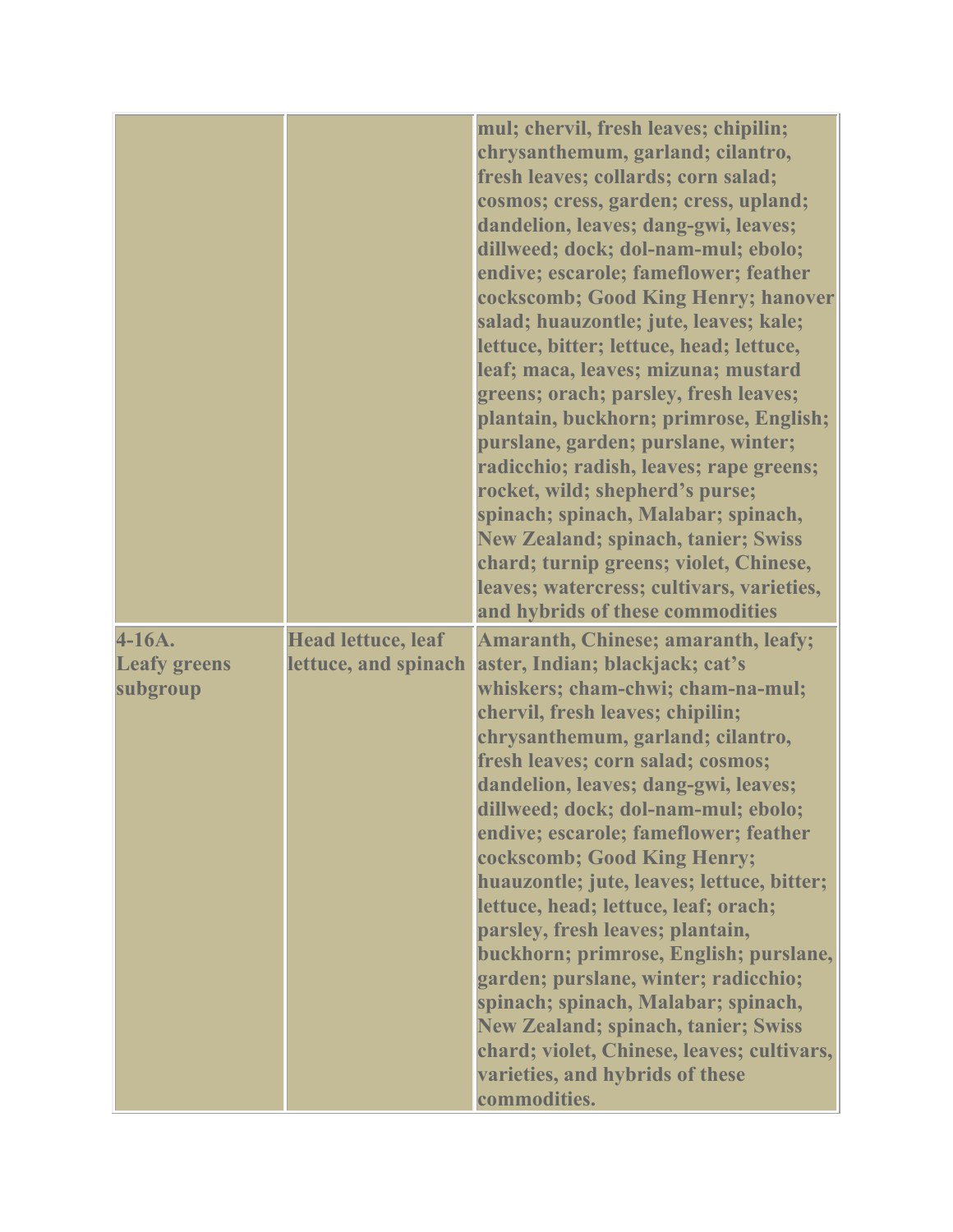| | | |
|---|---|---|
| | | mul; chervil, fresh leaves; chipilin; chrysanthemum, garland; cilantro, fresh leaves; collards; corn salad; cosmos; cress, garden; cress, upland; dandelion, leaves; dang-gwi, leaves; dillweed; dock; dol-nam-mul; ebolo; endive; escarole; fameflower; feather cockscomb; Good King Henry; hanover salad; huauzontle; jute, leaves; kale; lettuce, bitter; lettuce, head; lettuce, leaf; maca, leaves; mizuna; mustard greens; orach; parsley, fresh leaves; plantain, buckhorn; primrose, English; purslane, garden; purslane, winter; radicchio; radish, leaves; rape greens; rocket, wild; shepherd's purse; spinach; spinach, Malabar; spinach, New Zealand; spinach, tanier; Swiss chard; turnip greens; violet, Chinese, leaves; watercress; cultivars, varieties, and hybrids of these commodities |
| 4-16A. Leafy greens subgroup | Head lettuce, leaf lettuce, and spinach | Amaranth, Chinese; amaranth, leafy; aster, Indian; blackjack; cat's whiskers; cham-chwi; cham-na-mul; chervil, fresh leaves; chipilin; chrysanthemum, garland; cilantro, fresh leaves; corn salad; cosmos; dandelion, leaves; dang-gwi, leaves; dillweed; dock; dol-nam-mul; ebolo; endive; escarole; fameflower; feather cockscomb; Good King Henry; huauzontle; jute, leaves; lettuce, bitter; lettuce, head; lettuce, leaf; orach; parsley, fresh leaves; plantain, buckhorn; primrose, English; purslane, garden; purslane, winter; radicchio; spinach; spinach, Malabar; spinach, New Zealand; spinach, tanier; Swiss chard; violet, Chinese, leaves; cultivars, varieties, and hybrids of these commodities. |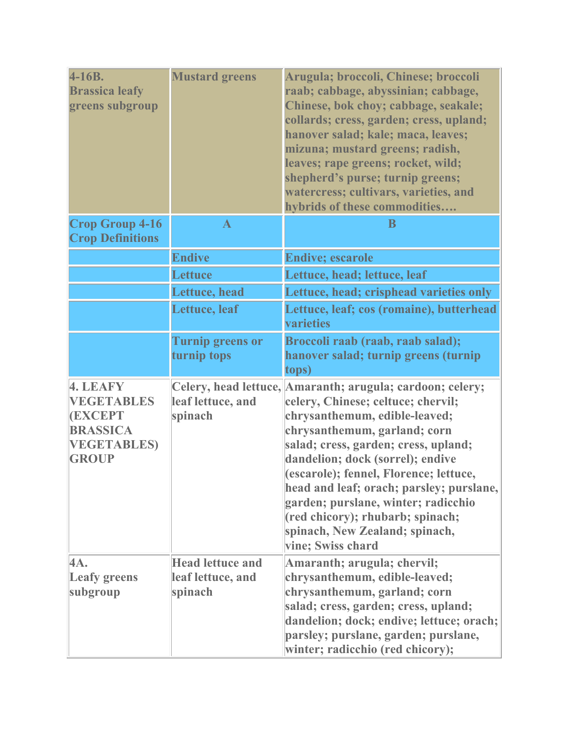| | | |
|---|---|---|
| **4-16B. Brassica leafy greens subgroup** | **Mustard greens** | **Arugula; broccoli, Chinese; broccoli raab; cabbage, abyssinian; cabbage, Chinese, bok choy; cabbage, seakale; collards; cress, garden; cress, upland; hanover salad; kale; maca, leaves; mizuna; mustard greens; radish, leaves; rape greens; rocket, wild; shepherd's purse; turnip greens; watercress; cultivars, varieties, and hybrids of these commodities….** |
| **Crop Group 4-16 Crop Definitions** | **A** | **B** |
| | **Endive** | **Endive; escarole** |
| | **Lettuce** | **Lettuce, head; lettuce, leaf** |
| | **Lettuce, head** | **Lettuce, head; crisphead varieties only** |
| | **Lettuce, leaf** | **Lettuce, leaf; cos (romaine), butterhead varieties** |
| | **Turnip greens or turnip tops** | **Broccoli raab (raab, raab salad); hanover salad; turnip greens (turnip tops)** |
| **4. LEAFY VEGETABLES (EXCEPT BRASSICA VEGETABLES) GROUP** | Celery, head lettuce, leaf lettuce, and spinach | Amaranth; arugula; cardoon; celery; celery, Chinese; celtuce; chervil; chrysanthemum, edible-leaved; chrysanthemum, garland; corn salad; cress, garden; cress, upland; dandelion; dock (sorrel); endive (escarole); fennel, Florence; lettuce, head and leaf; orach; parsley; purslane, garden; purslane, winter; radicchio (red chicory); rhubarb; spinach; spinach, New Zealand; spinach, vine; Swiss chard |
| **4A. Leafy greens subgroup** | Head lettuce and leaf lettuce, and spinach | Amaranth; arugula; chervil; chrysanthemum, edible-leaved; chrysanthemum, garland; corn salad; cress, garden; cress, upland; dandelion; dock; endive; lettuce; orach; parsley; purslane, garden; purslane, winter; radicchio (red chicory); |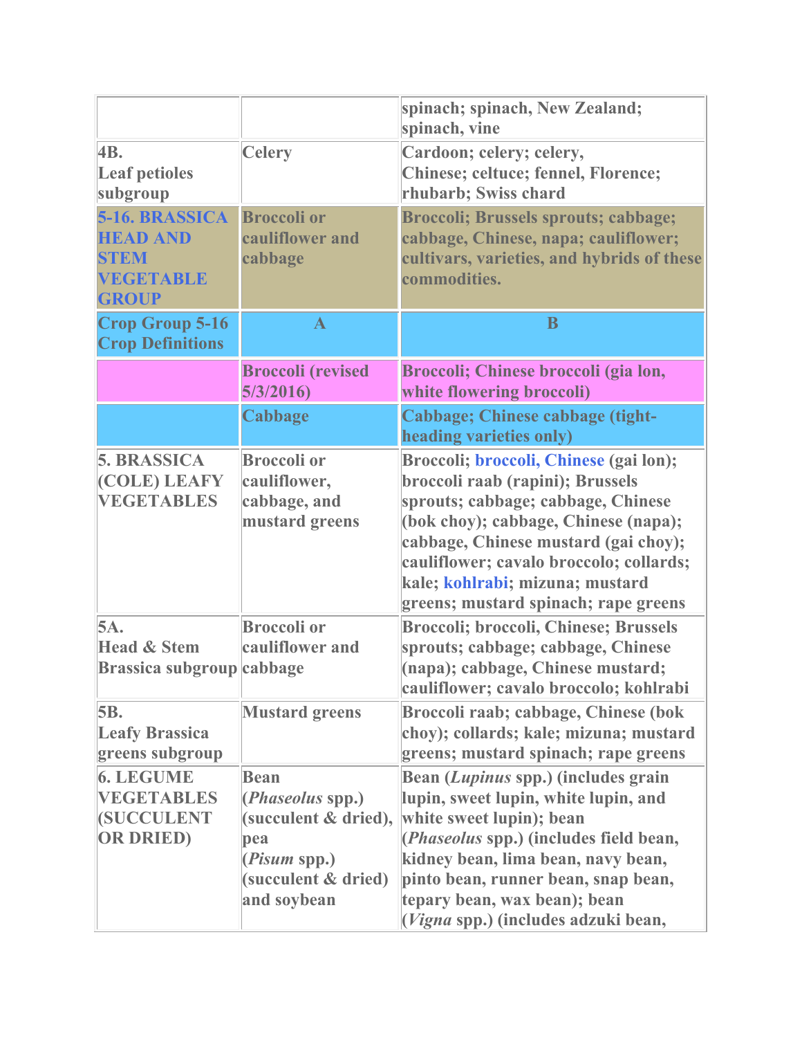| | | |
|---|---|---|
| | | spinach; spinach, New Zealand; spinach, vine |
| 4B. Leaf petioles subgroup | Celery | Cardoon; celery; celery, Chinese; celtuce; fennel, Florence; rhubarb; Swiss chard |
| 5-16. BRASSICA HEAD AND STEM VEGETABLE GROUP | Broccoli or cauliflower and cabbage | Broccoli; Brussels sprouts; cabbage; cabbage, Chinese, napa; cauliflower; cultivars, varieties, and hybrids of these commodities. |
| Crop Group 5-16 Crop Definitions | A | B |
| | Broccoli (revised 5/3/2016) | Broccoli; Chinese broccoli (gia lon, white flowering broccoli) |
| | Cabbage | Cabbage; Chinese cabbage (tight-heading varieties only) |
| 5. BRASSICA (COLE) LEAFY VEGETABLES | Broccoli or cauliflower, cabbage, and mustard greens | Broccoli; broccoli, Chinese (gai lon); broccoli raab (rapini); Brussels sprouts; cabbage; cabbage, Chinese (bok choy); cabbage, Chinese (napa); cabbage, Chinese mustard (gai choy); cauliflower; cavalo broccolo; collards; kale; kohlrabi; mizuna; mustard greens; mustard spinach; rape greens |
| 5A. Head & Stem Brassica subgroup | Broccoli or cauliflower and cabbage | Broccoli; broccoli, Chinese; Brussels sprouts; cabbage; cabbage, Chinese (napa); cabbage, Chinese mustard; cauliflower; cavalo broccolo; kohlrabi |
| 5B. Leafy Brassica greens subgroup | Mustard greens | Broccoli raab; cabbage, Chinese (bok choy); collards; kale; mizuna; mustard greens; mustard spinach; rape greens |
| 6. LEGUME VEGETABLES (SUCCULENT OR DRIED) | Bean (*Phaseolus* spp.) (succulent & dried), pea (*Pisum* spp.) (succulent & dried) and soybean | Bean (*Lupinus* spp.) (includes grain lupin, sweet lupin, white lupin, and white sweet lupin); bean (*Phaseolus* spp.) (includes field bean, kidney bean, lima bean, navy bean, pinto bean, runner bean, snap bean, tepary bean, wax bean); bean (*Vigna* spp.) (includes adzuki bean, |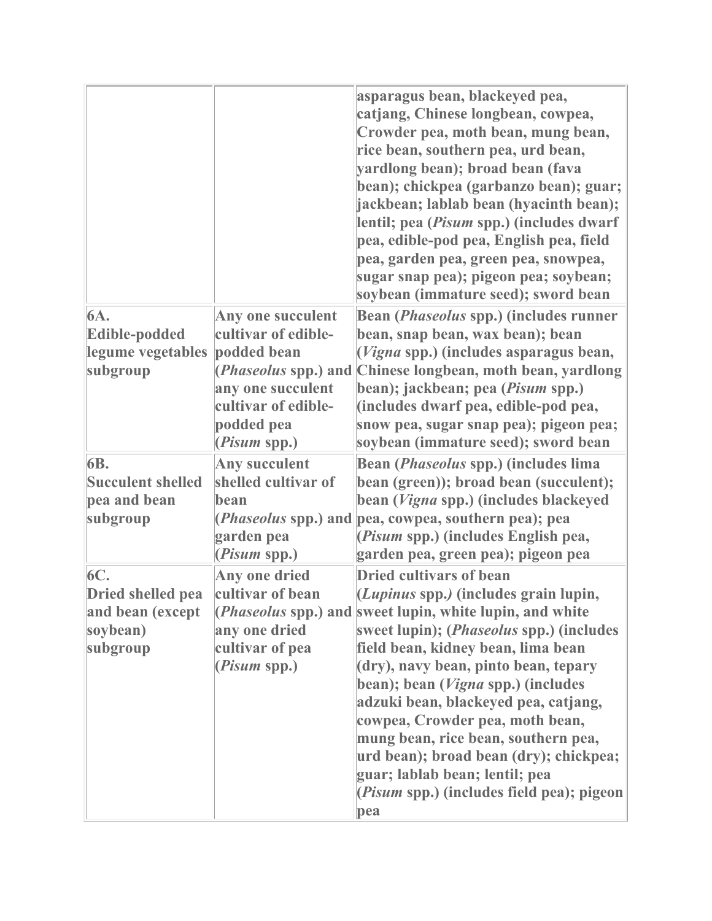| | | |
|---|---|---|
| | | asparagus bean, blackeyed pea, catjang, Chinese longbean, cowpea, Crowder pea, moth bean, mung bean, rice bean, southern pea, urd bean, yardlong bean); broad bean (fava bean); chickpea (garbanzo bean); guar; jackbean; lablab bean (hyacinth bean); lentil; pea (*Pisum* spp.) (includes dwarf pea, edible-pod pea, English pea, field pea, garden pea, green pea, snowpea, sugar snap pea); pigeon pea; soybean; soybean (immature seed); sword bean |
| **6A. Edible-podded legume vegetables subgroup** | **Any one succulent cultivar of edible-podded bean (*Phaseolus* spp.) and any one succulent cultivar of edible-podded pea (*Pisum* spp.)** | **Bean (*Phaseolus* spp.) (includes runner bean, snap bean, wax bean); bean (*Vigna* spp.) (includes asparagus bean, Chinese longbean, moth bean, yardlong bean); jackbean; pea (*Pisum* spp.) (includes dwarf pea, edible-pod pea, snow pea, sugar snap pea); pigeon pea; soybean (immature seed); sword bean** |
| **6B. Succulent shelled pea and bean subgroup** | **Any succulent shelled cultivar of bean (*Phaseolus* spp.) and garden pea (*Pisum* spp.)** | **Bean (*Phaseolus* spp.) (includes lima bean (green)); broad bean (succulent); bean (*Vigna* spp.) (includes blackeyed pea, cowpea, southern pea); pea (*Pisum* spp.) (includes English pea, garden pea, green pea); pigeon pea** |
| **6C. Dried shelled pea and bean (except soybean) subgroup** | **Any one dried cultivar of bean (*Phaseolus* spp.) and any one dried cultivar of pea (*Pisum* spp.)** | **Dried cultivars of bean (*Lupinus* spp.) (includes grain lupin, sweet lupin, white lupin, and white sweet lupin); (*Phaseolus* spp.) (includes field bean, kidney bean, lima bean (dry), navy bean, pinto bean, tepary bean); bean (*Vigna* spp.) (includes adzuki bean, blackeyed pea, catjang, cowpea, Crowder pea, moth bean, mung bean, rice bean, southern pea, urd bean); broad bean (dry); chickpea; guar; lablab bean; lentil; pea (*Pisum* spp.) (includes field pea); pigeon pea** |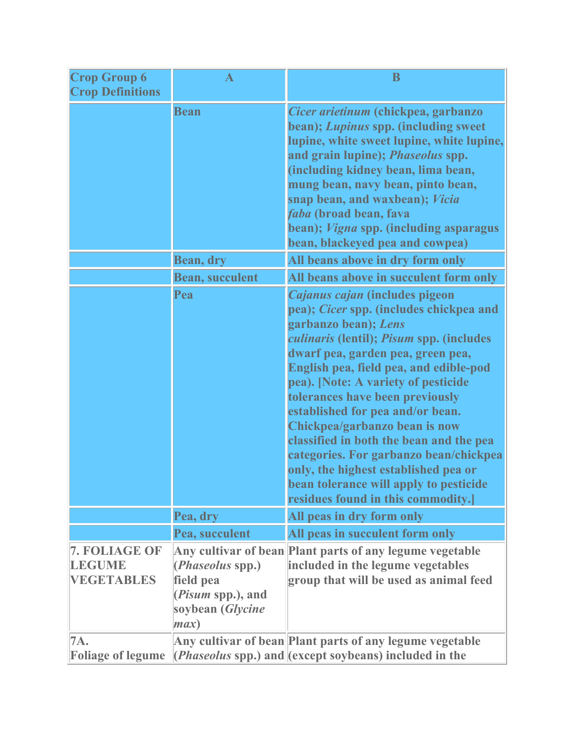| Crop Group 6 Crop Definitions | A | B |
|---|---|---|
| | Bean | *Cicer arietinum* (chickpea, garbanzo bean); *Lupinus* spp. (including sweet lupine, white sweet lupine, white lupine, and grain lupine); *Phaseolus* spp. (including kidney bean, lima bean, mung bean, navy bean, pinto bean, snap bean, and waxbean); *Vicia faba* (broad bean, fava bean); *Vigna* spp. (including asparagus bean, blackeyed pea and cowpea) |
| | Bean, dry | All beans above in dry form only |
| | Bean, succulent | All beans above in succulent form only |
| | Pea | *Cajanus cajan* (includes pigeon pea); *Cicer* spp. (includes chickpea and garbanzo bean); *Lens culinaris* (lentil); *Pisum* spp. (includes dwarf pea, garden pea, green pea, English pea, field pea, and edible-pod pea). [Note: A variety of pesticide tolerances have been previously established for pea and/or bean. Chickpea/garbanzo bean is now classified in both the bean and the pea categories. For garbanzo bean/chickpea only, the highest established pea or bean tolerance will apply to pesticide residues found in this commodity.] |
| | Pea, dry | All peas in dry form only |
| | Pea, succulent | All peas in succulent form only |
| 7. FOLIAGE OF LEGUME VEGETABLES | Any cultivar of bean (*Phaseolus* spp.) field pea (*Pisum* spp.), and soybean (*Glycine max*) | Plant parts of any legume vegetable included in the legume vegetables group that will be used as animal feed |
| 7A. Foliage of legume | Any cultivar of bean (*Phaseolus* spp.) and | Plant parts of any legume vegetable (except soybeans) included in the |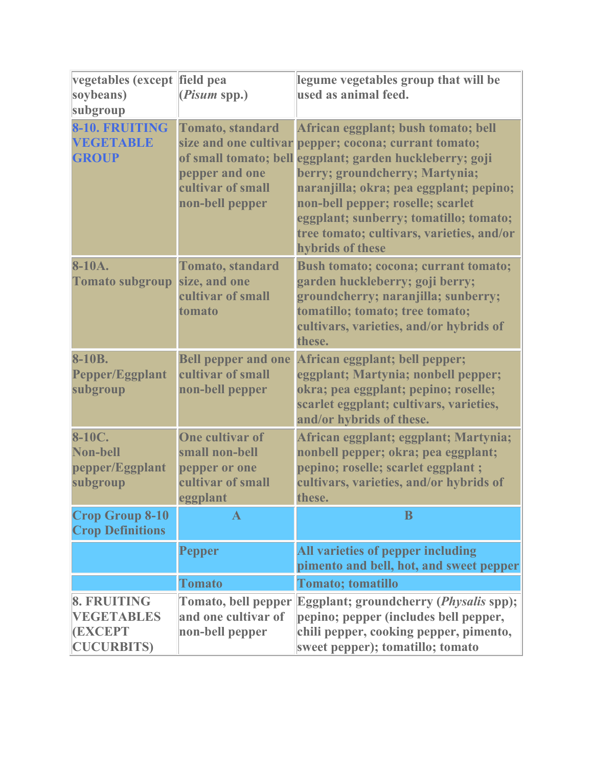| | | |
|---|---|---|
| vegetables (except soybeans) subgroup | field pea (*Pisum* spp.) | legume vegetables group that will be used as animal feed. |
| 8-10. FRUITING VEGETABLE GROUP | Tomato, standard size and one cultivar of small tomato; bell pepper and one cultivar of small non-bell pepper | African eggplant; bush tomato; bell pepper; cocona; currant tomato; eggplant; garden huckleberry; goji berry; groundcherry; Martynia; naranjilla; okra; pea eggplant; pepino; non-bell pepper; roselle; scarlet eggplant; sunberry; tomatillo; tomato; tree tomato; cultivars, varieties, and/or hybrids of these |
| 8-10A. Tomato subgroup | Tomato, standard size, and one cultivar of small tomato | Bush tomato; cocona; currant tomato; garden huckleberry; goji berry; groundcherry; naranjilla; sunberry; tomatillo; tomato; tree tomato; cultivars, varieties, and/or hybrids of these. |
| 8-10B. Pepper/Eggplant subgroup | Bell pepper and one cultivar of small non-bell pepper | African eggplant; bell pepper; eggplant; Martynia; nonbell pepper; okra; pea eggplant; pepino; roselle; scarlet eggplant; cultivars, varieties, and/or hybrids of these. |
| 8-10C. Non-bell pepper/Eggplant subgroup | One cultivar of small non-bell pepper or one cultivar of small eggplant | African eggplant; eggplant; Martynia; nonbell pepper; okra; pea eggplant; pepino; roselle; scarlet eggplant ; cultivars, varieties, and/or hybrids of these. |
| Crop Group 8-10 Crop Definitions | A | B |
| | Pepper | All varieties of pepper including pimento and bell, hot, and sweet pepper |
| | Tomato | Tomato; tomatillo |
| 8. FRUITING VEGETABLES (EXCEPT CUCURBITS) | Tomato, bell pepper and one cultivar of non-bell pepper | Eggplant; groundcherry (*Physalis* spp); pepino; pepper (includes bell pepper, chili pepper, cooking pepper, pimento, sweet pepper); tomatillo; tomato |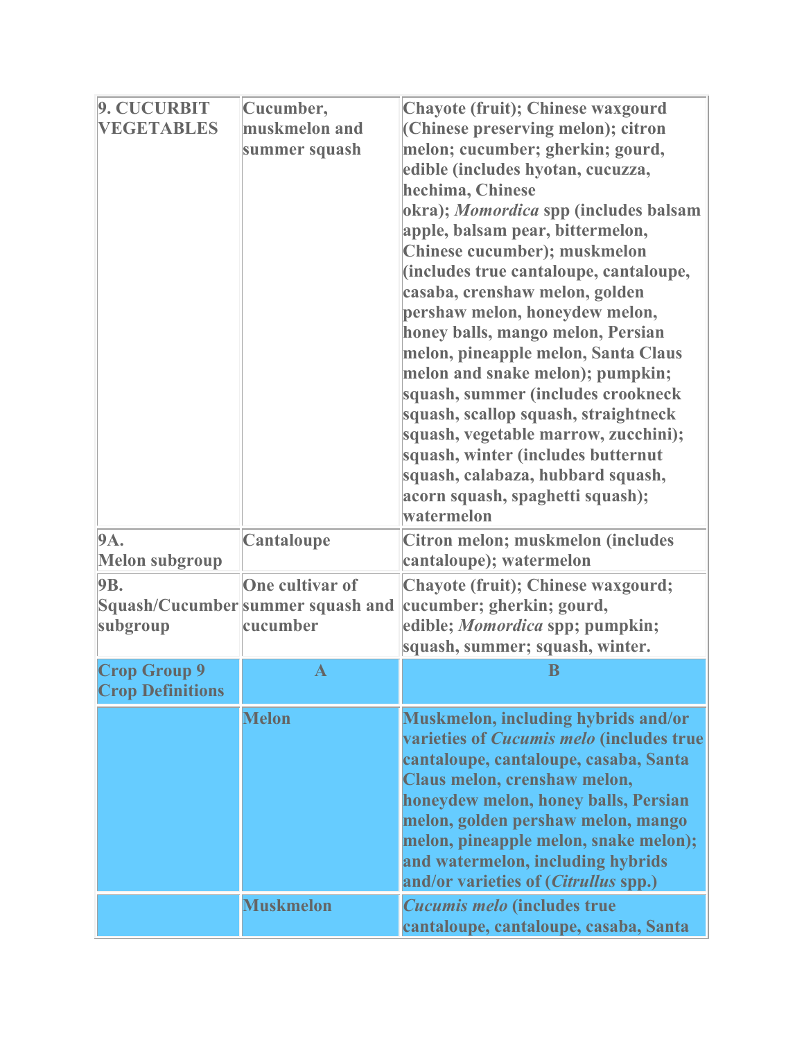| 9. CUCURBIT VEGETABLES | Cucumber, muskmelon and summer squash | Chayote (fruit); Chinese waxgourd (Chinese preserving melon); citron melon; cucumber; gherkin; gourd, edible (includes hyotan, cucuzza, hechima, Chinese okra); *Momordica* spp (includes balsam apple, balsam pear, bittermelon, Chinese cucumber); muskmelon (includes true cantaloupe, cantaloupe, casaba, crenshaw melon, golden pershaw melon, honeydew melon, honey balls, mango melon, Persian melon, pineapple melon, Santa Claus melon and snake melon); pumpkin; squash, summer (includes crookneck squash, scallop squash, straightneck squash, vegetable marrow, zucchini); squash, winter (includes butternut squash, calabaza, hubbard squash, acorn squash, spaghetti squash); watermelon |
|---|---|---|
| 9A. Melon subgroup | Cantaloupe | Citron melon; muskmelon (includes cantaloupe); watermelon |
| 9B. Squash/Cucumber subgroup | One cultivar of summer squash and cucumber | Chayote (fruit); Chinese waxgourd; cucumber; gherkin; gourd, edible; *Momordica* spp; pumpkin; squash, summer; squash, winter. |
| **Crop Group 9 Crop Definitions** | **A** | **B** |
| | Melon | Muskmelon, including hybrids and/or varieties of *Cucumis melo* (includes true cantaloupe, cantaloupe, casaba, Santa Claus melon, crenshaw melon, honeydew melon, honey balls, Persian melon, golden pershaw melon, mango melon, pineapple melon, snake melon); and watermelon, including hybrids and/or varieties of (*Citrullus* spp.) |
| | Muskmelon | *Cucumis melo* (includes true cantaloupe, cantaloupe, casaba, Santa |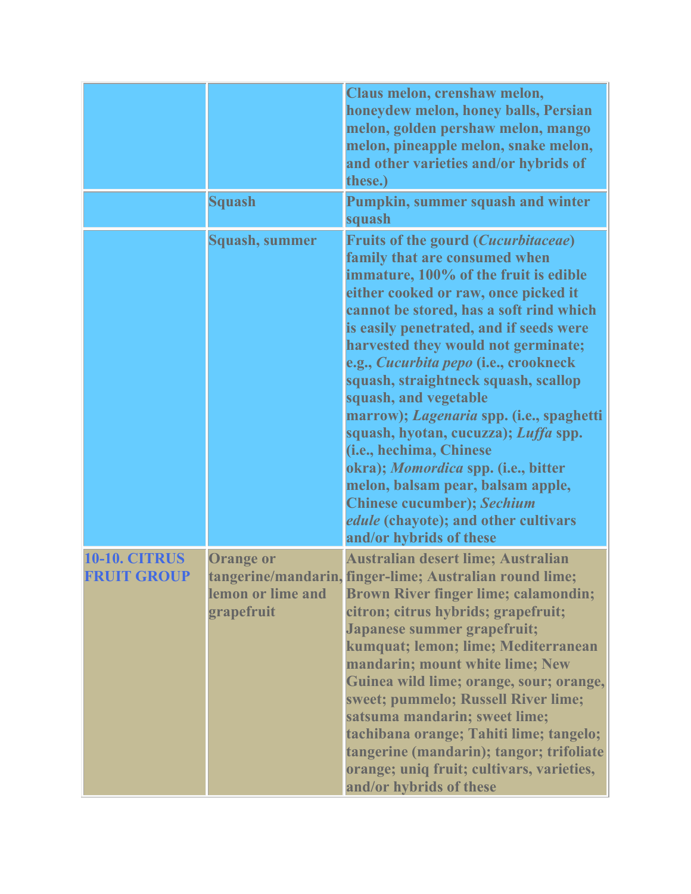| | | |
|---|---|---|
| | | Claus melon, crenshaw melon, honeydew melon, honey balls, Persian melon, golden pershaw melon, mango melon, pineapple melon, snake melon, and other varieties and/or hybrids of these.) |
| | Squash | Pumpkin, summer squash and winter squash |
| | Squash, summer | Fruits of the gourd (*Cucurbitaceae*) family that are consumed when immature, 100% of the fruit is edible either cooked or raw, once picked it cannot be stored, has a soft rind which is easily penetrated, and if seeds were harvested they would not germinate; e.g., *Cucurbita pepo* (i.e., crookneck squash, straightneck squash, scallop squash, and vegetable marrow); *Lagenaria* spp. (i.e., spaghetti squash, hyotan, cucuzza); *Luffa* spp. (i.e., hechima, Chinese okra); *Momordica* spp. (i.e., bitter melon, balsam pear, balsam apple, Chinese cucumber); *Sechium edule* (chayote); and other cultivars and/or hybrids of these |
| **10-10. CITRUS FRUIT GROUP** | Orange or tangerine/mandarin, lemon or lime and grapefruit | Australian desert lime; Australian finger-lime; Australian round lime; Brown River finger lime; calamondin; citron; citrus hybrids; grapefruit; Japanese summer grapefruit; kumquat; lemon; lime; Mediterranean mandarin; mount white lime; New Guinea wild lime; orange, sour; orange, sweet; pummelo; Russell River lime; satsuma mandarin; sweet lime; tachibana orange; Tahiti lime; tangelo; tangerine (mandarin); tangor; trifoliate orange; uniq fruit; cultivars, varieties, and/or hybrids of these |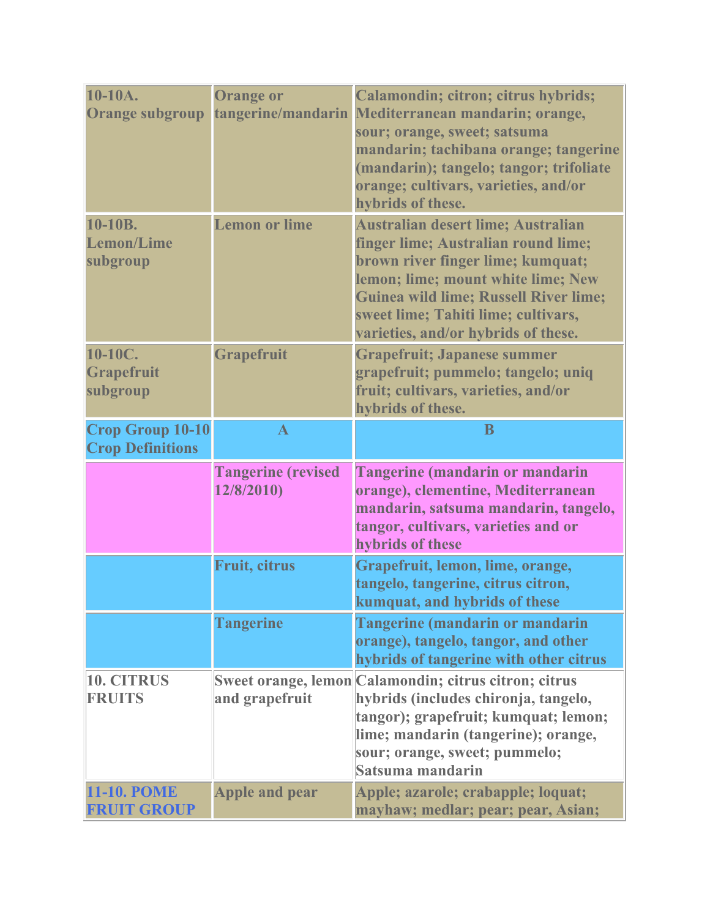| | | |
|---|---|---|
| **10-10A. Orange subgroup** | **Orange or tangerine/mandarin** | **Calamondin; citron; citrus hybrids; Mediterranean mandarin; orange, sour; orange, sweet; satsuma mandarin; tachibana orange; tangerine (mandarin); tangelo; tangor; trifoliate orange; cultivars, varieties, and/or hybrids of these.** |
| **10-10B. Lemon/Lime subgroup** | **Lemon or lime** | **Australian desert lime; Australian finger lime; Australian round lime; brown river finger lime; kumquat; lemon; lime; mount white lime; New Guinea wild lime; Russell River lime; sweet lime; Tahiti lime; cultivars, varieties, and/or hybrids of these.** |
| **10-10C. Grapefruit subgroup** | **Grapefruit** | **Grapefruit; Japanese summer grapefruit; pummelo; tangelo; uniq fruit; cultivars, varieties, and/or hybrids of these.** |
| **Crop Group 10-10 Crop Definitions** | **A** | **B** |
| | **Tangerine (revised 12/8/2010)** | **Tangerine (mandarin or mandarin orange), clementine, Mediterranean mandarin, satsuma mandarin, tangelo, tangor, cultivars, varieties and or hybrids of these** |
| | **Fruit, citrus** | **Grapefruit, lemon, lime, orange, tangelo, tangerine, citrus citron, kumquat, and hybrids of these** |
| | **Tangerine** | **Tangerine (mandarin or mandarin orange), tangelo, tangor, and other hybrids of tangerine with other citrus** |
| **10. CITRUS FRUITS** | **Sweet orange, lemon and grapefruit** | **Calamondin; citrus citron; citrus hybrids (includes chironja, tangelo, tangor); grapefruit; kumquat; lemon; lime; mandarin (tangerine); orange, sour; orange, sweet; pummelo; Satsuma mandarin** |
| **11-10. POME FRUIT GROUP** | **Apple and pear** | **Apple; azarole; crabapple; loquat; mayhaw; medlar; pear; pear, Asian;** |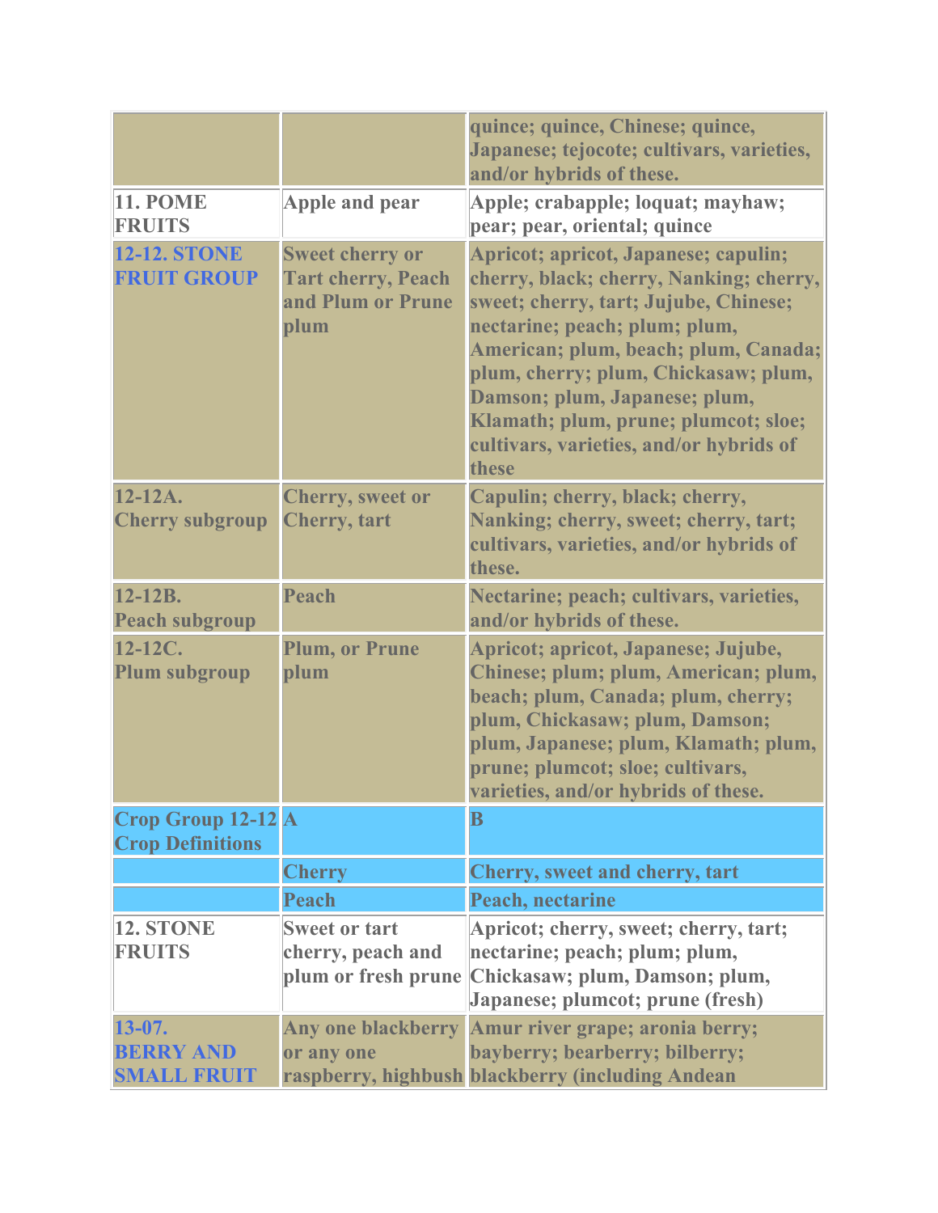| | | |
|---|---|---|
| | | quince; quince, Chinese; quince, Japanese; tejocote; cultivars, varieties, and/or hybrids of these. |
| 11. POME FRUITS | Apple and pear | Apple; crabapple; loquat; mayhaw; pear; pear, oriental; quince |
| 12-12. STONE FRUIT GROUP | Sweet cherry or Tart cherry, Peach and Plum or Prune plum | Apricot; apricot, Japanese; capulin; cherry, black; cherry, Nanking; cherry, sweet; cherry, tart; Jujube, Chinese; nectarine; peach; plum; plum, American; plum, beach; plum, Canada; plum, cherry; plum, Chickasaw; plum, Damson; plum, Japanese; plum, Klamath; plum, prune; plumcot; sloe; cultivars, varieties, and/or hybrids of these |
| 12-12A. Cherry subgroup | Cherry, sweet or Cherry, tart | Capulin; cherry, black; cherry, Nanking; cherry, sweet; cherry, tart; cultivars, varieties, and/or hybrids of these. |
| 12-12B. Peach subgroup | Peach | Nectarine; peach; cultivars, varieties, and/or hybrids of these. |
| 12-12C. Plum subgroup | Plum, or Prune plum | Apricot; apricot, Japanese; Jujube, Chinese; plum; plum, American; plum, beach; plum, Canada; plum, cherry; plum, Chickasaw; plum, Damson; plum, Japanese; plum, Klamath; plum, prune; plumcot; sloe; cultivars, varieties, and/or hybrids of these. |
| Crop Group 12-12 Crop Definitions | A | B |
| | Cherry | Cherry, sweet and cherry, tart |
| | Peach | Peach, nectarine |
| 12. STONE FRUITS | Sweet or tart cherry, peach and plum or fresh prune | Apricot; cherry, sweet; cherry, tart; nectarine; peach; plum; plum, Chickasaw; plum, Damson; plum, Japanese; plumcot; prune (fresh) |
| 13-07. BERRY AND SMALL FRUIT | Any one blackberry or any one raspberry, highbush | Amur river grape; aronia berry; bayberry; bearberry; bilberry; blackberry (including Andean |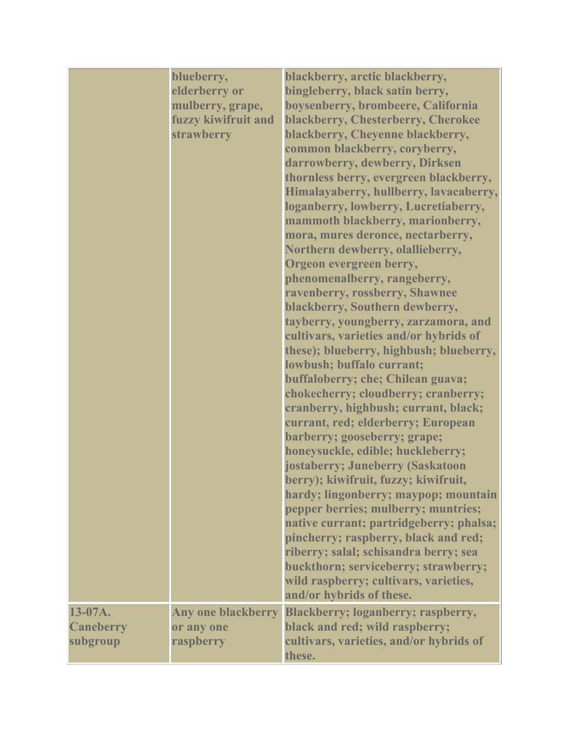|  |  |  |
|---|---|---|
|  | blueberry, elderberry or mulberry, grape, fuzzy kiwifruit and strawberry | blackberry, arctic blackberry, bingleberry, black satin berry, boysenberry, brombeere, California blackberry, Chesterberry, Cherokee blackberry, Cheyenne blackberry, common blackberry, coryberry, darrowberry, dewberry, Dirksen thornless berry, evergreen blackberry, Himalayaberry, hullberry, lavacaberry, loganberry, lowberry, Lucretiaberry, mammoth blackberry, marionberry, mora, mures deronce, nectarberry, Northern dewberry, olallieberry, Orgeon evergreen berry, phenomenalberry, rangeberry, ravenberry, rossberry, Shawnee blackberry, Southern dewberry, tayberry, youngberry, zarzamora, and cultivars, varieties and/or hybrids of these); blueberry, highbush; blueberry, lowbush; buffalo currant; buffaloberry; che; Chilean guava; chokecherry; cloudberry; cranberry; cranberry, highbush; currant, black; currant, red; elderberry; European barberry; gooseberry; grape; honeysuckle, edible; huckleberry; jostaberry; Juneberry (Saskatoon berry); kiwifruit, fuzzy; kiwifruit, hardy; lingonberry; maypop; mountain pepper berries; mulberry; muntries; native currant; partridgeberry; phalsa; pincherry; raspberry, black and red; riberry; salal; schisandra berry; sea buckthorn; serviceberry; strawberry; wild raspberry; cultivars, varieties, and/or hybrids of these. |
| 13-07A. Caneberry subgroup | Any one blackberry or any one raspberry | Blackberry; loganberry; raspberry, black and red; wild raspberry; cultivars, varieties, and/or hybrids of these. |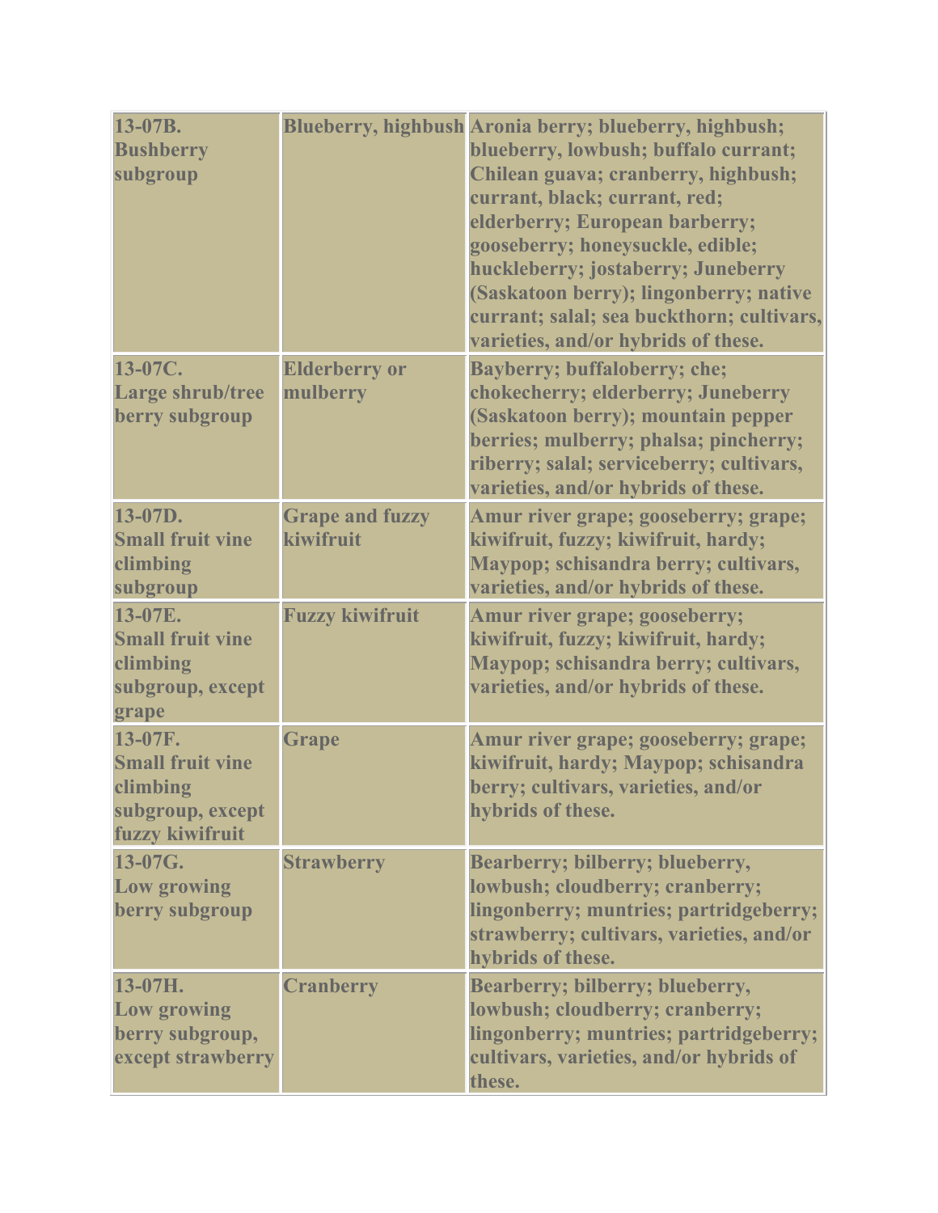| | | |
|---|---|---|
| **13-07B. Bushberry subgroup** | **Blueberry, highbush** | **Aronia berry; blueberry, highbush; blueberry, lowbush; buffalo currant; Chilean guava; cranberry, highbush; currant, black; currant, red; elderberry; European barberry; gooseberry; honeysuckle, edible; huckleberry; jostaberry; Juneberry (Saskatoon berry); lingonberry; native currant; salal; sea buckthorn; cultivars, varieties, and/or hybrids of these.** |
| **13-07C. Large shrub/tree berry subgroup** | **Elderberry or mulberry** | **Bayberry; buffaloberry; che; chokecherry; elderberry; Juneberry (Saskatoon berry); mountain pepper berries; mulberry; phalsa; pincherry; riberry; salal; serviceberry; cultivars, varieties, and/or hybrids of these.** |
| **13-07D. Small fruit vine climbing subgroup** | **Grape and fuzzy kiwifruit** | **Amur river grape; gooseberry; grape; kiwifruit, fuzzy; kiwifruit, hardy; Maypop; schisandra berry; cultivars, varieties, and/or hybrids of these.** |
| **13-07E. Small fruit vine climbing subgroup, except grape** | **Fuzzy kiwifruit** | **Amur river grape; gooseberry; kiwifruit, fuzzy; kiwifruit, hardy; Maypop; schisandra berry; cultivars, varieties, and/or hybrids of these.** |
| **13-07F. Small fruit vine climbing subgroup, except fuzzy kiwifruit** | **Grape** | **Amur river grape; gooseberry; grape; kiwifruit, hardy; Maypop; schisandra berry; cultivars, varieties, and/or hybrids of these.** |
| **13-07G. Low growing berry subgroup** | **Strawberry** | **Bearberry; bilberry; blueberry, lowbush; cloudberry; cranberry; lingonberry; muntries; partridgeberry; strawberry; cultivars, varieties, and/or hybrids of these.** |
| **13-07H. Low growing berry subgroup, except strawberry** | **Cranberry** | **Bearberry; bilberry; blueberry, lowbush; cloudberry; cranberry; lingonberry; muntries; partridgeberry; cultivars, varieties, and/or hybrids of these.** |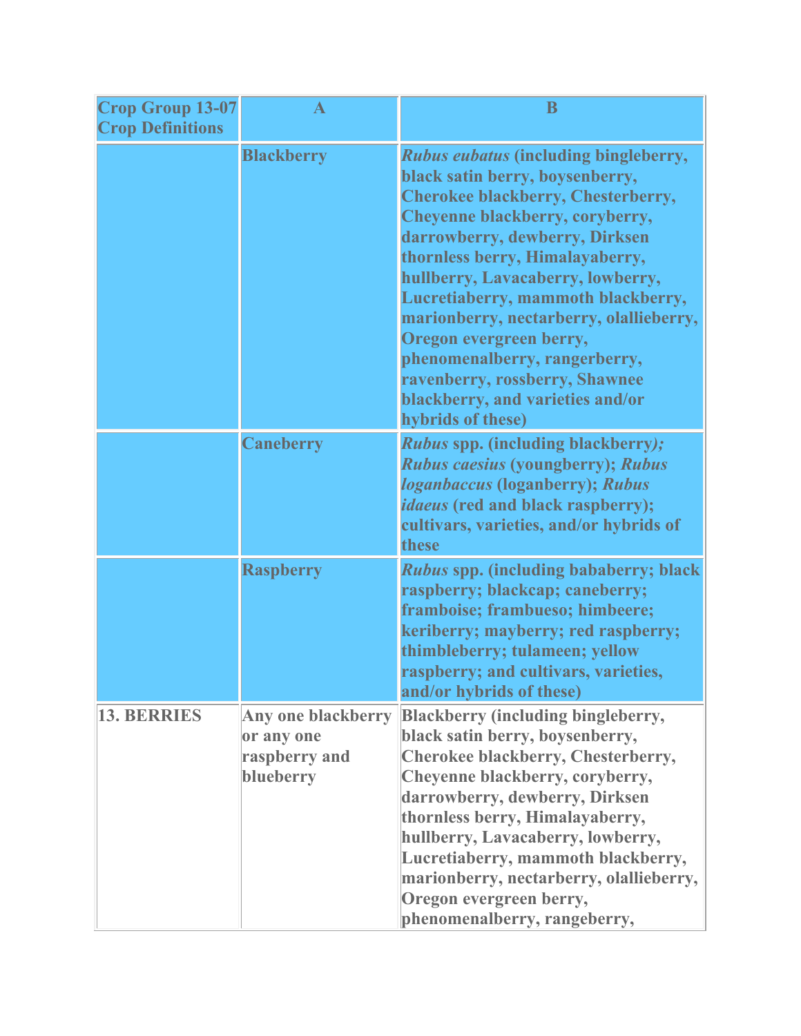| Crop Group 13-07 Crop Definitions | A | B |
|---|---|---|
| | Blackberry | *Rubus eubatus* (including bingleberry, black satin berry, boysenberry, Cherokee blackberry, Chesterberry, Cheyenne blackberry, coryberry, darrowberry, dewberry, Dirksen thornless berry, Himalayaberry, hullberry, Lavacaberry, lowberry, Lucretiaberry, mammoth blackberry, marionberry, nectarberry, olallieberry, Oregon evergreen berry, phenomenalberry, rangerberry, ravenberry, rossberry, Shawnee blackberry, and varieties and/or hybrids of these) |
| | Caneberry | *Rubus* spp. (including blackberry*);* *Rubus caesius* (youngberry); *Rubus loganbaccus* (loganberry); *Rubus idaeus* (red and black raspberry); cultivars, varieties, and/or hybrids of these |
| | Raspberry | *Rubus* spp. (including bababerry; black raspberry; blackcap; caneberry; framboise; frambueso; himbeere; keriberry; mayberry; red raspberry; thimbleberry; tulameen; yellow raspberry; and cultivars, varieties, and/or hybrids of these) |
| 13. BERRIES | Any one blackberry or any one raspberry and blueberry | Blackberry (including bingleberry, black satin berry, boysenberry, Cherokee blackberry, Chesterberry, Cheyenne blackberry, coryberry, darrowberry, dewberry, Dirksen thornless berry, Himalayaberry, hullberry, Lavacaberry, lowberry, Lucretiaberry, mammoth blackberry, marionberry, nectarberry, olallieberry, Oregon evergreen berry, phenomenalberry, rangeberry, |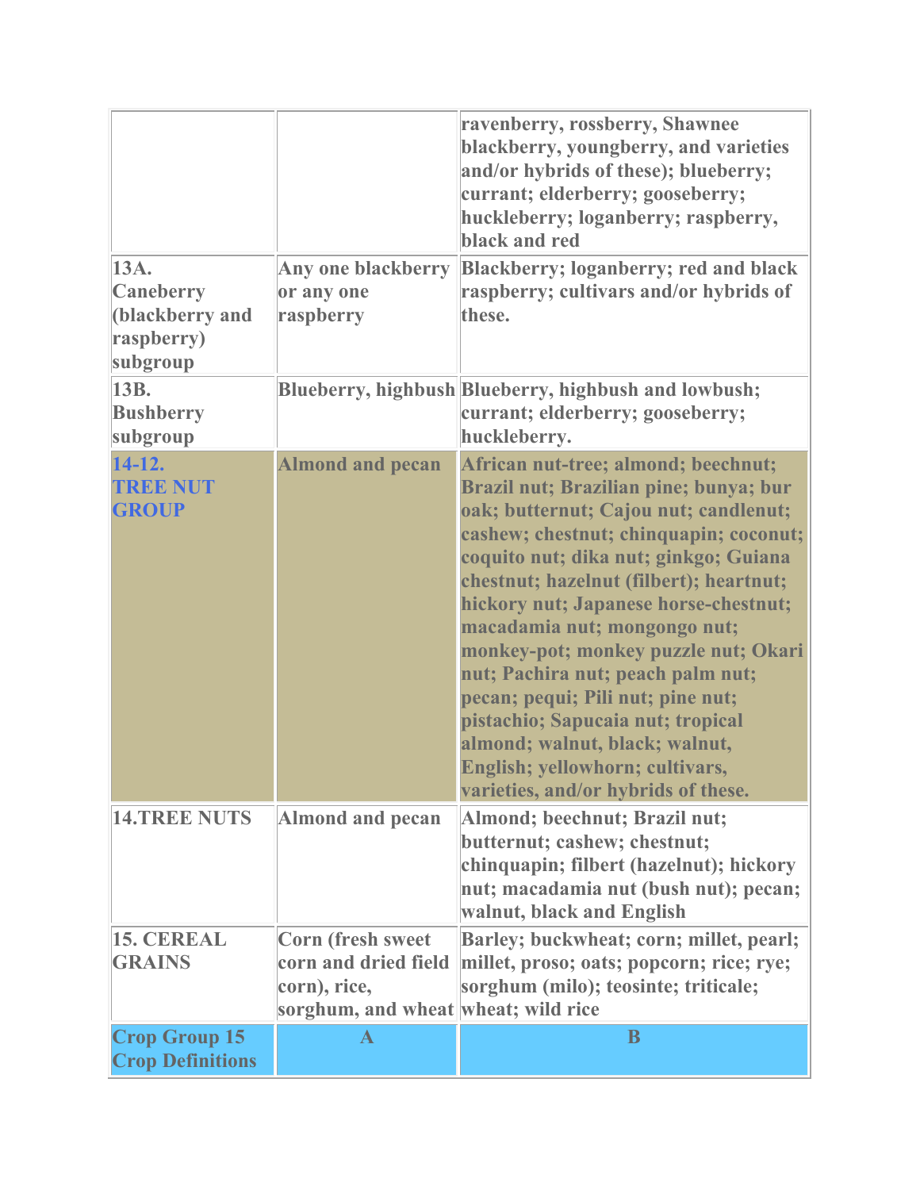| | | |
|---|---|---|
| | | ravenberry, rossberry, Shawnee blackberry, youngberry, and varieties and/or hybrids of these); blueberry; currant; elderberry; gooseberry; huckleberry; loganberry; raspberry, black and red |
| 13A. Caneberry (blackberry and raspberry) subgroup | Any one blackberry or any one raspberry | Blackberry; loganberry; red and black raspberry; cultivars and/or hybrids of these. |
| 13B. Bushberry subgroup | Blueberry, highbush | Blueberry, highbush and lowbush; currant; elderberry; gooseberry; huckleberry. |
| 14-12. TREE NUT GROUP | Almond and pecan | African nut-tree; almond; beechnut; Brazil nut; Brazilian pine; bunya; bur oak; butternut; Cajou nut; candlenut; cashew; chestnut; chinquapin; coconut; coquito nut; dika nut; ginkgo; Guiana chestnut; hazelnut (filbert); heartnut; hickory nut; Japanese horse-chestnut; macadamia nut; mongongo nut; monkey-pot; monkey puzzle nut; Okari nut; Pachira nut; peach palm nut; pecan; pequi; Pili nut; pine nut; pistachio; Sapucaia nut; tropical almond; walnut, black; walnut, English; yellowhorn; cultivars, varieties, and/or hybrids of these. |
| 14.TREE NUTS | Almond and pecan | Almond; beechnut; Brazil nut; butternut; cashew; chestnut; chinquapin; filbert (hazelnut); hickory nut; macadamia nut (bush nut); pecan; walnut, black and English |
| 15. CEREAL GRAINS | Corn (fresh sweet corn and dried field corn), rice, sorghum, and wheat | Barley; buckwheat; corn; millet, pearl; millet, proso; oats; popcorn; rice; rye; sorghum (milo); teosinte; triticale; wheat; wild rice |
| Crop Group 15 Crop Definitions | A | B |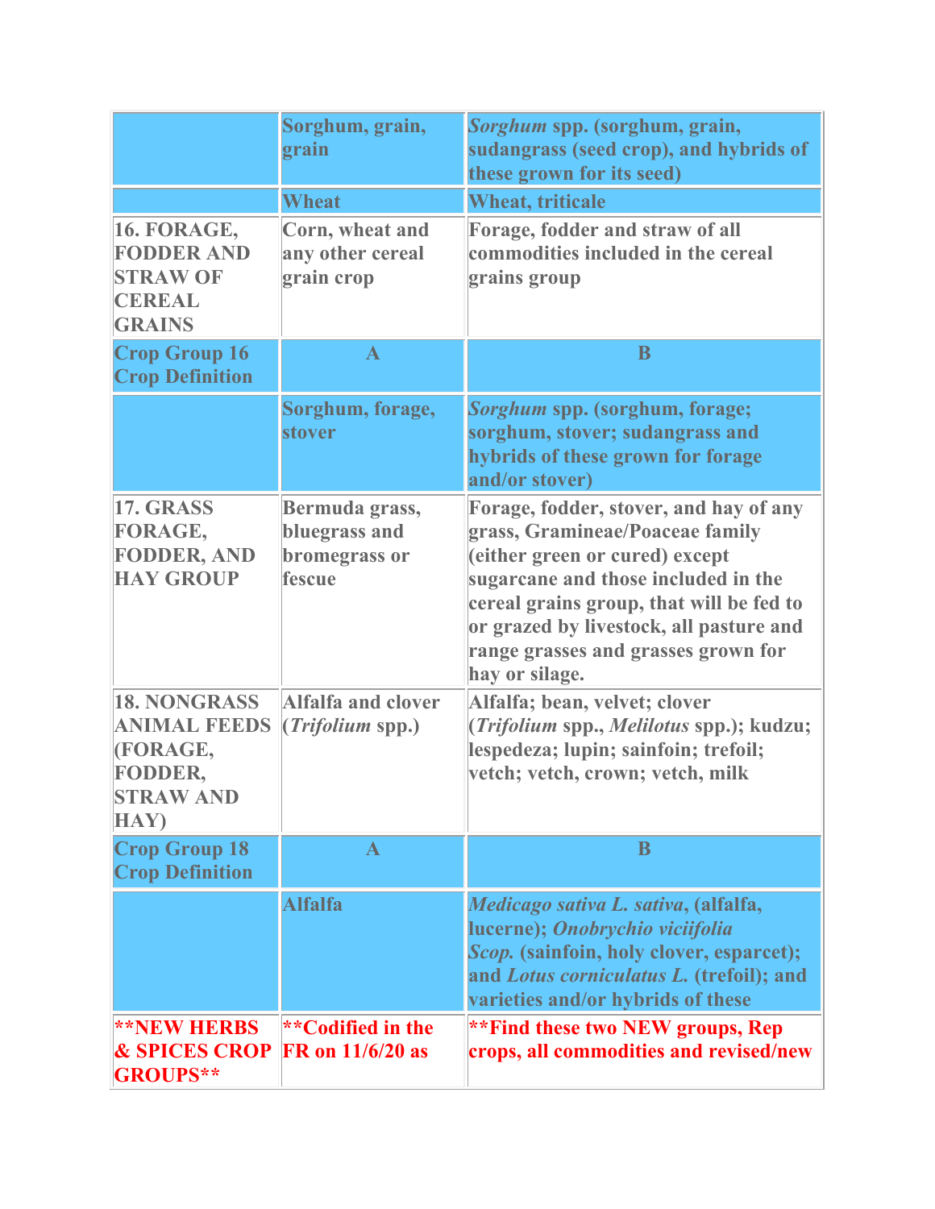| | | |
|---|---|---|
| | **Sorghum, grain, grain** | ***Sorghum* spp. (sorghum, grain, sudangrass (seed crop), and hybrids of these grown for its seed)** |
| | **Wheat** | **Wheat, triticale** |
| **16. FORAGE, FODDER AND STRAW OF CEREAL GRAINS** | **Corn, wheat and any other cereal grain crop** | **Forage, fodder and straw of all commodities included in the cereal grains group** |
| **Crop Group 16 Crop Definition** | **A** | **B** |
| | **Sorghum, forage, stover** | ***Sorghum* spp. (sorghum, forage; sorghum, stover; sudangrass and hybrids of these grown for forage and/or stover)** |
| **17. GRASS FORAGE, FODDER, AND HAY GROUP** | **Bermuda grass, bluegrass and bromegrass or fescue** | **Forage, fodder, stover, and hay of any grass, Gramineae/Poaceae family (either green or cured) except sugarcane and those included in the cereal grains group, that will be fed to or grazed by livestock, all pasture and range grasses and grasses grown for hay or silage.** |
| **18. NONGRASS ANIMAL FEEDS (FORAGE, FODDER, STRAW AND HAY)** | **Alfalfa and clover (*Trifolium* spp.)** | **Alfalfa; bean, velvet; clover (*Trifolium* spp., *Melilotus* spp.); kudzu; lespedeza; lupin; sainfoin; trefoil; vetch; vetch, crown; vetch, milk** |
| **Crop Group 18 Crop Definition** | **A** | **B** |
| | **Alfalfa** | ***Medicago sativa L. sativa*, (alfalfa, lucerne); *Onobrychio viciifolia Scop.* (sainfoin, holy clover, esparcet); and *Lotus corniculatus L.* (trefoil); and varieties and/or hybrids of these** |
| **\*\*NEW HERBS & SPICES CROP GROUPS\*\*** | **\*\*Codified in the FR on 11/6/20 as** | **\*\*Find these two NEW groups, Rep crops, all commodities and revised/new** |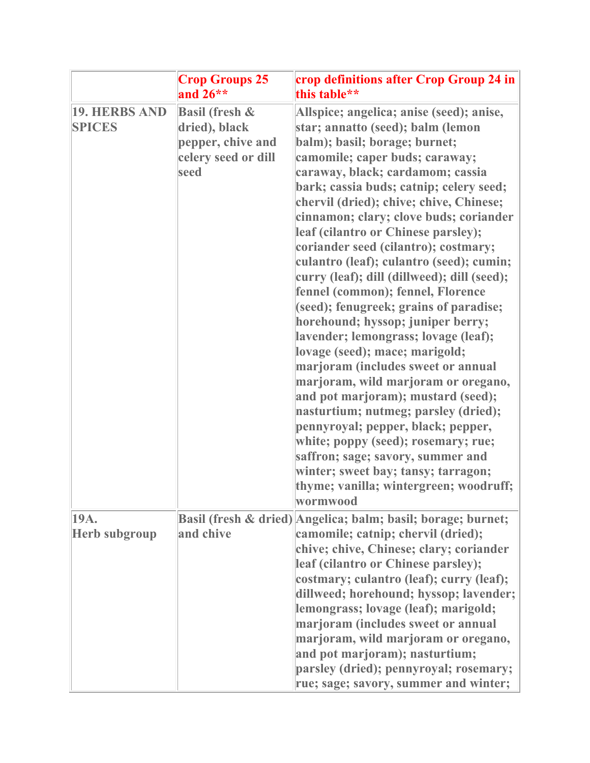| | Crop Groups 25 and 26** | crop definitions after Crop Group 24 in this table** |
|---|---|---|
| 19. HERBS AND SPICES | Basil (fresh & dried), black pepper, chive and celery seed or dill seed | Allspice; angelica; anise (seed); anise, star; annatto (seed); balm (lemon balm); basil; borage; burnet; camomile; caper buds; caraway; caraway, black; cardamom; cassia bark; cassia buds; catnip; celery seed; chervil (dried); chive; chive, Chinese; cinnamon; clary; clove buds; coriander leaf (cilantro or Chinese parsley); coriander seed (cilantro); costmary; culantro (leaf); culantro (seed); cumin; curry (leaf); dill (dillweed); dill (seed); fennel (common); fennel, Florence (seed); fenugreek; grains of paradise; horehound; hyssop; juniper berry; lavender; lemongrass; lovage (leaf); lovage (seed); mace; marigold; marjoram (includes sweet or annual marjoram, wild marjoram or oregano, and pot marjoram); mustard (seed); nasturtium; nutmeg; parsley (dried); pennyroyal; pepper, black; pepper, white; poppy (seed); rosemary; rue; saffron; sage; savory, summer and winter; sweet bay; tansy; tarragon; thyme; vanilla; wintergreen; woodruff; wormwood |
| 19A. Herb subgroup | Basil (fresh & dried) and chive | Angelica; balm; basil; borage; burnet; camomile; catnip; chervil (dried); chive; chive, Chinese; clary; coriander leaf (cilantro or Chinese parsley); costmary; culantro (leaf); curry (leaf); dillweed; horehound; hyssop; lavender; lemongrass; lovage (leaf); marigold; marjoram (includes sweet or annual marjoram, wild marjoram or oregano, and pot marjoram); nasturtium; parsley (dried); pennyroyal; rosemary; rue; sage; savory, summer and winter; |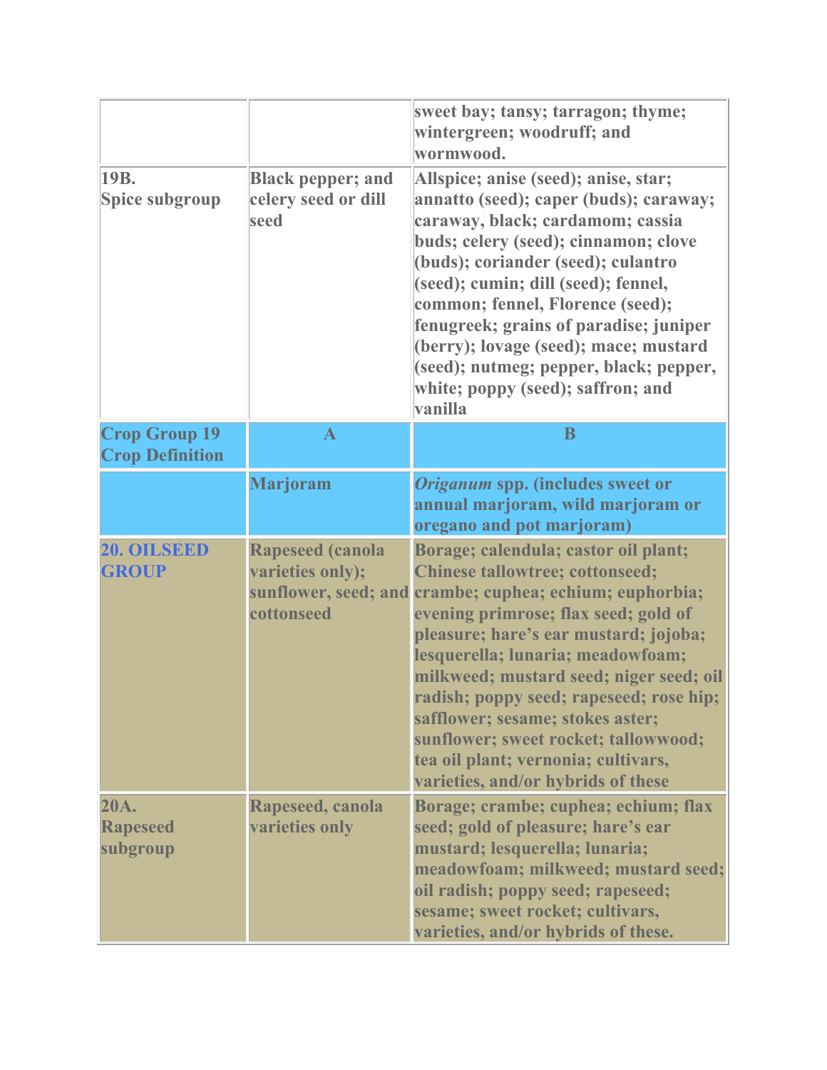|  |  |  |
| --- | --- | --- |
|  |  | sweet bay; tansy; tarragon; thyme; wintergreen; woodruff; and wormwood. |
| 19B. Spice subgroup | Black pepper; and celery seed or dill seed | Allspice; anise (seed); anise, star; annatto (seed); caper (buds); caraway; caraway, black; cardamom; cassia buds; celery (seed); cinnamon; clove (buds); coriander (seed); culantro (seed); cumin; dill (seed); fennel, common; fennel, Florence (seed); fenugreek; grains of paradise; juniper (berry); lovage (seed); mace; mustard (seed); nutmeg; pepper, black; pepper, white; poppy (seed); saffron; and vanilla |
| **Crop Group 19 Crop Definition** | **A** | **B** |
|  | Marjoram | *Origanum* spp. (includes sweet or annual marjoram, wild marjoram or oregano and pot marjoram) |
| **20. OILSEED GROUP** | Rapeseed (canola varieties only); sunflower, seed; and cottonseed | Borage; calendula; castor oil plant; Chinese tallowtree; cottonseed; crambe; cuphea; echium; euphorbia; evening primrose; flax seed; gold of pleasure; hare's ear mustard; jojoba; lesquerella; lunaria; meadowfoam; milkweed; mustard seed; niger seed; oil radish; poppy seed; rapeseed; rose hip; safflower; sesame; stokes aster; sunflower; sweet rocket; tallowwood; tea oil plant; vernonia; cultivars, varieties, and/or hybrids of these |
| 20A. Rapeseed subgroup | Rapeseed, canola varieties only | Borage; crambe; cuphea; echium; flax seed; gold of pleasure; hare's ear mustard; lesquerella; lunaria; meadowfoam; milkweed; mustard seed; oil radish; poppy seed; rapeseed; sesame; sweet rocket; cultivars, varieties, and/or hybrids of these. |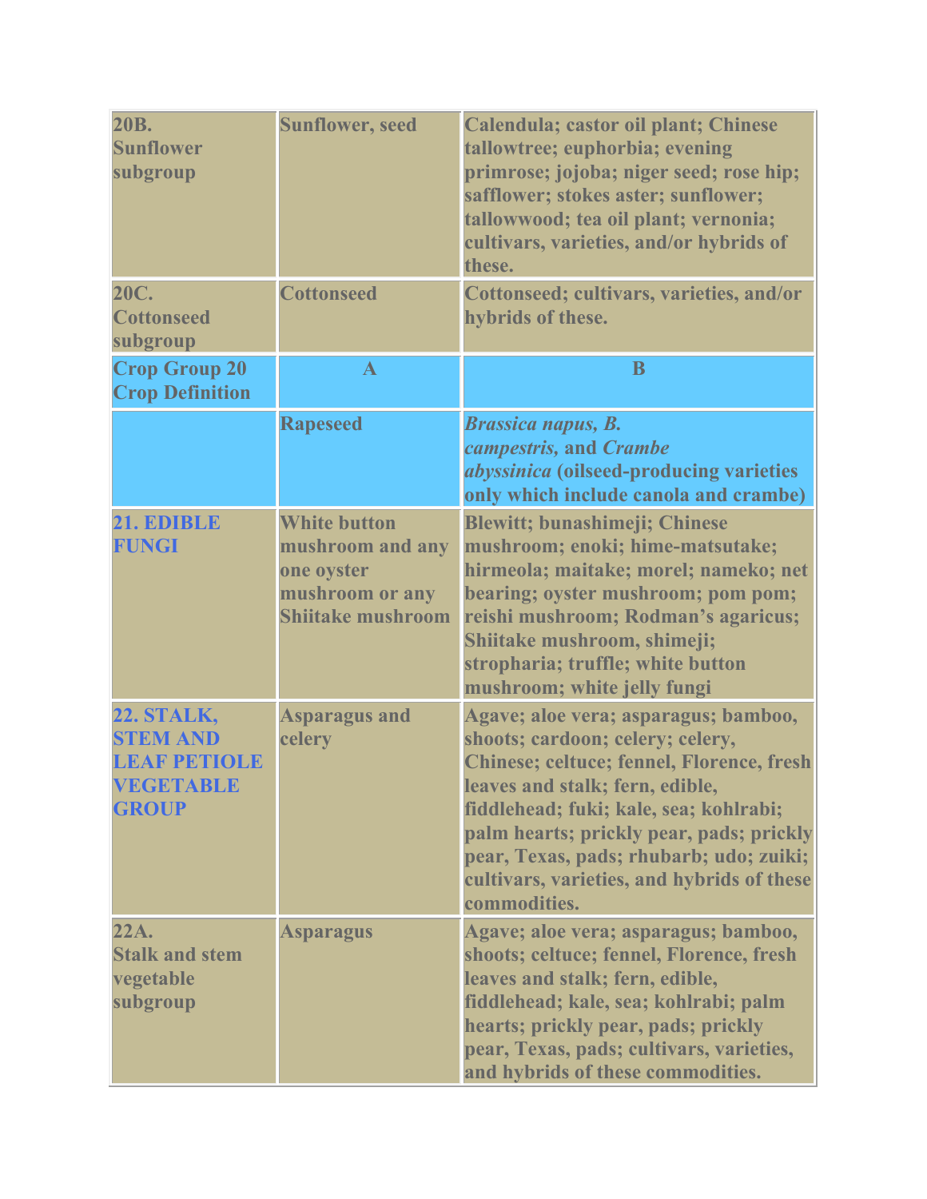| 20B. Sunflower subgroup | Sunflower, seed | Calendula; castor oil plant; Chinese tallowtree; euphorbia; evening primrose; jojoba; niger seed; rose hip; safflower; stokes aster; sunflower; tallowwood; tea oil plant; vernonia; cultivars, varieties, and/or hybrids of these. |
|---|---|---|
| 20C. Cottonseed subgroup | Cottonseed | Cottonseed; cultivars, varieties, and/or hybrids of these. |
| **Crop Group 20 Crop Definition** | **A** | **B** |
| | Rapeseed | *Brassica napus, B. campestris,* and *Crambe abyssinica* (oilseed-producing varieties only which include canola and crambe) |
| **21. EDIBLE FUNGI** | White button mushroom and any one oyster mushroom or any Shiitake mushroom | Blewitt; bunashimeji; Chinese mushroom; enoki; hime-matsutake; hirmeola; maitake; morel; nameko; net bearing; oyster mushroom; pom pom; reishi mushroom; Rodman's agaricus; Shiitake mushroom, shimeji; stropharia; truffle; white button mushroom; white jelly fungi |
| **22. STALK, STEM AND LEAF PETIOLE VEGETABLE GROUP** | Asparagus and celery | Agave; aloe vera; asparagus; bamboo, shoots; cardoon; celery; celery, Chinese; celtuce; fennel, Florence, fresh leaves and stalk; fern, edible, fiddlehead; fuki; kale, sea; kohlrabi; palm hearts; prickly pear, pads; prickly pear, Texas, pads; rhubarb; udo; zuiki; cultivars, varieties, and hybrids of these commodities. |
| 22A. Stalk and stem vegetable subgroup | Asparagus | Agave; aloe vera; asparagus; bamboo, shoots; celtuce; fennel, Florence, fresh leaves and stalk; fern, edible, fiddlehead; kale, sea; kohlrabi; palm hearts; prickly pear, pads; prickly pear, Texas, pads; cultivars, varieties, and hybrids of these commodities. |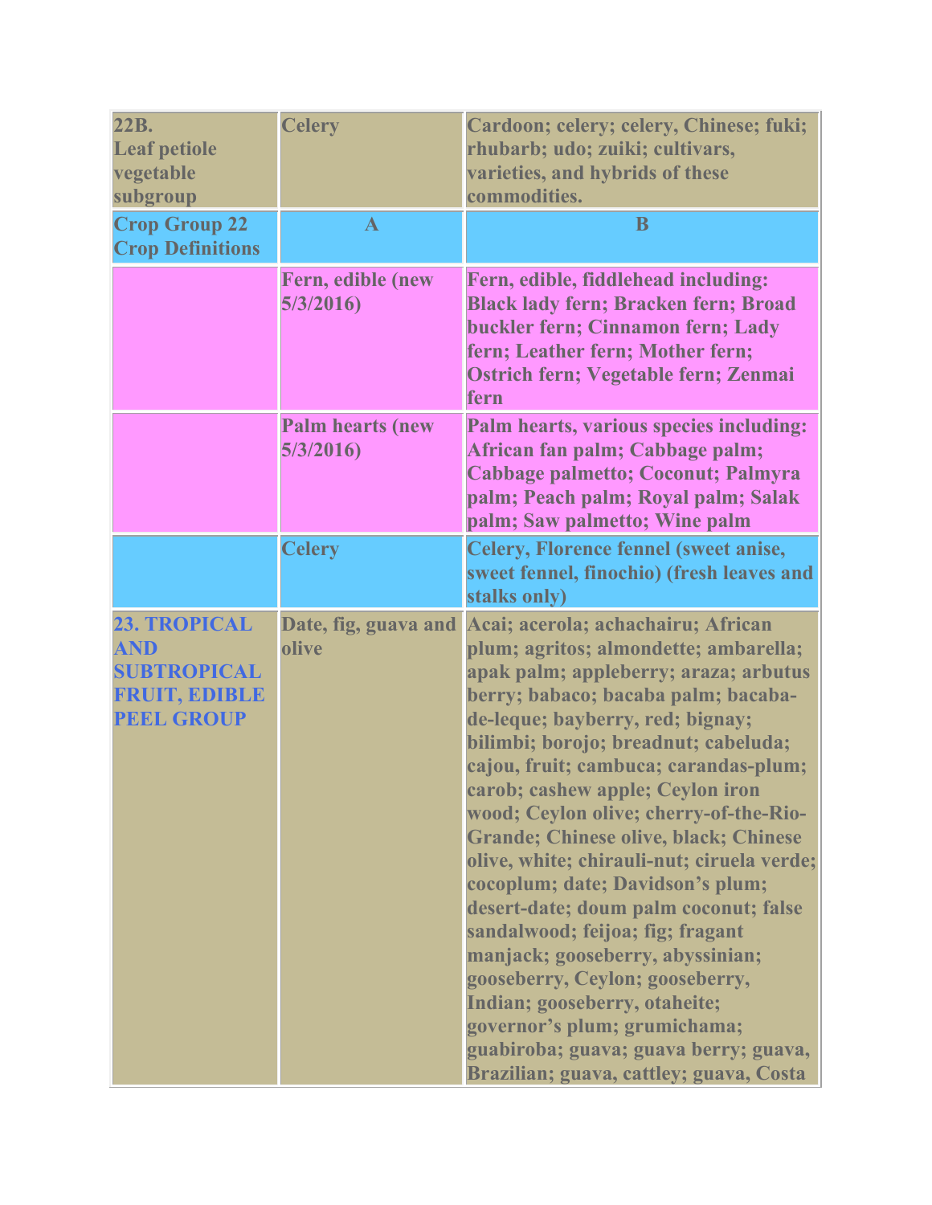| | | |
|---|---|---|
| **22B. Leaf petiole vegetable subgroup** | **Celery** | **Cardoon; celery; celery, Chinese; fuki; rhubarb; udo; zuiki; cultivars, varieties, and hybrids of these commodities.** |
| **Crop Group 22 Crop Definitions** | **A** | **B** |
| | **Fern, edible (new 5/3/2016)** | **Fern, edible, fiddlehead including: Black lady fern; Bracken fern; Broad buckler fern; Cinnamon fern; Lady fern; Leather fern; Mother fern; Ostrich fern; Vegetable fern; Zenmai fern** |
| | **Palm hearts (new 5/3/2016)** | **Palm hearts, various species including: African fan palm; Cabbage palm; Cabbage palmetto; Coconut; Palmyra palm; Peach palm; Royal palm; Salak palm; Saw palmetto; Wine palm** |
| | **Celery** | **Celery, Florence fennel (sweet anise, sweet fennel, finochio) (fresh leaves and stalks only)** |
| **23. TROPICAL AND SUBTROPICAL FRUIT, EDIBLE PEEL GROUP** | **Date, fig, guava and olive** | **Acai; acerola; achachairu; African plum; agritos; almondette; ambarella; apak palm; appleberry; araza; arbutus berry; babaco; bacaba palm; bacaba-de-leque; bayberry, red; bignay; bilimbi; borojo; breadnut; cabeluda; cajou, fruit; cambuca; carandas-plum; carob; cashew apple; Ceylon iron wood; Ceylon olive; cherry-of-the-Rio-Grande; Chinese olive, black; Chinese olive, white; chirauli-nut; ciruela verde; cocoplum; date; Davidson's plum; desert-date; doum palm coconut; false sandalwood; feijoa; fig; fragant manjack; gooseberry, abyssinian; gooseberry, Ceylon; gooseberry, Indian; gooseberry, otaheite; governor's plum; grumichama; guabiroba; guava; guava berry; guava, Brazilian; guava, cattley; guava, Costa** |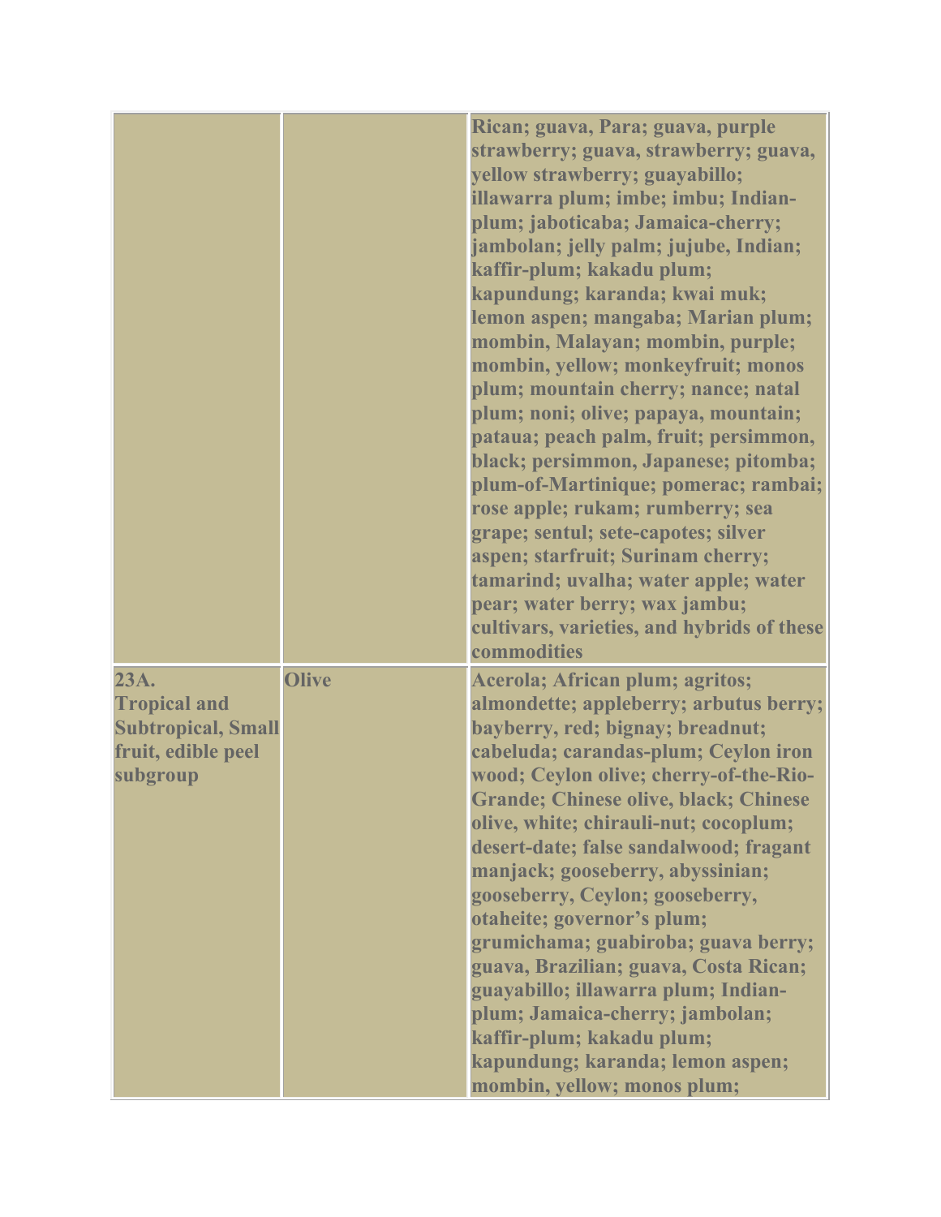| | | |
|---|---|---|
| | | Rican; guava, Para; guava, purple strawberry; guava, strawberry; guava, yellow strawberry; guayabillo; illawarra plum; imbe; imbu; Indian-plum; jaboticaba; Jamaica-cherry; jambolan; jelly palm; jujube, Indian; kaffir-plum; kakadu plum; kapundung; karanda; kwai muk; lemon aspen; mangaba; Marian plum; mombin, Malayan; mombin, purple; mombin, yellow; monkeyfruit; monos plum; mountain cherry; nance; natal plum; noni; olive; papaya, mountain; pataua; peach palm, fruit; persimmon, black; persimmon, Japanese; pitomba; plum-of-Martinique; pomerac; rambai; rose apple; rukam; rumberry; sea grape; sentul; sete-capotes; silver aspen; starfruit; Surinam cherry; tamarind; uvalha; water apple; water pear; water berry; wax jambu; cultivars, varieties, and hybrids of these commodities |
| 23A. Tropical and Subtropical, Small fruit, edible peel subgroup | Olive | Acerola; African plum; agritos; almondette; appleberry; arbutus berry; bayberry, red; bignay; breadnut; cabeluda; carandas-plum; Ceylon iron wood; Ceylon olive; cherry-of-the-Rio-Grande; Chinese olive, black; Chinese olive, white; chirauli-nut; cocoplum; desert-date; false sandalwood; fragant manjack; gooseberry, abyssinian; gooseberry, Ceylon; gooseberry, otaheite; governor's plum; grumichama; guabiroba; guava berry; guava, Brazilian; guava, Costa Rican; guayabillo; illawarra plum; Indian-plum; Jamaica-cherry; jambolan; kaffir-plum; kakadu plum; kapundung; karanda; lemon aspen; mombin, yellow; monos plum; |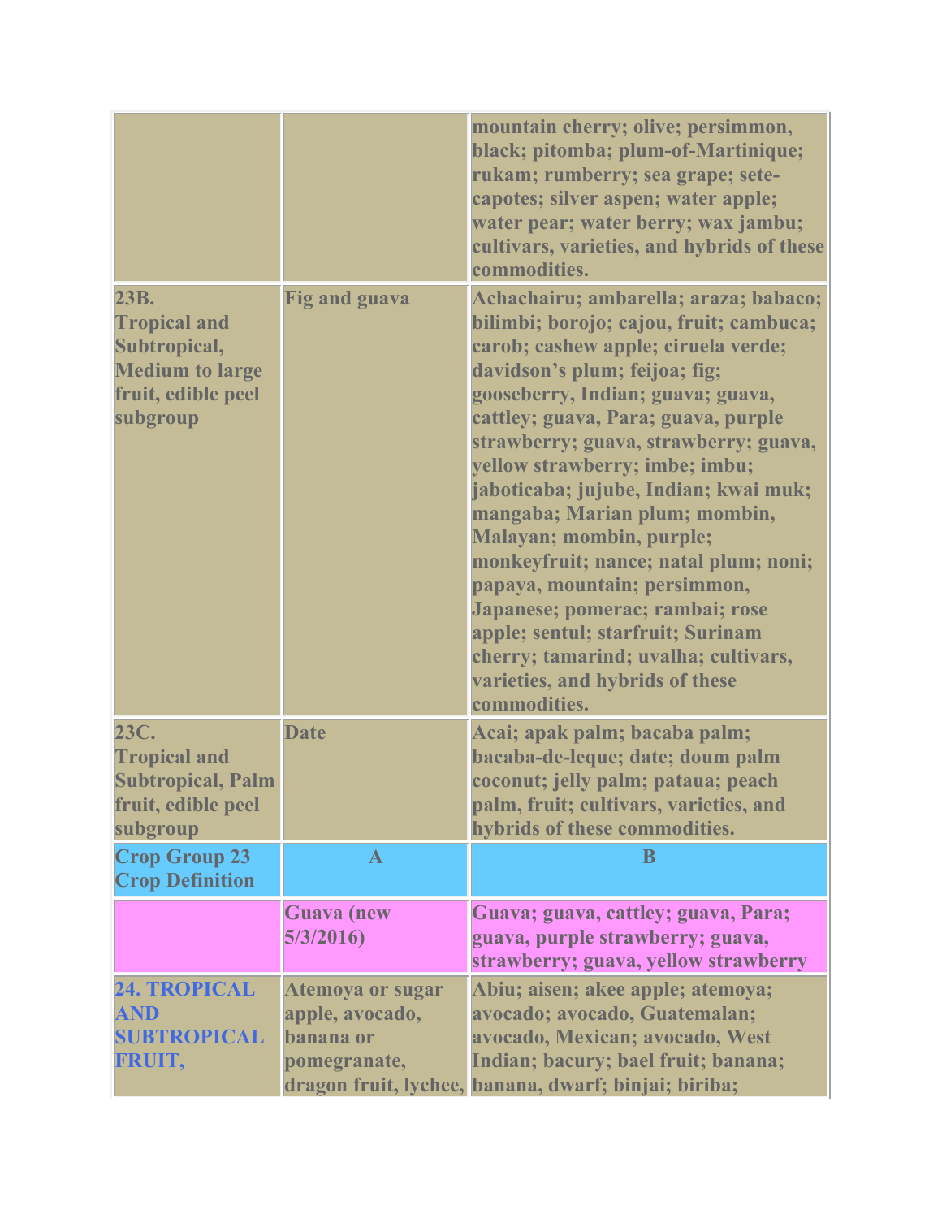| | | |
|---|---|---|
| | | mountain cherry; olive; persimmon, black; pitomba; plum-of-Martinique; rukam; rumberry; sea grape; sete-capotes; silver aspen; water apple; water pear; water berry; wax jambu; cultivars, varieties, and hybrids of these commodities. |
| 23B. Tropical and Subtropical, Medium to large fruit, edible peel subgroup | Fig and guava | Achachairu; ambarella; araza; babaco; bilimbi; borojo; cajou, fruit; cambuca; carob; cashew apple; ciruela verde; davidson's plum; feijoa; fig; gooseberry, Indian; guava; guava, cattley; guava, Para; guava, purple strawberry; guava, strawberry; guava, yellow strawberry; imbe; imbu; jaboticaba; jujube, Indian; kwai muk; mangaba; Marian plum; mombin, Malayan; mombin, purple; monkeyfruit; nance; natal plum; noni; papaya, mountain; persimmon, Japanese; pomerac; rambai; rose apple; sentul; starfruit; Surinam cherry; tamarind; uvalha; cultivars, varieties, and hybrids of these commodities. |
| 23C. Tropical and Subtropical, Palm fruit, edible peel subgroup | Date | Acai; apak palm; bacaba palm; bacaba-de-leque; date; doum palm coconut; jelly palm; pataua; peach palm, fruit; cultivars, varieties, and hybrids of these commodities. |
| **Crop Group 23 Crop Definition** | **A** | **B** |
| | Guava (new 5/3/2016) | Guava; guava, cattley; guava, Para; guava, purple strawberry; guava, strawberry; guava, yellow strawberry |
| **24. TROPICAL AND SUBTROPICAL FRUIT,** | Atemoya or sugar apple, avocado, banana or pomegranate, dragon fruit, lychee, | Abiu; aisen; akee apple; atemoya; avocado; avocado, Guatemalan; avocado, Mexican; avocado, West Indian; bacury; bael fruit; banana; banana, dwarf; binjai; biriba; |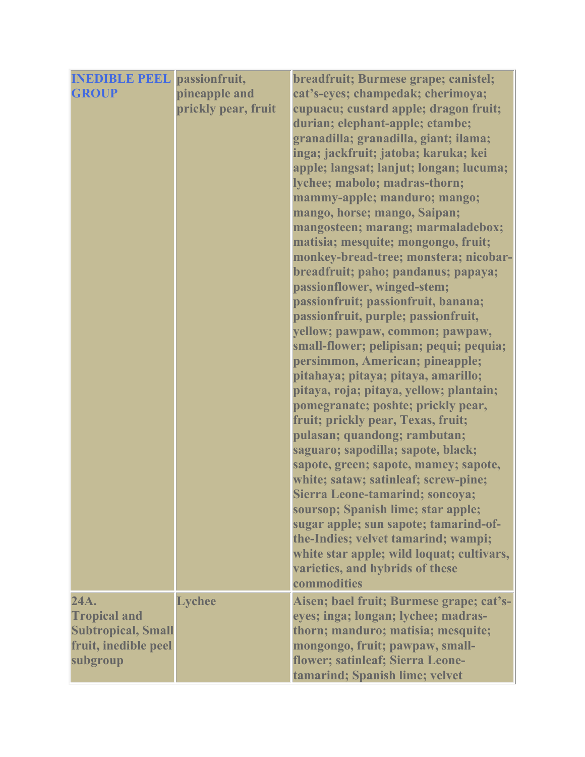| | | |
|---|---|---|
| **INEDIBLE PEEL GROUP** | **passionfruit, pineapple and prickly pear, fruit** | **breadfruit; Burmese grape; canistel; cat's-eyes; champedak; cherimoya; cupuacu; custard apple; dragon fruit; durian; elephant-apple; etambe; granadilla; granadilla, giant; ilama; inga; jackfruit; jatoba; karuka; kei apple; langsat; lanjut; longan; lucuma; lychee; mabolo; madras-thorn; mammy-apple; manduro; mango; mango, horse; mango, Saipan; mangosteen; marang; marmaladebox; matisia; mesquite; mongongo, fruit; monkey-bread-tree; monstera; nicobar-breadfruit; paho; pandanus; papaya; passionflower, winged-stem; passionfruit; passionfruit, banana; passionfruit, purple; passionfruit, yellow; pawpaw, common; pawpaw, small-flower; pelipisan; pequi; pequia; persimmon, American; pineapple; pitahaya; pitaya; pitaya, amarillo; pitaya, roja; pitaya, yellow; plantain; pomegranate; poshte; prickly pear, fruit; prickly pear, Texas, fruit; pulasan; quandong; rambutan; saguaro; sapodilla; sapote, black; sapote, green; sapote, mamey; sapote, white; sataw; satinleaf; screw-pine; Sierra Leone-tamarind; soncoya; soursop; Spanish lime; star apple; sugar apple; sun sapote; tamarind-of-the-Indies; velvet tamarind; wampi; white star apple; wild loquat; cultivars, varieties, and hybrids of these commodities** |
| **24A. Tropical and Subtropical, Small fruit, inedible peel subgroup** | **Lychee** | **Aisen; bael fruit; Burmese grape; cat's-eyes; inga; longan; lychee; madras-thorn; manduro; matisia; mesquite; mongongo, fruit; pawpaw, small-flower; satinleaf; Sierra Leone-tamarind; Spanish lime; velvet** |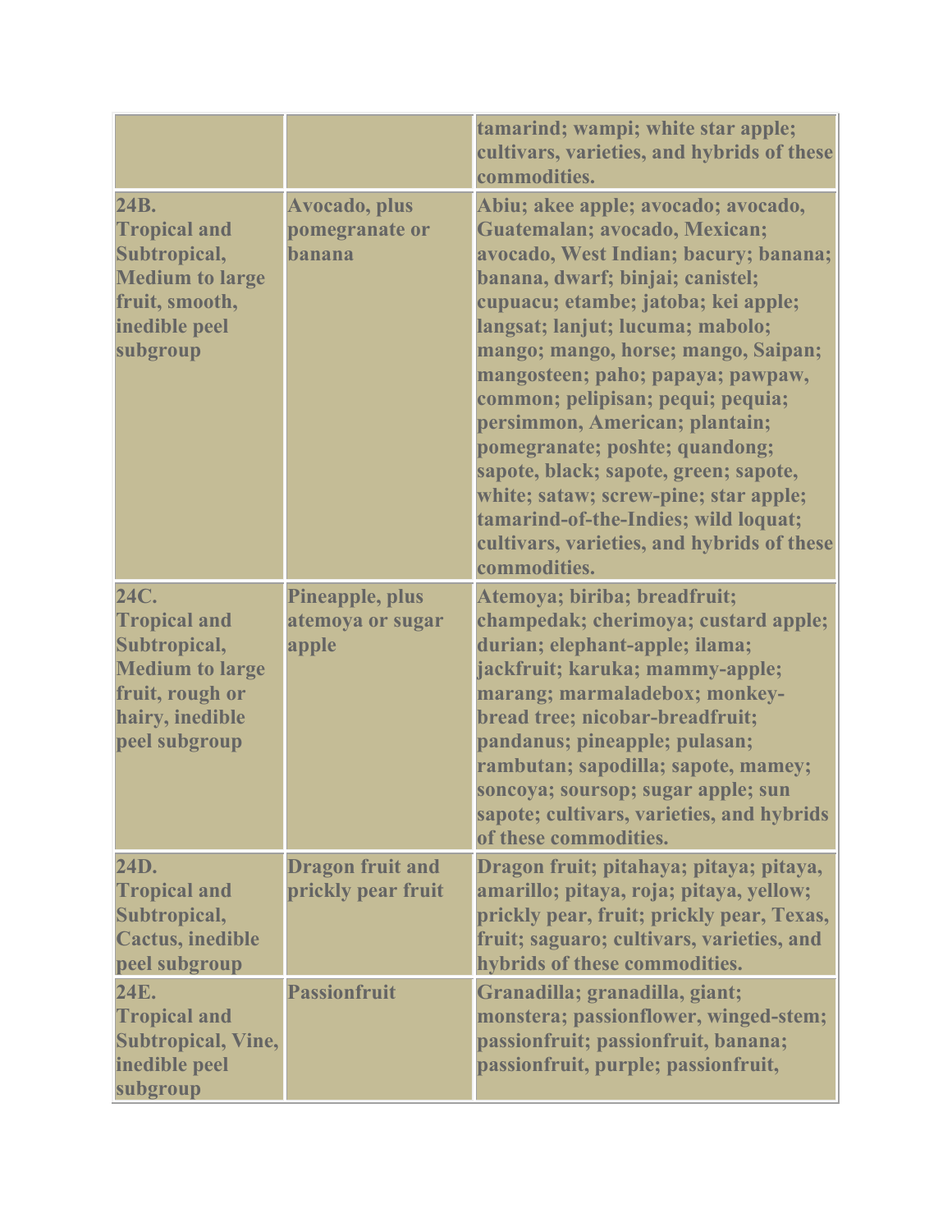| | | |
|---|---|---|
| | | tamarind; wampi; white star apple; cultivars, varieties, and hybrids of these commodities. |
| **24B. Tropical and Subtropical, Medium to large fruit, smooth, inedible peel subgroup** | **Avocado, plus pomegranate or banana** | **Abiu; akee apple; avocado; avocado, Guatemalan; avocado, Mexican; avocado, West Indian; bacury; banana; banana, dwarf; binjai; canistel; cupuacu; etambe; jatoba; kei apple; langsat; lanjut; lucuma; mabolo; mango; mango, horse; mango, Saipan; mangosteen; paho; papaya; pawpaw, common; pelipisan; pequi; pequia; persimmon, American; plantain; pomegranate; poshte; quandong; sapote, black; sapote, green; sapote, white; sataw; screw-pine; star apple; tamarind-of-the-Indies; wild loquat; cultivars, varieties, and hybrids of these commodities.** |
| **24C. Tropical and Subtropical, Medium to large fruit, rough or hairy, inedible peel subgroup** | **Pineapple, plus atemoya or sugar apple** | **Atemoya; biriba; breadfruit; champedak; cherimoya; custard apple; durian; elephant-apple; ilama; jackfruit; karuka; mammy-apple; marang; marmaladebox; monkey-bread tree; nicobar-breadfruit; pandanus; pineapple; pulasan; rambutan; sapodilla; sapote, mamey; soncoya; soursop; sugar apple; sun sapote; cultivars, varieties, and hybrids of these commodities.** |
| **24D. Tropical and Subtropical, Cactus, inedible peel subgroup** | **Dragon fruit and prickly pear fruit** | **Dragon fruit; pitahaya; pitaya; pitaya, amarillo; pitaya, roja; pitaya, yellow; prickly pear, fruit; prickly pear, Texas, fruit; saguaro; cultivars, varieties, and hybrids of these commodities.** |
| **24E. Tropical and Subtropical, Vine, inedible peel subgroup** | **Passionfruit** | **Granadilla; granadilla, giant; monstera; passionflower, winged-stem; passionfruit; passionfruit, banana; passionfruit, purple; passionfruit,** |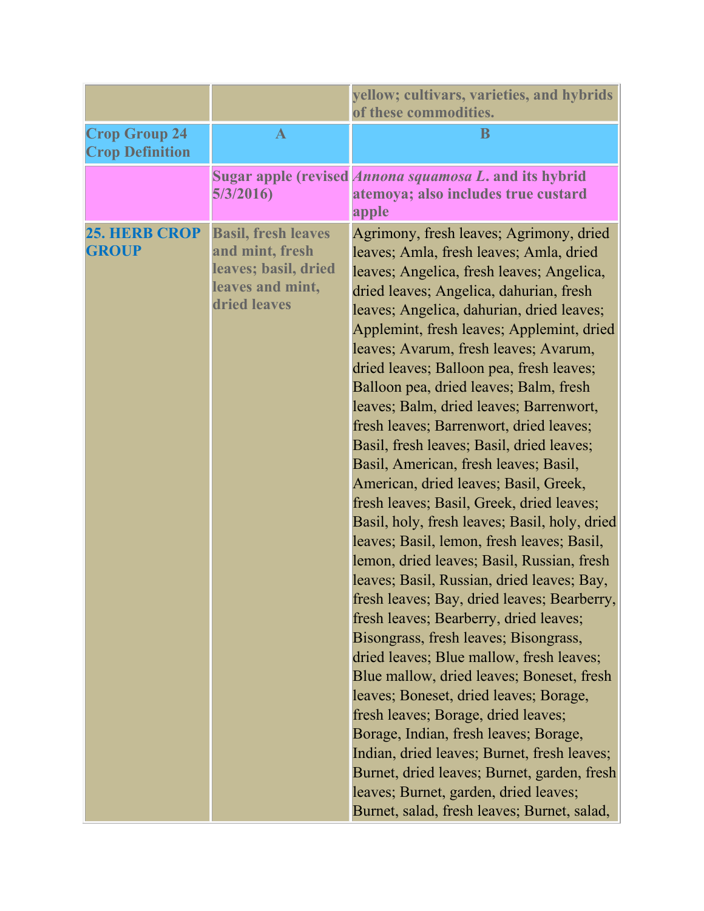| | | |
|---|---|---|
| | | **yellow; cultivars, varieties, and hybrids of these commodities.** |
| **Crop Group 24 Crop Definition** | **A** | **B** |
| | **Sugar apple (revised 5/3/2016)** | ***Annona squamosa L.* and its hybrid atemoya; also includes true custard apple** |
| **25. HERB CROP GROUP** | **Basil, fresh leaves and mint, fresh leaves; basil, dried leaves and mint, dried leaves** | Agrimony, fresh leaves; Agrimony, dried leaves; Amla, fresh leaves; Amla, dried leaves; Angelica, fresh leaves; Angelica, dried leaves; Angelica, dahurian, fresh leaves; Angelica, dahurian, dried leaves; Applemint, fresh leaves; Applemint, dried leaves; Avarum, fresh leaves; Avarum, dried leaves; Balloon pea, fresh leaves; Balloon pea, dried leaves; Balm, fresh leaves; Balm, dried leaves; Barrenwort, fresh leaves; Barrenwort, dried leaves; Basil, fresh leaves; Basil, dried leaves; Basil, American, fresh leaves; Basil, American, dried leaves; Basil, Greek, fresh leaves; Basil, Greek, dried leaves; Basil, holy, fresh leaves; Basil, holy, dried leaves; Basil, lemon, fresh leaves; Basil, lemon, dried leaves; Basil, Russian, fresh leaves; Basil, Russian, dried leaves; Bay, fresh leaves; Bay, dried leaves; Bearberry, fresh leaves; Bearberry, dried leaves; Bisongrass, fresh leaves; Bisongrass, dried leaves; Blue mallow, fresh leaves; Blue mallow, dried leaves; Boneset, fresh leaves; Boneset, dried leaves; Borage, fresh leaves; Borage, dried leaves; Borage, Indian, fresh leaves; Borage, Indian, dried leaves; Burnet, fresh leaves; Burnet, dried leaves; Burnet, garden, fresh leaves; Burnet, garden, dried leaves; Burnet, salad, fresh leaves; Burnet, salad, |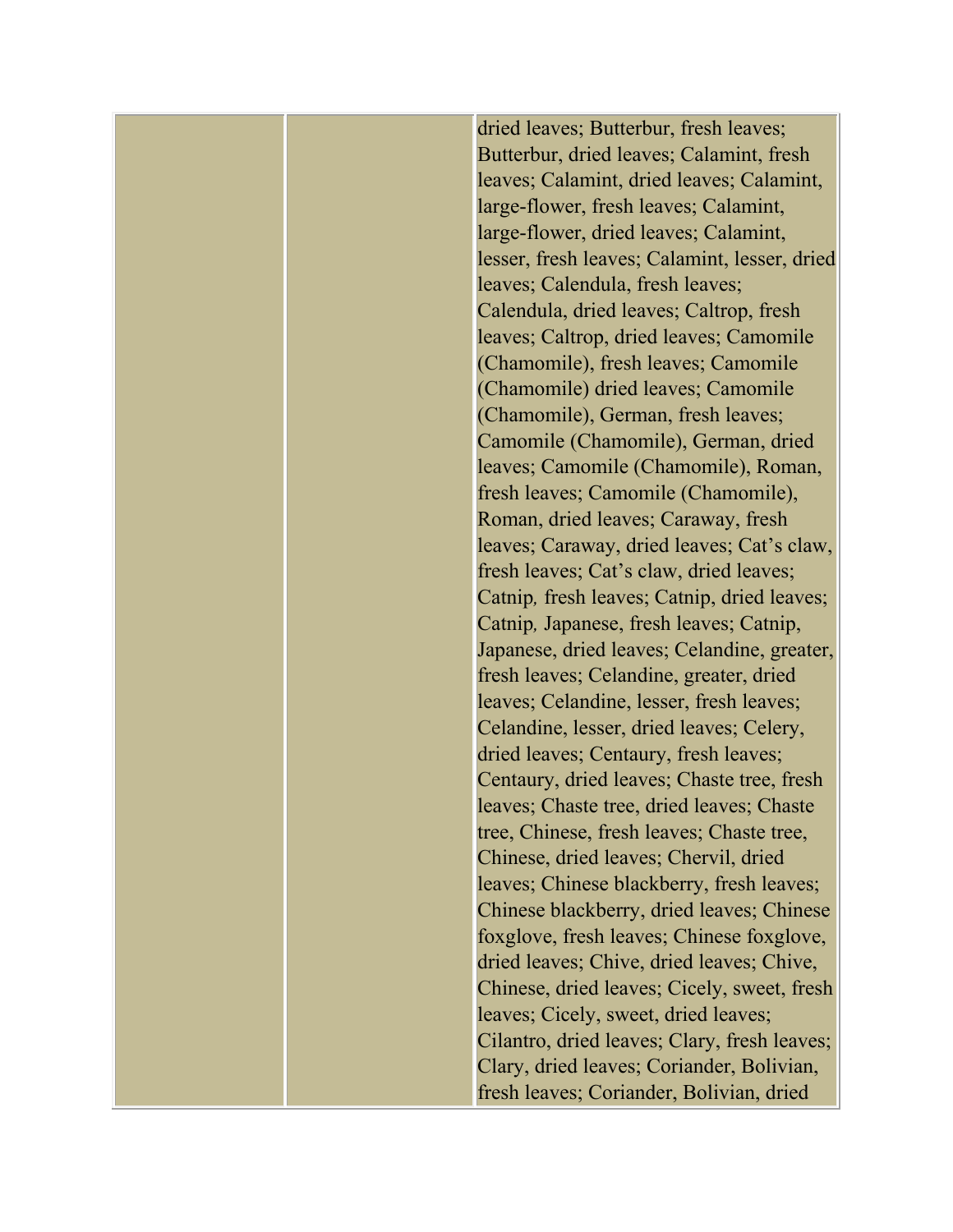|  |  |  |
|---|---|---|
|  |  | dried leaves; Butterbur, fresh leaves; Butterbur, dried leaves; Calamint, fresh leaves; Calamint, dried leaves; Calamint, large-flower, fresh leaves; Calamint, large-flower, dried leaves; Calamint, lesser, fresh leaves; Calamint, lesser, dried leaves; Calendula, fresh leaves; Calendula, dried leaves; Caltrop, fresh leaves; Caltrop, dried leaves; Camomile (Chamomile), fresh leaves; Camomile (Chamomile) dried leaves; Camomile (Chamomile), German, fresh leaves; Camomile (Chamomile), German, dried leaves; Camomile (Chamomile), Roman, fresh leaves; Camomile (Chamomile), Roman, dried leaves; Caraway, fresh leaves; Caraway, dried leaves; Cat's claw, fresh leaves; Cat's claw, dried leaves; Catnip, fresh leaves; Catnip, dried leaves; Catnip, Japanese, fresh leaves; Catnip, Japanese, dried leaves; Celandine, greater, fresh leaves; Celandine, greater, dried leaves; Celandine, lesser, fresh leaves; Celandine, lesser, dried leaves; Celery, dried leaves; Centaury, fresh leaves; Centaury, dried leaves; Chaste tree, fresh leaves; Chaste tree, dried leaves; Chaste tree, Chinese, fresh leaves; Chaste tree, Chinese, dried leaves; Chervil, dried leaves; Chinese blackberry, fresh leaves; Chinese blackberry, dried leaves; Chinese foxglove, fresh leaves; Chinese foxglove, dried leaves; Chive, dried leaves; Chive, Chinese, dried leaves; Cicely, sweet, fresh leaves; Cicely, sweet, dried leaves; Cilantro, dried leaves; Clary, fresh leaves; Clary, dried leaves; Coriander, Bolivian, fresh leaves; Coriander, Bolivian, dried |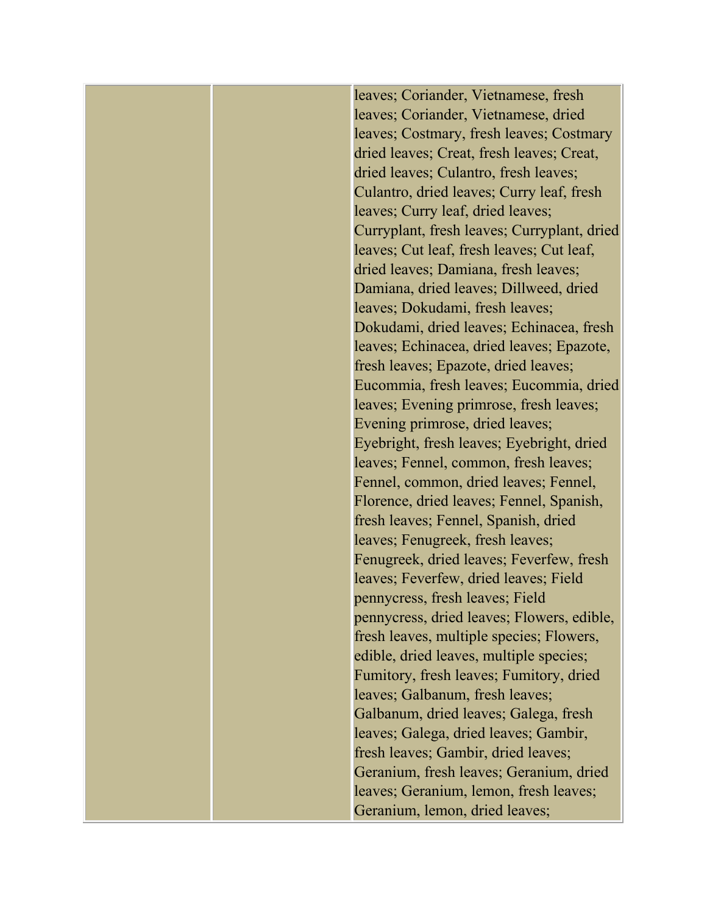|  |  | leaves; Coriander, Vietnamese, fresh leaves; Coriander, Vietnamese, dried leaves; Costmary, fresh leaves; Costmary dried leaves; Creat, fresh leaves; Creat, dried leaves; Culantro, fresh leaves; Culantro, dried leaves; Curry leaf, fresh leaves; Curry leaf, dried leaves; Curryplant, fresh leaves; Curryplant, dried leaves; Cut leaf, fresh leaves; Cut leaf, dried leaves; Damiana, fresh leaves; Damiana, dried leaves; Dillweed, dried leaves; Dokudami, fresh leaves; Dokudami, dried leaves; Echinacea, fresh leaves; Echinacea, dried leaves; Epazote, fresh leaves; Epazote, dried leaves; Eucommia, fresh leaves; Eucommia, dried leaves; Evening primrose, fresh leaves; Evening primrose, dried leaves; Eyebright, fresh leaves; Eyebright, dried leaves; Fennel, common, fresh leaves; Fennel, common, dried leaves; Fennel, Florence, dried leaves; Fennel, Spanish, fresh leaves; Fennel, Spanish, dried leaves; Fenugreek, fresh leaves; Fenugreek, dried leaves; Feverfew, fresh leaves; Feverfew, dried leaves; Field pennycress, fresh leaves; Field pennycress, dried leaves; Flowers, edible, fresh leaves, multiple species; Flowers, edible, dried leaves, multiple species; Fumitory, fresh leaves; Fumitory, dried leaves; Galbanum, fresh leaves; Galbanum, dried leaves; Galega, fresh leaves; Galega, dried leaves; Gambir, fresh leaves; Gambir, dried leaves; Geranium, fresh leaves; Geranium, dried leaves; Geranium, lemon, fresh leaves; Geranium, lemon, dried leaves; |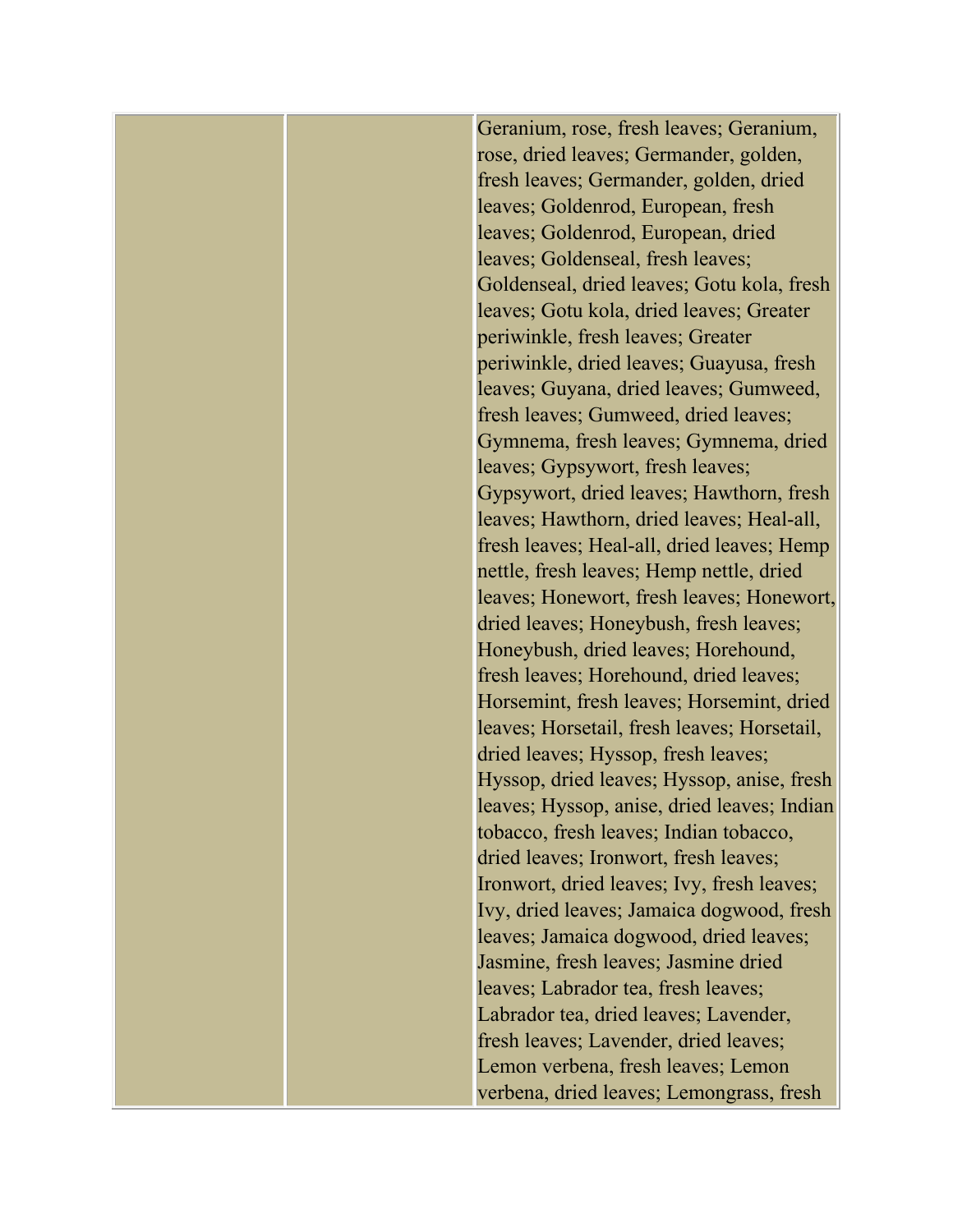| | | |
|---|---|---|
| | | Geranium, rose, fresh leaves; Geranium, rose, dried leaves; Germander, golden, fresh leaves; Germander, golden, dried leaves; Goldenrod, European, fresh leaves; Goldenrod, European, dried leaves; Goldenseal, fresh leaves; Goldenseal, dried leaves; Gotu kola, fresh leaves; Gotu kola, dried leaves; Greater periwinkle, fresh leaves; Greater periwinkle, dried leaves; Guayusa, fresh leaves; Guyana, dried leaves; Gumweed, fresh leaves; Gumweed, dried leaves; Gymnema, fresh leaves; Gymnema, dried leaves; Gypsywort, fresh leaves; Gypsywort, dried leaves; Hawthorn, fresh leaves; Hawthorn, dried leaves; Heal-all, fresh leaves; Heal-all, dried leaves; Hemp nettle, fresh leaves; Hemp nettle, dried leaves; Honewort, fresh leaves; Honewort, dried leaves; Honeybush, fresh leaves; Honeybush, dried leaves; Horehound, fresh leaves; Horehound, dried leaves; Horsemint, fresh leaves; Horsemint, dried leaves; Horsetail, fresh leaves; Horsetail, dried leaves; Hyssop, fresh leaves; Hyssop, dried leaves; Hyssop, anise, fresh leaves; Hyssop, anise, dried leaves; Indian tobacco, fresh leaves; Indian tobacco, dried leaves; Ironwort, fresh leaves; Ironwort, dried leaves; Ivy, fresh leaves; Ivy, dried leaves; Jamaica dogwood, fresh leaves; Jamaica dogwood, dried leaves; Jasmine, fresh leaves; Jasmine dried leaves; Labrador tea, fresh leaves; Labrador tea, dried leaves; Lavender, fresh leaves; Lavender, dried leaves; Lemon verbena, fresh leaves; Lemon verbena, dried leaves; Lemongrass, fresh |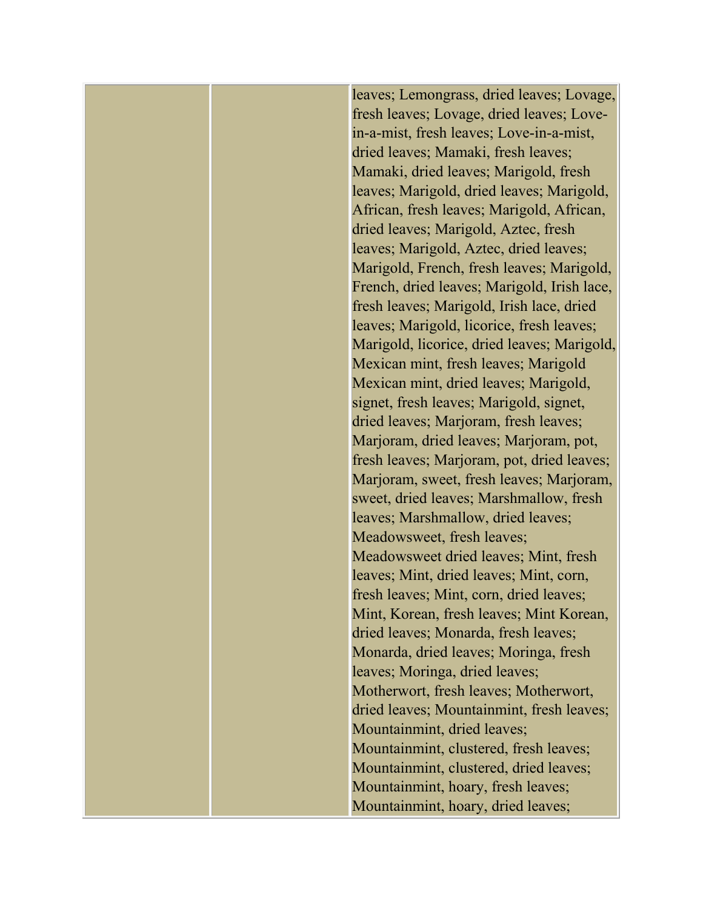| | | leaves; Lemongrass, dried leaves; Lovage, fresh leaves; Lovage, dried leaves; Love-in-a-mist, fresh leaves; Love-in-a-mist, dried leaves; Mamaki, fresh leaves; Mamaki, dried leaves; Marigold, fresh leaves; Marigold, dried leaves; Marigold, African, fresh leaves; Marigold, African, dried leaves; Marigold, Aztec, fresh leaves; Marigold, Aztec, dried leaves; Marigold, French, fresh leaves; Marigold, French, dried leaves; Marigold, Irish lace, fresh leaves; Marigold, Irish lace, dried leaves; Marigold, licorice, fresh leaves; Marigold, licorice, dried leaves; Marigold, Mexican mint, fresh leaves; Marigold Mexican mint, dried leaves; Marigold, signet, fresh leaves; Marigold, signet, dried leaves; Marjoram, fresh leaves; Marjoram, dried leaves; Marjoram, pot, fresh leaves; Marjoram, pot, dried leaves; Marjoram, sweet, fresh leaves; Marjoram, sweet, dried leaves; Marshmallow, fresh leaves; Marshmallow, dried leaves; Meadowsweet, fresh leaves; Meadowsweet dried leaves; Mint, fresh leaves; Mint, dried leaves; Mint, corn, fresh leaves; Mint, corn, dried leaves; Mint, Korean, fresh leaves; Mint Korean, dried leaves; Monarda, fresh leaves; Monarda, dried leaves; Moringa, fresh leaves; Moringa, dried leaves; Motherwort, fresh leaves; Motherwort, dried leaves; Mountainmint, fresh leaves; Mountainmint, dried leaves; Mountainmint, clustered, fresh leaves; Mountainmint, clustered, dried leaves; Mountainmint, hoary, fresh leaves; Mountainmint, hoary, dried leaves; |
|---|---|---|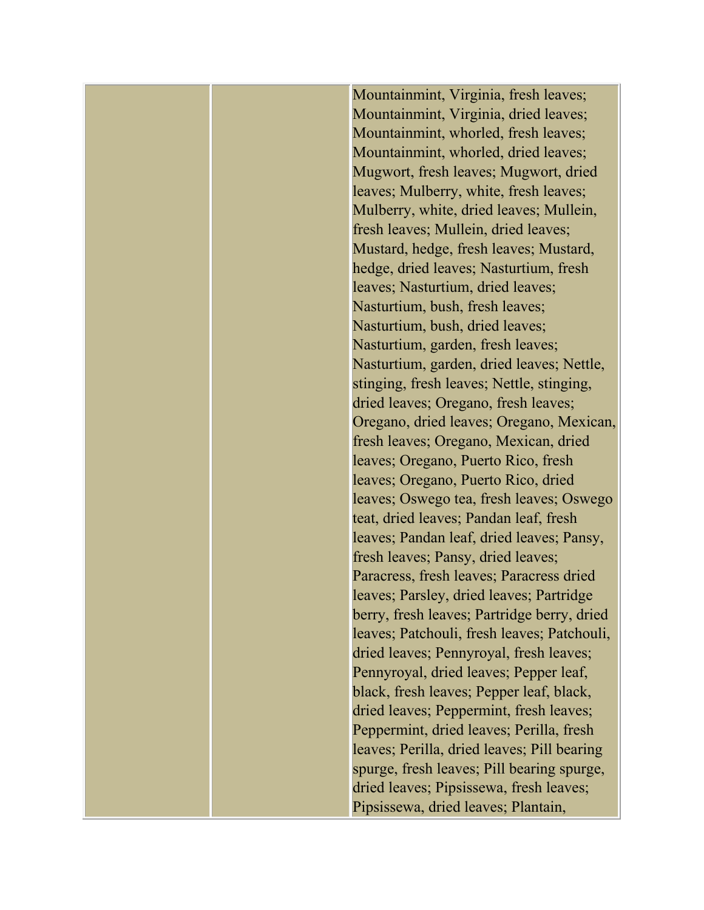| | | |
|---|---|---|
| | | Mountainmint, Virginia, fresh leaves; Mountainmint, Virginia, dried leaves; Mountainmint, whorled, fresh leaves; Mountainmint, whorled, dried leaves; Mugwort, fresh leaves; Mugwort, dried leaves; Mulberry, white, fresh leaves; Mulberry, white, dried leaves; Mullein, fresh leaves; Mullein, dried leaves; Mustard, hedge, fresh leaves; Mustard, hedge, dried leaves; Nasturtium, fresh leaves; Nasturtium, dried leaves; Nasturtium, bush, fresh leaves; Nasturtium, bush, dried leaves; Nasturtium, garden, fresh leaves; Nasturtium, garden, dried leaves; Nettle, stinging, fresh leaves; Nettle, stinging, dried leaves; Oregano, fresh leaves; Oregano, dried leaves; Oregano, Mexican, fresh leaves; Oregano, Mexican, dried leaves; Oregano, Puerto Rico, fresh leaves; Oregano, Puerto Rico, dried leaves; Oswego tea, fresh leaves; Oswego teat, dried leaves; Pandan leaf, fresh leaves; Pandan leaf, dried leaves; Pansy, fresh leaves; Pansy, dried leaves; Paracress, fresh leaves; Paracress dried leaves; Parsley, dried leaves; Partridge berry, fresh leaves; Partridge berry, dried leaves; Patchouli, fresh leaves; Patchouli, dried leaves; Pennyroyal, fresh leaves; Pennyroyal, dried leaves; Pepper leaf, black, fresh leaves; Pepper leaf, black, dried leaves; Peppermint, fresh leaves; Peppermint, dried leaves; Perilla, fresh leaves; Perilla, dried leaves; Pill bearing spurge, fresh leaves; Pill bearing spurge, dried leaves; Pipsissewa, fresh leaves; Pipsissewa, dried leaves; Plantain, |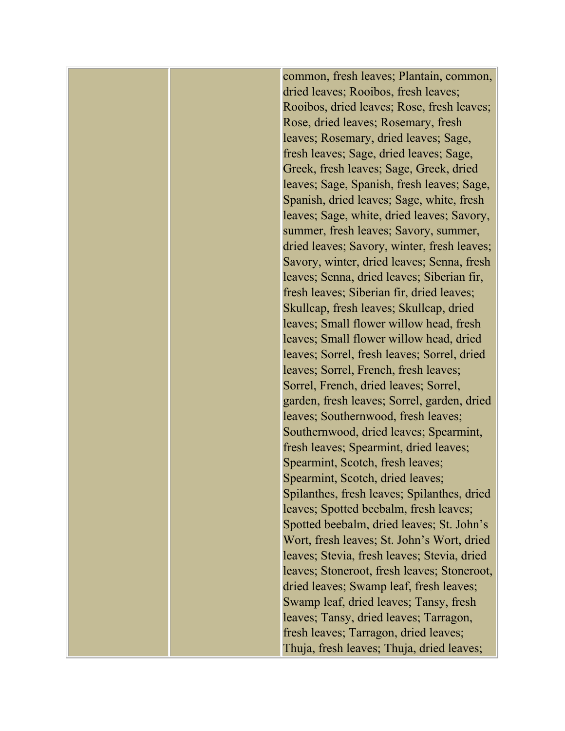| | | |
|---|---|---|
| | | common, fresh leaves; Plantain, common, dried leaves; Rooibos, fresh leaves; Rooibos, dried leaves; Rose, fresh leaves; Rose, dried leaves; Rosemary, fresh leaves; Rosemary, dried leaves; Sage, fresh leaves; Sage, dried leaves; Sage, Greek, fresh leaves; Sage, Greek, dried leaves; Sage, Spanish, fresh leaves; Sage, Spanish, dried leaves; Sage, white, fresh leaves; Sage, white, dried leaves; Savory, summer, fresh leaves; Savory, summer, dried leaves; Savory, winter, fresh leaves; Savory, winter, dried leaves; Senna, fresh leaves; Senna, dried leaves; Siberian fir, fresh leaves; Siberian fir, dried leaves; Skullcap, fresh leaves; Skullcap, dried leaves; Small flower willow head, fresh leaves; Small flower willow head, dried leaves; Sorrel, fresh leaves; Sorrel, dried leaves; Sorrel, French, fresh leaves; Sorrel, French, dried leaves; Sorrel, garden, fresh leaves; Sorrel, garden, dried leaves; Southernwood, fresh leaves; Southernwood, dried leaves; Spearmint, fresh leaves; Spearmint, dried leaves; Spearmint, Scotch, fresh leaves; Spearmint, Scotch, dried leaves; Spilanthes, fresh leaves; Spilanthes, dried leaves; Spotted beebalm, fresh leaves; Spotted beebalm, dried leaves; St. John's Wort, fresh leaves; St. John's Wort, dried leaves; Stevia, fresh leaves; Stevia, dried leaves; Stoneroot, fresh leaves; Stoneroot, dried leaves; Swamp leaf, fresh leaves; Swamp leaf, dried leaves; Tansy, fresh leaves; Tansy, dried leaves; Tarragon, fresh leaves; Tarragon, dried leaves; Thuja, fresh leaves; Thuja, dried leaves; |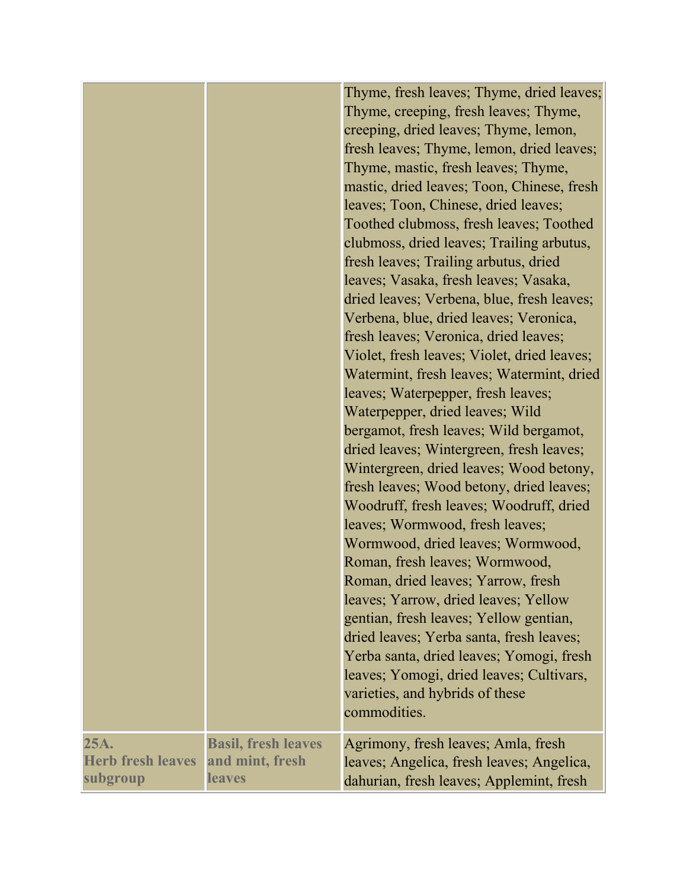| | | |
|---|---|---|
| | | Thyme, fresh leaves; Thyme, dried leaves; Thyme, creeping, fresh leaves; Thyme, creeping, dried leaves; Thyme, lemon, fresh leaves; Thyme, lemon, dried leaves; Thyme, mastic, fresh leaves; Thyme, mastic, dried leaves; Toon, Chinese, fresh leaves; Toon, Chinese, dried leaves; Toothed clubmoss, fresh leaves; Toothed clubmoss, dried leaves; Trailing arbutus, fresh leaves; Trailing arbutus, dried leaves; Vasaka, fresh leaves; Vasaka, dried leaves; Verbena, blue, fresh leaves; Verbena, blue, dried leaves; Veronica, fresh leaves; Veronica, dried leaves; Violet, fresh leaves; Violet, dried leaves; Watermint, fresh leaves; Watermint, dried leaves; Waterpepper, fresh leaves; Waterpepper, dried leaves; Wild bergamot, fresh leaves; Wild bergamot, dried leaves; Wintergreen, fresh leaves; Wintergreen, dried leaves; Wood betony, fresh leaves; Wood betony, dried leaves; Woodruff, fresh leaves; Woodruff, dried leaves; Wormwood, fresh leaves; Wormwood, dried leaves; Wormwood, Roman, fresh leaves; Wormwood, Roman, dried leaves; Yarrow, fresh leaves; Yarrow, dried leaves; Yellow gentian, fresh leaves; Yellow gentian, dried leaves; Yerba santa, fresh leaves; Yerba santa, dried leaves; Yomogi, fresh leaves; Yomogi, dried leaves; Cultivars, varieties, and hybrids of these commodities. |
| **25A. Herb fresh leaves subgroup** | **Basil, fresh leaves and mint, fresh leaves** | Agrimony, fresh leaves; Amla, fresh leaves; Angelica, fresh leaves; Angelica, dahurian, fresh leaves; Applemint, fresh |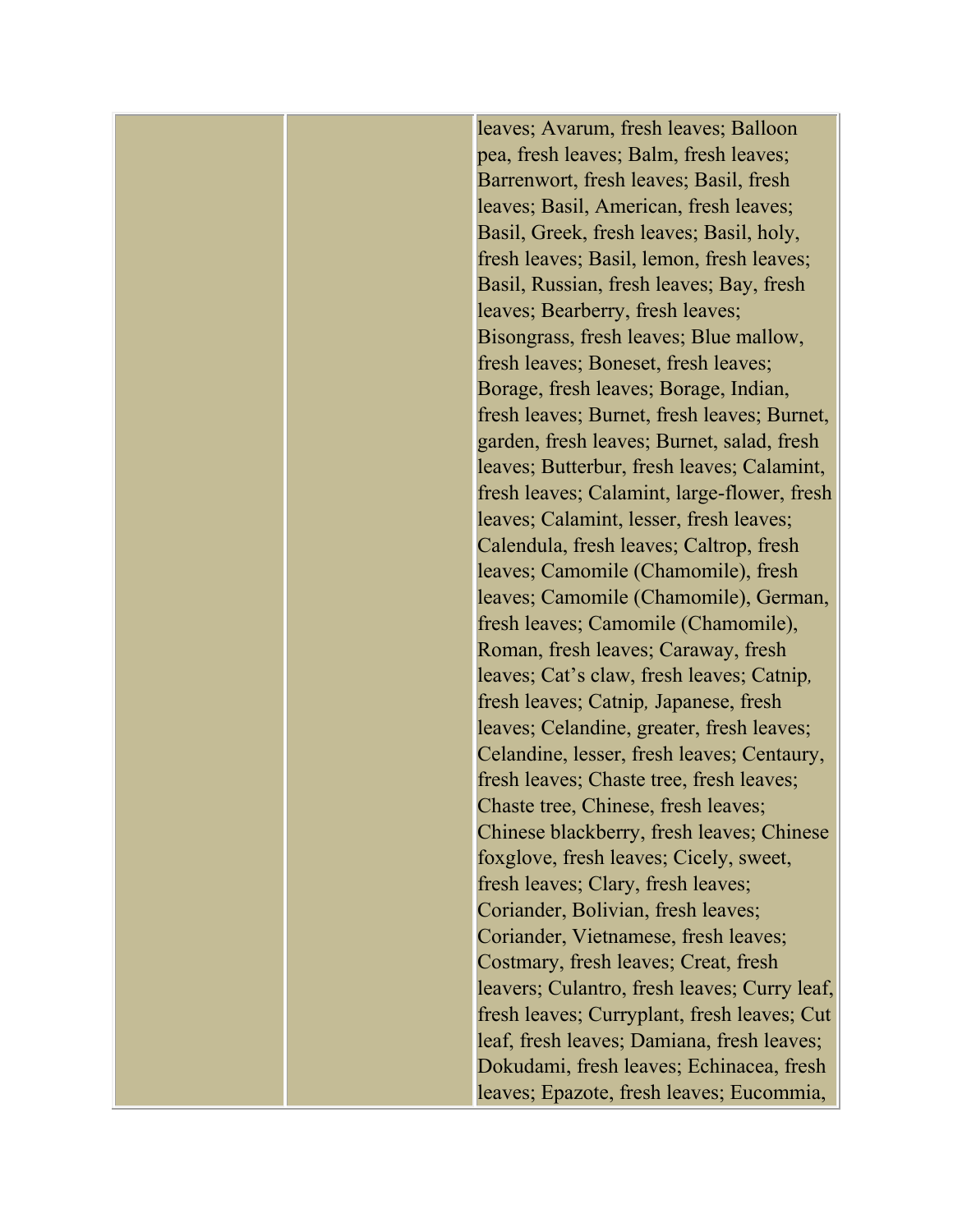| | | leaves; Avarum, fresh leaves; Balloon pea, fresh leaves; Balm, fresh leaves; Barrenwort, fresh leaves; Basil, fresh leaves; Basil, American, fresh leaves; Basil, Greek, fresh leaves; Basil, holy, fresh leaves; Basil, lemon, fresh leaves; Basil, Russian, fresh leaves; Bay, fresh leaves; Bearberry, fresh leaves; Bisongrass, fresh leaves; Blue mallow, fresh leaves; Boneset, fresh leaves; Borage, fresh leaves; Borage, Indian, fresh leaves; Burnet, fresh leaves; Burnet, garden, fresh leaves; Burnet, salad, fresh leaves; Butterbur, fresh leaves; Calamint, fresh leaves; Calamint, large-flower, fresh leaves; Calamint, lesser, fresh leaves; Calendula, fresh leaves; Caltrop, fresh leaves; Camomile (Chamomile), fresh leaves; Camomile (Chamomile), German, fresh leaves; Camomile (Chamomile), Roman, fresh leaves; Caraway, fresh leaves; Cat's claw, fresh leaves; Catnip, fresh leaves; Catnip, Japanese, fresh leaves; Celandine, greater, fresh leaves; Celandine, lesser, fresh leaves; Centaury, fresh leaves; Chaste tree, fresh leaves; Chaste tree, Chinese, fresh leaves; Chinese blackberry, fresh leaves; Chinese foxglove, fresh leaves; Cicely, sweet, fresh leaves; Clary, fresh leaves; Coriander, Bolivian, fresh leaves; Coriander, Vietnamese, fresh leaves; Costmary, fresh leaves; Creat, fresh leavers; Culantro, fresh leaves; Curry leaf, fresh leaves; Curryplant, fresh leaves; Cut leaf, fresh leaves; Damiana, fresh leaves; Dokudami, fresh leaves; Echinacea, fresh leaves; Epazote, fresh leaves; Eucommia, |
|---|---|---|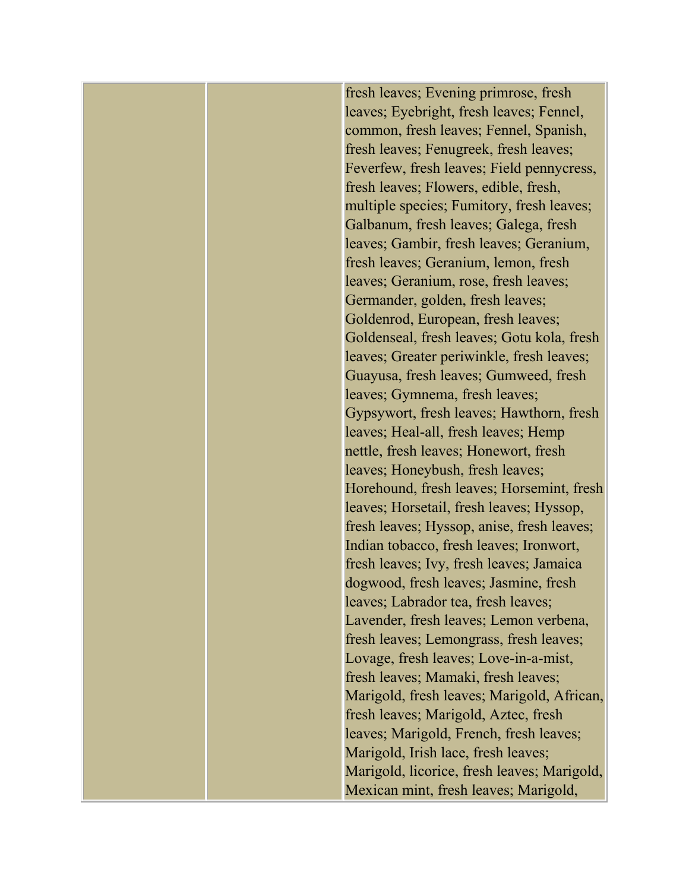|  |  | fresh leaves; Evening primrose, fresh leaves; Eyebright, fresh leaves; Fennel, common, fresh leaves; Fennel, Spanish, fresh leaves; Fenugreek, fresh leaves; Feverfew, fresh leaves; Field pennycress, fresh leaves; Flowers, edible, fresh, multiple species; Fumitory, fresh leaves; Galbanum, fresh leaves; Galega, fresh leaves; Gambir, fresh leaves; Geranium, fresh leaves; Geranium, lemon, fresh leaves; Geranium, rose, fresh leaves; Germander, golden, fresh leaves; Goldenrod, European, fresh leaves; Goldenseal, fresh leaves; Gotu kola, fresh leaves; Greater periwinkle, fresh leaves; Guayusa, fresh leaves; Gumweed, fresh leaves; Gymnema, fresh leaves; Gypsywort, fresh leaves; Hawthorn, fresh leaves; Heal-all, fresh leaves; Hemp nettle, fresh leaves; Honewort, fresh leaves; Honeybush, fresh leaves; Horehound, fresh leaves; Horsemint, fresh leaves; Horsetail, fresh leaves; Hyssop, fresh leaves; Hyssop, anise, fresh leaves; Indian tobacco, fresh leaves; Ironwort, fresh leaves; Ivy, fresh leaves; Jamaica dogwood, fresh leaves; Jasmine, fresh leaves; Labrador tea, fresh leaves; Lavender, fresh leaves; Lemon verbena, fresh leaves; Lemongrass, fresh leaves; Lovage, fresh leaves; Love-in-a-mist, fresh leaves; Mamaki, fresh leaves; Marigold, fresh leaves; Marigold, African, fresh leaves; Marigold, Aztec, fresh leaves; Marigold, French, fresh leaves; Marigold, Irish lace, fresh leaves; Marigold, licorice, fresh leaves; Marigold, Mexican mint, fresh leaves; Marigold, |
|---|---|---|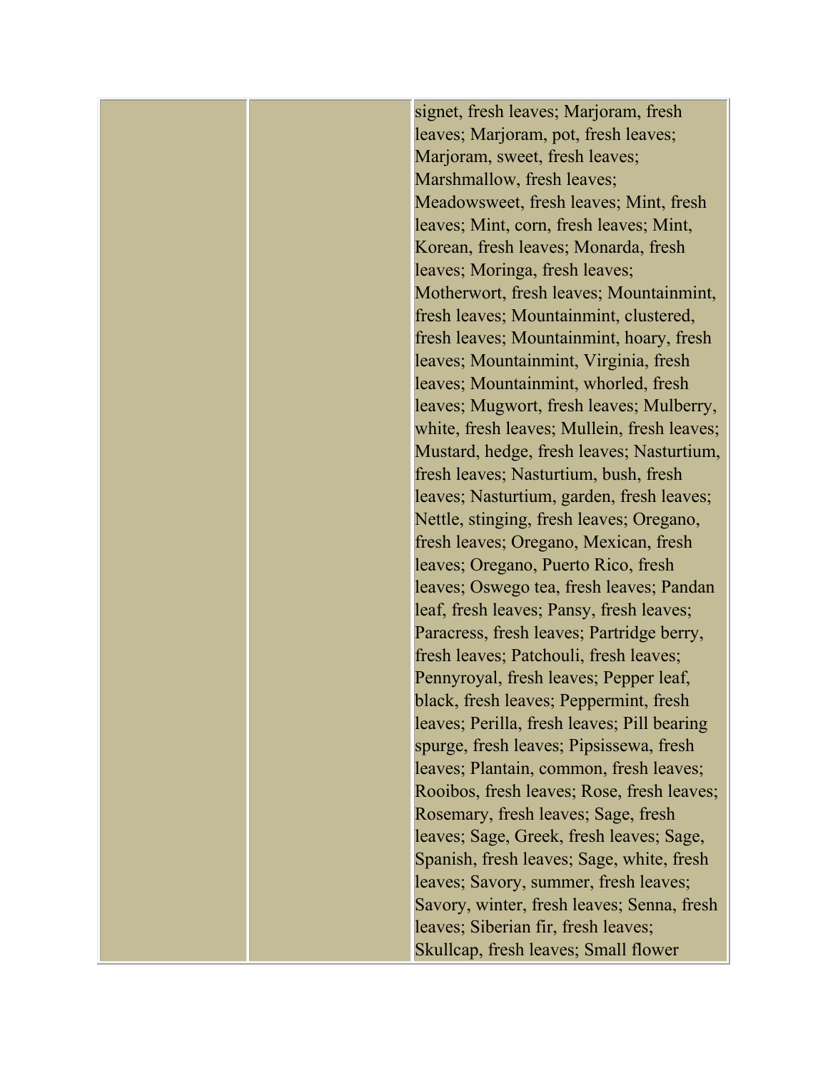| | | |
|---|---|---|
| | | signet, fresh leaves; Marjoram, fresh leaves; Marjoram, pot, fresh leaves; Marjoram, sweet, fresh leaves; Marshmallow, fresh leaves; Meadowsweet, fresh leaves; Mint, fresh leaves; Mint, corn, fresh leaves; Mint, Korean, fresh leaves; Monarda, fresh leaves; Moringa, fresh leaves; Motherwort, fresh leaves; Mountainmint, fresh leaves; Mountainmint, clustered, fresh leaves; Mountainmint, hoary, fresh leaves; Mountainmint, Virginia, fresh leaves; Mountainmint, whorled, fresh leaves; Mugwort, fresh leaves; Mulberry, white, fresh leaves; Mullein, fresh leaves; Mustard, hedge, fresh leaves; Nasturtium, fresh leaves; Nasturtium, bush, fresh leaves; Nasturtium, garden, fresh leaves; Nettle, stinging, fresh leaves; Oregano, fresh leaves; Oregano, Mexican, fresh leaves; Oregano, Puerto Rico, fresh leaves; Oswego tea, fresh leaves; Pandan leaf, fresh leaves; Pansy, fresh leaves; Paracress, fresh leaves; Partridge berry, fresh leaves; Patchouli, fresh leaves; Pennyroyal, fresh leaves; Pepper leaf, black, fresh leaves; Peppermint, fresh leaves; Perilla, fresh leaves; Pill bearing spurge, fresh leaves; Pipsissewa, fresh leaves; Plantain, common, fresh leaves; Rooibos, fresh leaves; Rose, fresh leaves; Rosemary, fresh leaves; Sage, fresh leaves; Sage, Greek, fresh leaves; Sage, Spanish, fresh leaves; Sage, white, fresh leaves; Savory, summer, fresh leaves; Savory, winter, fresh leaves; Senna, fresh leaves; Siberian fir, fresh leaves; Skullcap, fresh leaves; Small flower |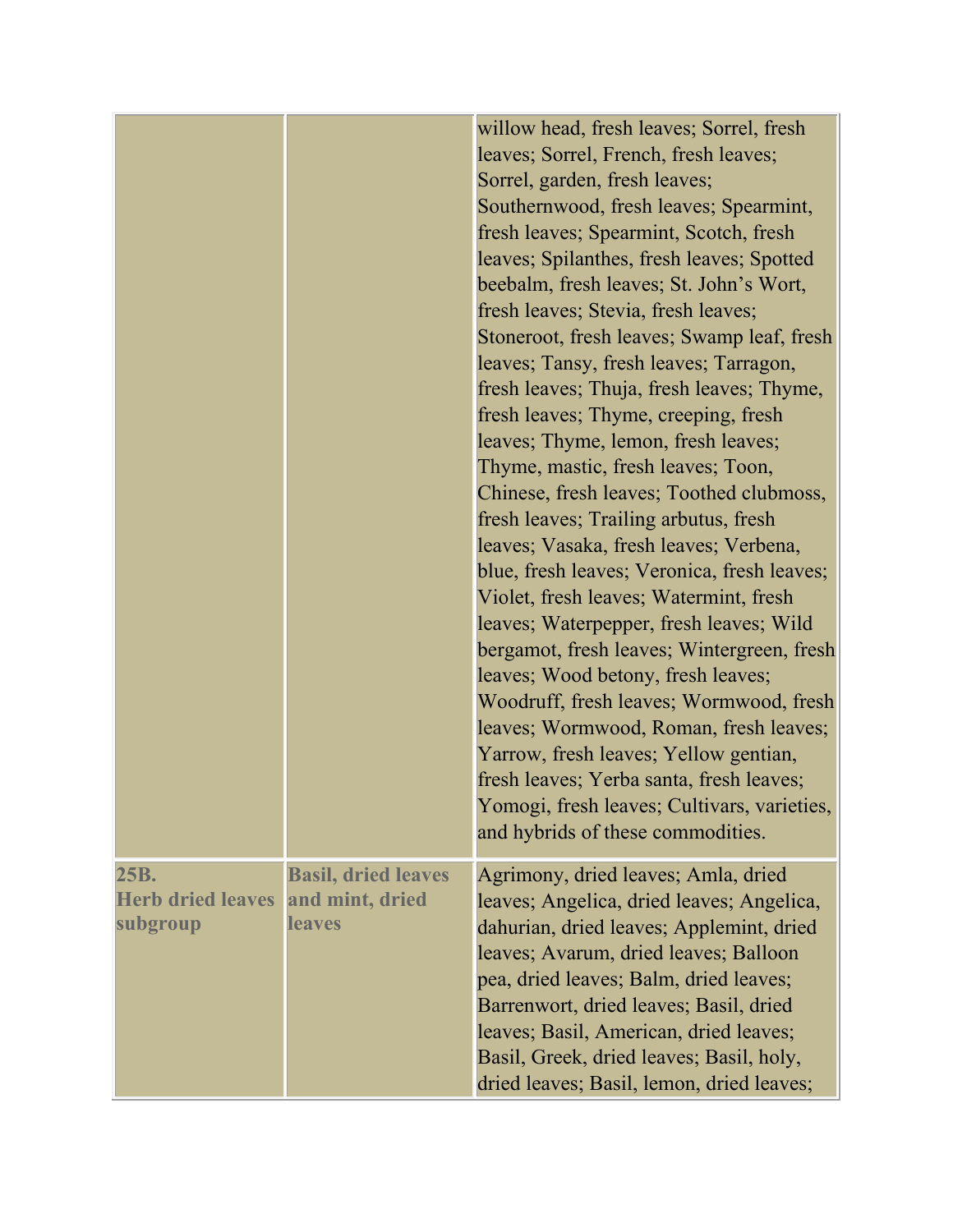| | | willow head, fresh leaves; Sorrel, fresh leaves; Sorrel, French, fresh leaves; Sorrel, garden, fresh leaves; Southernwood, fresh leaves; Spearmint, fresh leaves; Spearmint, Scotch, fresh leaves; Spilanthes, fresh leaves; Spotted beebalm, fresh leaves; St. John's Wort, fresh leaves; Stevia, fresh leaves; Stoneroot, fresh leaves; Swamp leaf, fresh leaves; Tansy, fresh leaves; Tarragon, fresh leaves; Thuja, fresh leaves; Thyme, fresh leaves; Thyme, creeping, fresh leaves; Thyme, lemon, fresh leaves; Thyme, mastic, fresh leaves; Toon, Chinese, fresh leaves; Toothed clubmoss, fresh leaves; Trailing arbutus, fresh leaves; Vasaka, fresh leaves; Verbena, blue, fresh leaves; Veronica, fresh leaves; Violet, fresh leaves; Watermint, fresh leaves; Waterpepper, fresh leaves; Wild bergamot, fresh leaves; Wintergreen, fresh leaves; Wood betony, fresh leaves; Woodruff, fresh leaves; Wormwood, fresh leaves; Wormwood, Roman, fresh leaves; Yarrow, fresh leaves; Yellow gentian, fresh leaves; Yerba santa, fresh leaves; Yomogi, fresh leaves; Cultivars, varieties, and hybrids of these commodities. |
|---|---|---|
| **25B. Herb dried leaves subgroup** | **Basil, dried leaves and mint, dried leaves** | Agrimony, dried leaves; Amla, dried leaves; Angelica, dried leaves; Angelica, dahurian, dried leaves; Applemint, dried leaves; Avarum, dried leaves; Balloon pea, dried leaves; Balm, dried leaves; Barrenwort, dried leaves; Basil, dried leaves; Basil, American, dried leaves; Basil, Greek, dried leaves; Basil, holy, dried leaves; Basil, lemon, dried leaves; |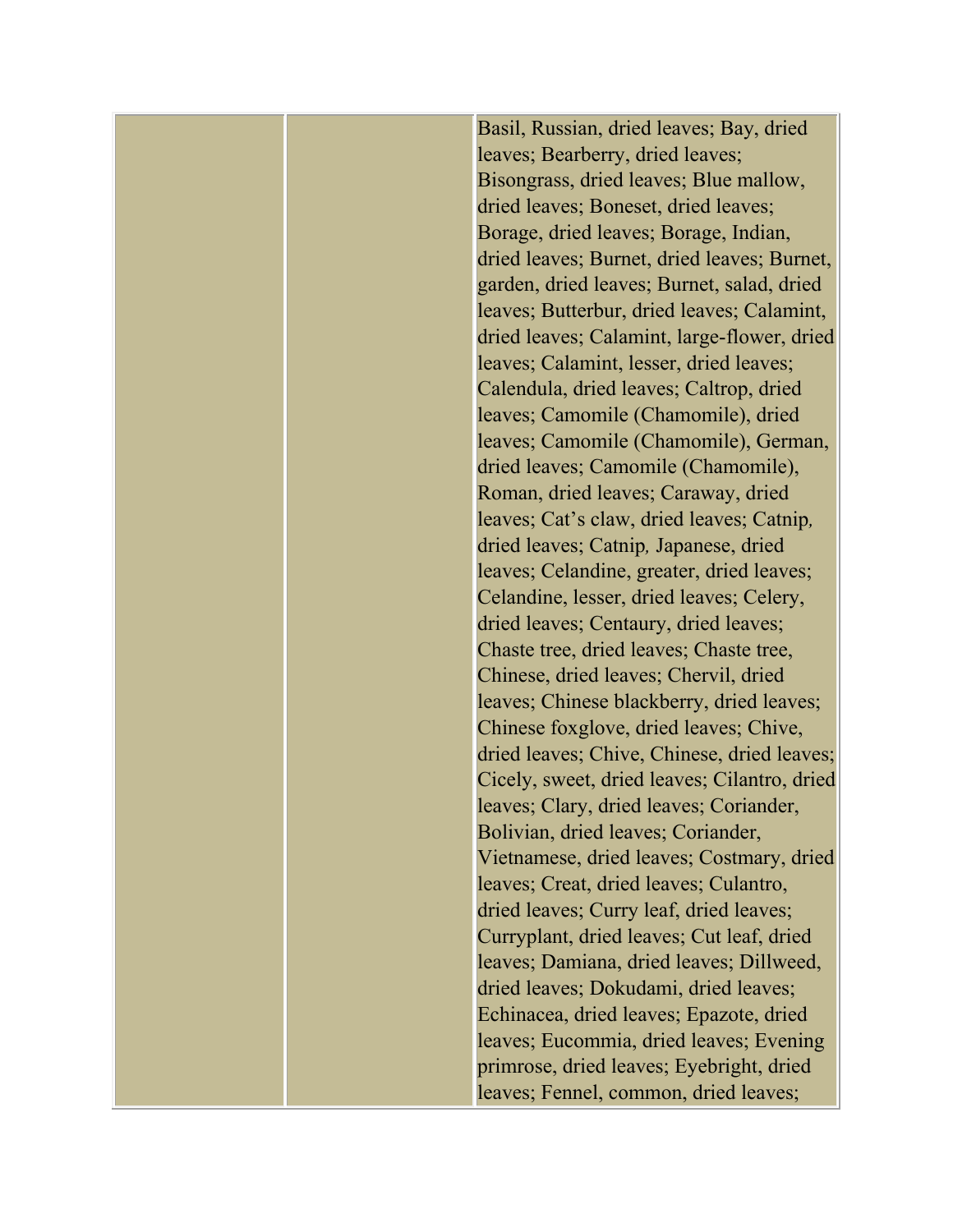| | | |
|---|---|---|
| | | Basil, Russian, dried leaves; Bay, dried leaves; Bearberry, dried leaves; Bisongrass, dried leaves; Blue mallow, dried leaves; Boneset, dried leaves; Borage, dried leaves; Borage, Indian, dried leaves; Burnet, dried leaves; Burnet, garden, dried leaves; Burnet, salad, dried leaves; Butterbur, dried leaves; Calamint, dried leaves; Calamint, large-flower, dried leaves; Calamint, lesser, dried leaves; Calendula, dried leaves; Caltrop, dried leaves; Camomile (Chamomile), dried leaves; Camomile (Chamomile), German, dried leaves; Camomile (Chamomile), Roman, dried leaves; Caraway, dried leaves; Cat's claw, dried leaves; Catnip, dried leaves; Catnip, Japanese, dried leaves; Celandine, greater, dried leaves; Celandine, lesser, dried leaves; Celery, dried leaves; Centaury, dried leaves; Chaste tree, dried leaves; Chaste tree, Chinese, dried leaves; Chervil, dried leaves; Chinese blackberry, dried leaves; Chinese foxglove, dried leaves; Chive, dried leaves; Chive, Chinese, dried leaves; Cicely, sweet, dried leaves; Cilantro, dried leaves; Clary, dried leaves; Coriander, Bolivian, dried leaves; Coriander, Vietnamese, dried leaves; Costmary, dried leaves; Creat, dried leaves; Culantro, dried leaves; Curry leaf, dried leaves; Curryplant, dried leaves; Cut leaf, dried leaves; Damiana, dried leaves; Dillweed, dried leaves; Dokudami, dried leaves; Echinacea, dried leaves; Epazote, dried leaves; Eucommia, dried leaves; Evening primrose, dried leaves; Eyebright, dried leaves; Fennel, common, dried leaves; |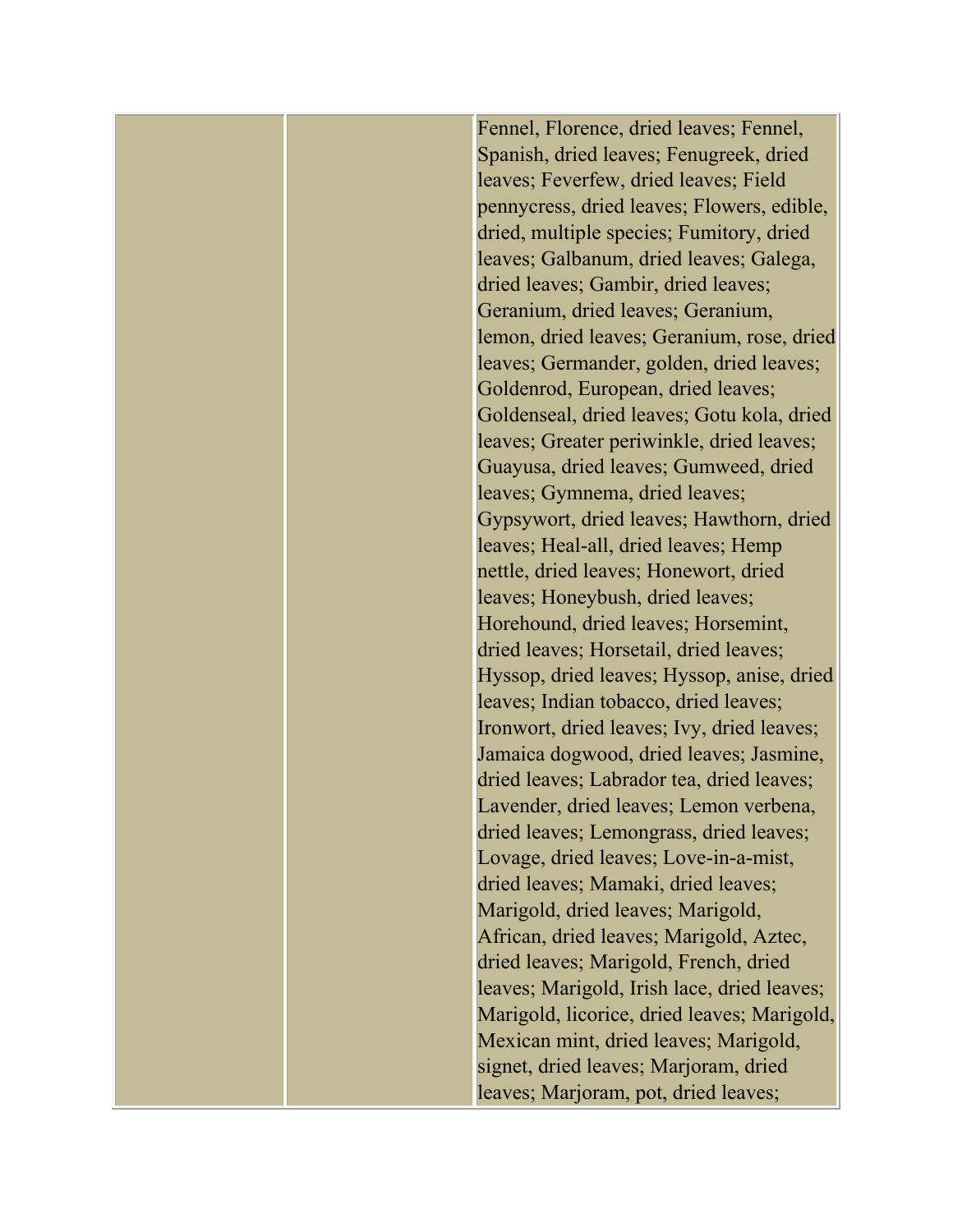|  |  |  |
|---|---|---|
|  |  | Fennel, Florence, dried leaves; Fennel, Spanish, dried leaves; Fenugreek, dried leaves; Feverfew, dried leaves; Field pennycress, dried leaves; Flowers, edible, dried, multiple species; Fumitory, dried leaves; Galbanum, dried leaves; Galega, dried leaves; Gambir, dried leaves; Geranium, dried leaves; Geranium, lemon, dried leaves; Geranium, rose, dried leaves; Germander, golden, dried leaves; Goldenrod, European, dried leaves; Goldenseal, dried leaves; Gotu kola, dried leaves; Greater periwinkle, dried leaves; Guayusa, dried leaves; Gumweed, dried leaves; Gymnema, dried leaves; Gypsywort, dried leaves; Hawthorn, dried leaves; Heal-all, dried leaves; Hemp nettle, dried leaves; Honewort, dried leaves; Honeybush, dried leaves; Horehound, dried leaves; Horsemint, dried leaves; Horsetail, dried leaves; Hyssop, dried leaves; Hyssop, anise, dried leaves; Indian tobacco, dried leaves; Ironwort, dried leaves; Ivy, dried leaves; Jamaica dogwood, dried leaves; Jasmine, dried leaves; Labrador tea, dried leaves; Lavender, dried leaves; Lemon verbena, dried leaves; Lemongrass, dried leaves; Lovage, dried leaves; Love-in-a-mist, dried leaves; Mamaki, dried leaves; Marigold, dried leaves; Marigold, African, dried leaves; Marigold, Aztec, dried leaves; Marigold, French, dried leaves; Marigold, Irish lace, dried leaves; Marigold, licorice, dried leaves; Marigold, Mexican mint, dried leaves; Marigold, signet, dried leaves; Marjoram, dried leaves; Marjoram, pot, dried leaves; |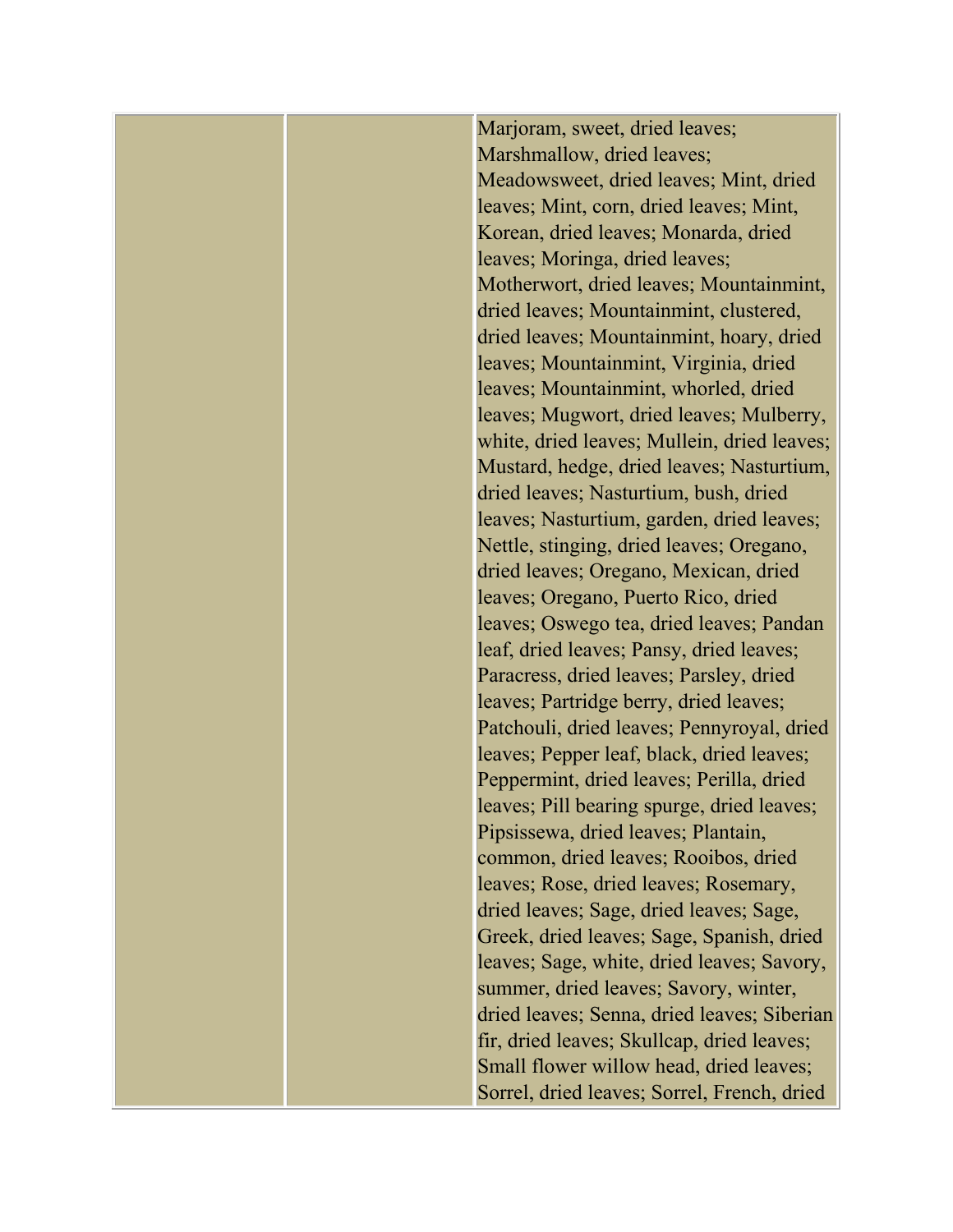| | | |
|---|---|---|
| | | Marjoram, sweet, dried leaves; Marshmallow, dried leaves; Meadowsweet, dried leaves; Mint, dried leaves; Mint, corn, dried leaves; Mint, Korean, dried leaves; Monarda, dried leaves; Moringa, dried leaves; Motherwort, dried leaves; Mountainmint, dried leaves; Mountainmint, clustered, dried leaves; Mountainmint, hoary, dried leaves; Mountainmint, Virginia, dried leaves; Mountainmint, whorled, dried leaves; Mugwort, dried leaves; Mulberry, white, dried leaves; Mullein, dried leaves; Mustard, hedge, dried leaves; Nasturtium, dried leaves; Nasturtium, bush, dried leaves; Nasturtium, garden, dried leaves; Nettle, stinging, dried leaves; Oregano, dried leaves; Oregano, Mexican, dried leaves; Oregano, Puerto Rico, dried leaves; Oswego tea, dried leaves; Pandan leaf, dried leaves; Pansy, dried leaves; Paracress, dried leaves; Parsley, dried leaves; Partridge berry, dried leaves; Patchouli, dried leaves; Pennyroyal, dried leaves; Pepper leaf, black, dried leaves; Peppermint, dried leaves; Perilla, dried leaves; Pill bearing spurge, dried leaves; Pipsissewa, dried leaves; Plantain, common, dried leaves; Rooibos, dried leaves; Rose, dried leaves; Rosemary, dried leaves; Sage, dried leaves; Sage, Greek, dried leaves; Sage, Spanish, dried leaves; Sage, white, dried leaves; Savory, summer, dried leaves; Savory, winter, dried leaves; Senna, dried leaves; Siberian fir, dried leaves; Skullcap, dried leaves; Small flower willow head, dried leaves; Sorrel, dried leaves; Sorrel, French, dried |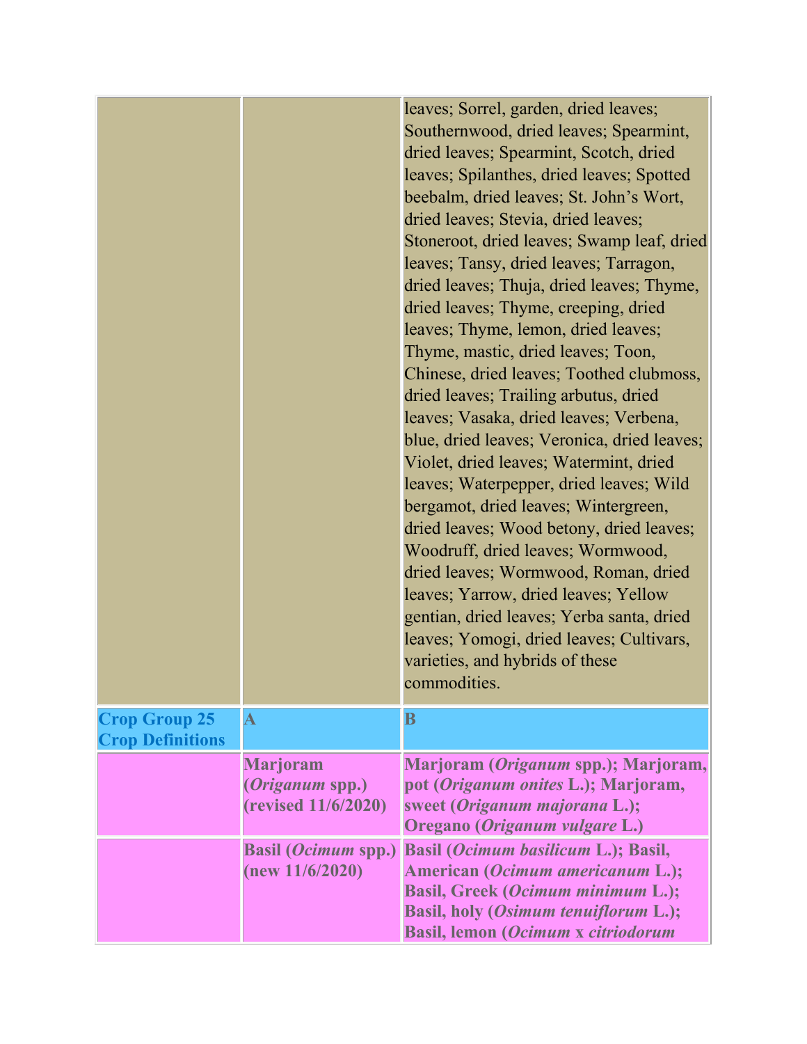| | | |
|---|---|---|
| | | leaves; Sorrel, garden, dried leaves; Southernwood, dried leaves; Spearmint, dried leaves; Spearmint, Scotch, dried leaves; Spilanthes, dried leaves; Spotted beebalm, dried leaves; St. John's Wort, dried leaves; Stevia, dried leaves; Stoneroot, dried leaves; Swamp leaf, dried leaves; Tansy, dried leaves; Tarragon, dried leaves; Thuja, dried leaves; Thyme, dried leaves; Thyme, creeping, dried leaves; Thyme, lemon, dried leaves; Thyme, mastic, dried leaves; Toon, Chinese, dried leaves; Toothed clubmoss, dried leaves; Trailing arbutus, dried leaves; Vasaka, dried leaves; Verbena, blue, dried leaves; Veronica, dried leaves; Violet, dried leaves; Watermint, dried leaves; Waterpepper, dried leaves; Wild bergamot, dried leaves; Wintergreen, dried leaves; Wood betony, dried leaves; Woodruff, dried leaves; Wormwood, dried leaves; Wormwood, Roman, dried leaves; Yarrow, dried leaves; Yellow gentian, dried leaves; Yerba santa, dried leaves; Yomogi, dried leaves; Cultivars, varieties, and hybrids of these commodities. |
| **Crop Group 25 Crop Definitions** | **A** | **B** |
| | **Marjoram (*Origanum* spp.) (revised 11/6/2020)** | **Marjoram (*Origanum* spp.); Marjoram, pot (*Origanum onites* L.); Marjoram, sweet (*Origanum majorana* L.); Oregano (*Origanum vulgare* L.)** |
| | **Basil (*Ocimum* spp.) (new 11/6/2020)** | **Basil (*Ocimum basilicum* L.); Basil, American (*Ocimum americanum* L.); Basil, Greek (*Ocimum minimum* L.); Basil, holy (*Osimum tenuiflorum* L.); Basil, lemon (*Ocimum* x *citriodorum*** |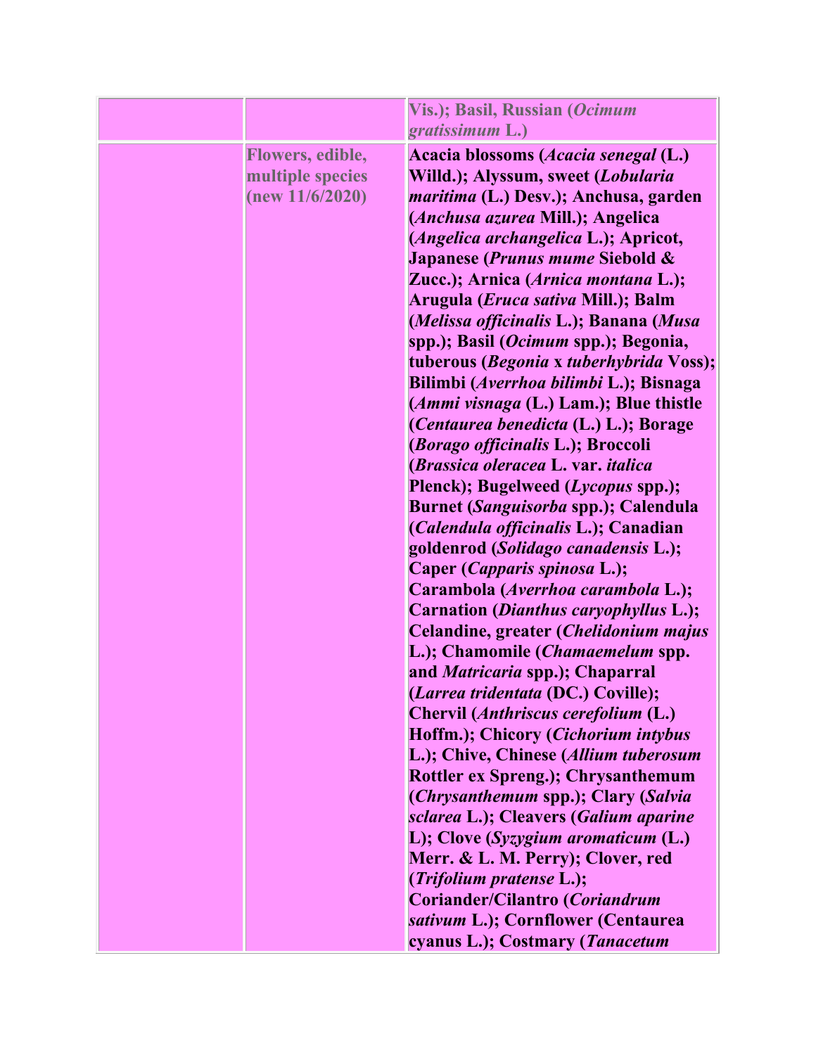| | | |
|---|---|---|
| | | **Vis.); Basil, Russian (*Ocimum gratissimum* L.)** |
| | **Flowers, edible, multiple species (new 11/6/2020)** | **Acacia blossoms (*Acacia senegal* (L.) Willd.); Alyssum, sweet (*Lobularia maritima* (L.) Desv.); Anchusa, garden (*Anchusa azurea* Mill.); Angelica (*Angelica archangelica* L.); Apricot, Japanese (*Prunus mume* Siebold & Zucc.); Arnica (*Arnica montana* L.); Arugula (*Eruca sativa* Mill.); Balm (*Melissa officinalis* L.); Banana (*Musa* spp.); Basil (*Ocimum* spp.); Begonia, tuberous (*Begonia* x *tuberhybrida* Voss); Bilimbi (*Averrhoa bilimbi* L.); Bisnaga (*Ammi visnaga* (L.) Lam.); Blue thistle (*Centaurea benedicta* (L.) L.); Borage (*Borago officinalis* L.); Broccoli (*Brassica oleracea* L. var. *italica* Plenck); Bugelweed (*Lycopus* spp.); Burnet (*Sanguisorba* spp.); Calendula (*Calendula officinalis* L.); Canadian goldenrod (*Solidago canadensis* L.); Caper (*Capparis spinosa* L.); Carambola (*Averrhoa carambola* L.); Carnation (*Dianthus caryophyllus* L.); Celandine, greater (*Chelidonium majus* L.); Chamomile (*Chamaemelum* spp. and *Matricaria* spp.); Chaparral (*Larrea tridentata* (DC.) Coville); Chervil (*Anthriscus cerefolium* (L.) Hoffm.); Chicory (*Cichorium intybus* L.); Chive, Chinese (*Allium tuberosum* Rottler ex Spreng.); Chrysanthemum (*Chrysanthemum* spp.); Clary (*Salvia sclarea* L.); Cleavers (*Galium aparine* L); Clove (*Syzygium aromaticum* (L.) Merr. & L. M. Perry); Clover, red (*Trifolium pratense* L.); Coriander/Cilantro (*Coriandrum sativum* L.); Cornflower (Centaurea cyanus L.); Costmary (*Tanacetum*** |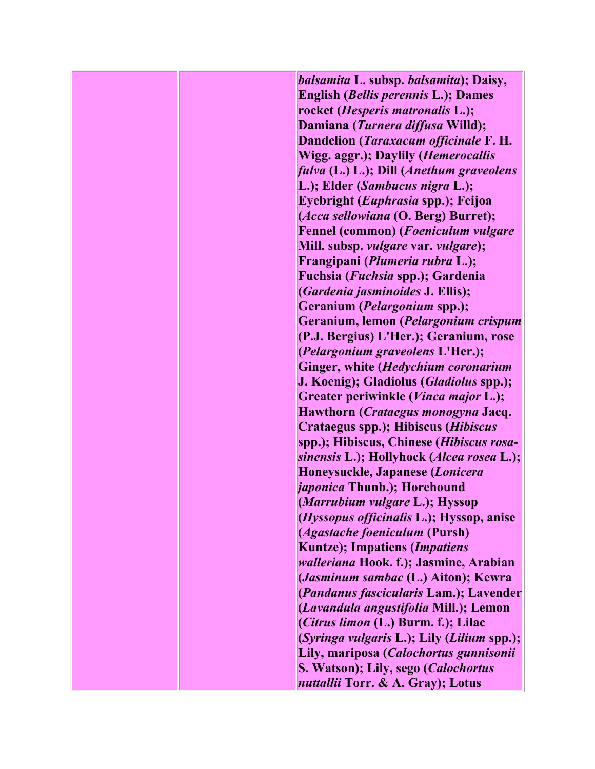|  |  | ***balsamita* L. subsp. *balsamita*); Daisy, English (*Bellis perennis* L.); Dames rocket (*Hesperis matronalis* L.); Damiana (*Turnera diffusa* Willd); Dandelion (*Taraxacum officinale* F. H. Wigg. aggr.); Daylily (*Hemerocallis fulva* (L.) L.); Dill (*Anethum graveolens* L.); Elder (*Sambucus nigra* L.); Eyebright (*Euphrasia* spp.); Feijoa (*Acca sellowiana* (O. Berg) Burret); Fennel (common) (*Foeniculum vulgare* Mill. subsp. *vulgare* var. *vulgare*); Frangipani (*Plumeria rubra* L.); Fuchsia (*Fuchsia* spp.); Gardenia (*Gardenia jasminoides* J. Ellis); Geranium (*Pelargonium* spp.); Geranium, lemon (*Pelargonium crispum* (P.J. Bergius) L'Her.); Geranium, rose (*Pelargonium graveolens* L'Her.); Ginger, white (*Hedychium coronarium* J. Koenig); Gladiolus (*Gladiolus* spp.); Greater periwinkle (*Vinca major* L.); Hawthorn (*Crataegus monogyna* Jacq. Crataegus spp.); Hibiscus (*Hibiscus* spp.); Hibiscus, Chinese (*Hibiscus rosa-sinensis* L.); Hollyhock (*Alcea rosea* L.); Honeysuckle, Japanese (*Lonicera japonica* Thunb.); Horehound (*Marrubium vulgare* L.); Hyssop (*Hyssopus officinalis* L.); Hyssop, anise (*Agastache foeniculum* (Pursh) Kuntze); Impatiens (*Impatiens walleriana* Hook. f.); Jasmine, Arabian (*Jasminum sambac* (L.) Aiton); Kewra (*Pandanus fascicularis* Lam.); Lavender (*Lavandula angustifolia* Mill.); Lemon (*Citrus limon* (L.) Burm. f.); Lilac (*Syringa vulgaris* L.); Lily (*Lilium* spp.); Lily, mariposa (*Calochortus gunnisonii* S. Watson); Lily, sego (*Calochortus nuttallii* Torr. & A. Gray); Lotus** |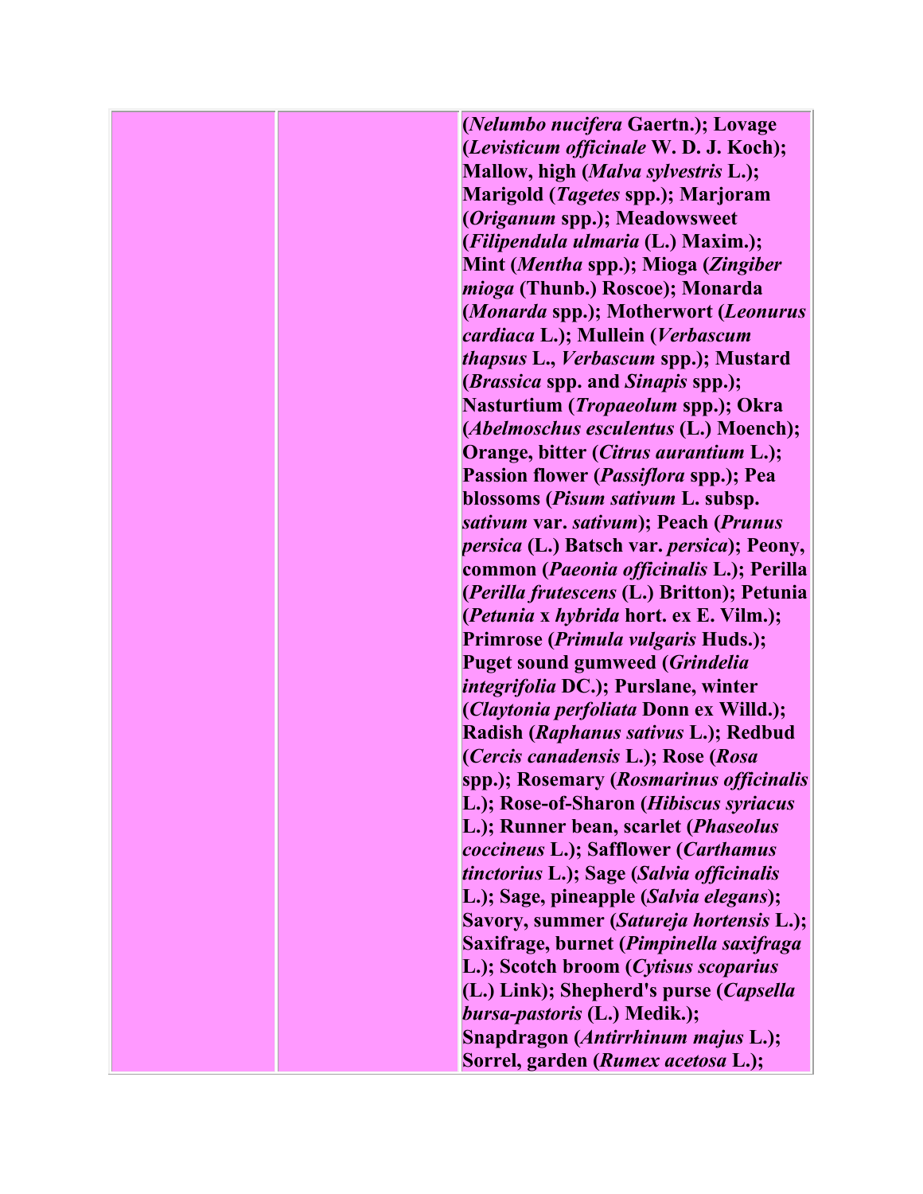| | | (*Nelumbo nucifera* Gaertn.); Lovage (*Levisticum officinale* W. D. J. Koch); Mallow, high (*Malva sylvestris* L.); Marigold (*Tagetes* spp.); Marjoram (*Origanum* spp.); Meadowsweet (*Filipendula ulmaria* (L.) Maxim.); Mint (*Mentha* spp.); Mioga (*Zingiber mioga* (Thunb.) Roscoe); Monarda (*Monarda* spp.); Motherwort (*Leonurus cardiaca* L.); Mullein (*Verbascum thapsus* L., *Verbascum* spp.); Mustard (*Brassica* spp. and *Sinapis* spp.); Nasturtium (*Tropaeolum* spp.); Okra (*Abelmoschus esculentus* (L.) Moench); Orange, bitter (*Citrus aurantium* L.); Passion flower (*Passiflora* spp.); Pea blossoms (*Pisum sativum* L. subsp. *sativum* var. *sativum*); Peach (*Prunus persica* (L.) Batsch var. *persica*); Peony, common (*Paeonia officinalis* L.); Perilla (*Perilla frutescens* (L.) Britton); Petunia (*Petunia* x *hybrida* hort. ex E. Vilm.); Primrose (*Primula vulgaris* Huds.); Puget sound gumweed (*Grindelia integrifolia* DC.); Purslane, winter (*Claytonia perfoliata* Donn ex Willd.); Radish (*Raphanus sativus* L.); Redbud (*Cercis canadensis* L.); Rose (*Rosa* spp.); Rosemary (*Rosmarinus officinalis* L.); Rose-of-Sharon (*Hibiscus syriacus* L.); Runner bean, scarlet (*Phaseolus coccineus* L.); Safflower (*Carthamus tinctorius* L.); Sage (*Salvia officinalis* L.); Sage, pineapple (*Salvia elegans*); Savory, summer (*Satureja hortensis* L.); Saxifrage, burnet (*Pimpinella saxifraga* L.); Scotch broom (*Cytisus scoparius* (L.) Link); Shepherd's purse (*Capsella bursa-pastoris* (L.) Medik.); Snapdragon (*Antirrhinum majus* L.); Sorrel, garden (*Rumex acetosa* L.); |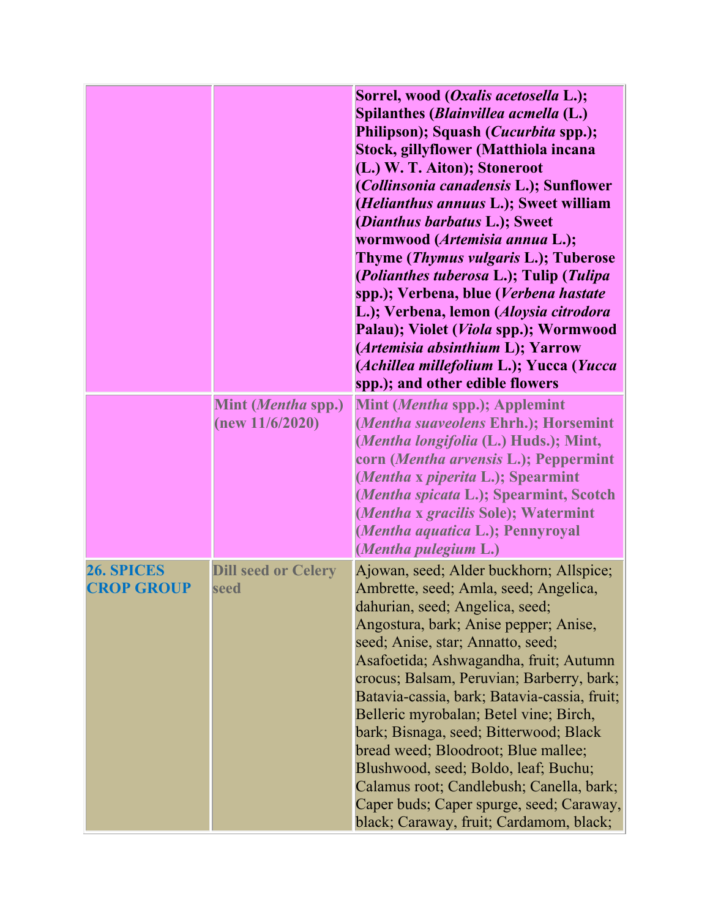| | | |
|---|---|---|
| | | **Sorrel, wood (*Oxalis acetosella* L.); Spilanthes (*Blainvillea acmella* (L.) Philipson); Squash (*Cucurbita* spp.); Stock, gillyflower (Matthiola incana (L.) W. T. Aiton); Stoneroot (*Collinsonia canadensis* L.); Sunflower (*Helianthus annuus* L.); Sweet william (*Dianthus barbatus* L.); Sweet wormwood (*Artemisia annua* L.); Thyme (*Thymus vulgaris* L.); Tuberose (*Polianthes tuberosa* L.); Tulip (*Tulipa* spp.); Verbena, blue (*Verbena hastate* L.); Verbena, lemon (*Aloysia citrodora* Palau); Violet (*Viola* spp.); Wormwood (*Artemisia absinthium* L); Yarrow (*Achillea millefolium* L.); Yucca (*Yucca* spp.); and other edible flowers** |
| | **Mint (*Mentha* spp.) (new 11/6/2020)** | **Mint (*Mentha* spp.); Applemint (*Mentha suaveolens* Ehrh.); Horsemint (*Mentha longifolia* (L.) Huds.); Mint, corn (*Mentha arvensis* L.); Peppermint (*Mentha* x *piperita* L.); Spearmint (*Mentha spicata* L.); Spearmint, Scotch (*Mentha* x *gracilis* Sole); Watermint (*Mentha aquatica* L.); Pennyroyal (*Mentha pulegium* L.)** |
| **26. SPICES CROP GROUP** | **Dill seed or Celery seed** | Ajowan, seed; Alder buckhorn; Allspice; Ambrette, seed; Amla, seed; Angelica, dahurian, seed; Angelica, seed; Angostura, bark; Anise pepper; Anise, seed; Anise, star; Annatto, seed; Asafoetida; Ashwagandha, fruit; Autumn crocus; Balsam, Peruvian; Barberry, bark; Batavia-cassia, bark; Batavia-cassia, fruit; Belleric myrobalan; Betel vine; Birch, bark; Bisnaga, seed; Bitterwood; Black bread weed; Bloodroot; Blue mallee; Blushwood, seed; Boldo, leaf; Buchu; Calamus root; Candlebush; Canella, bark; Caper buds; Caper spurge, seed; Caraway, black; Caraway, fruit; Cardamom, black; |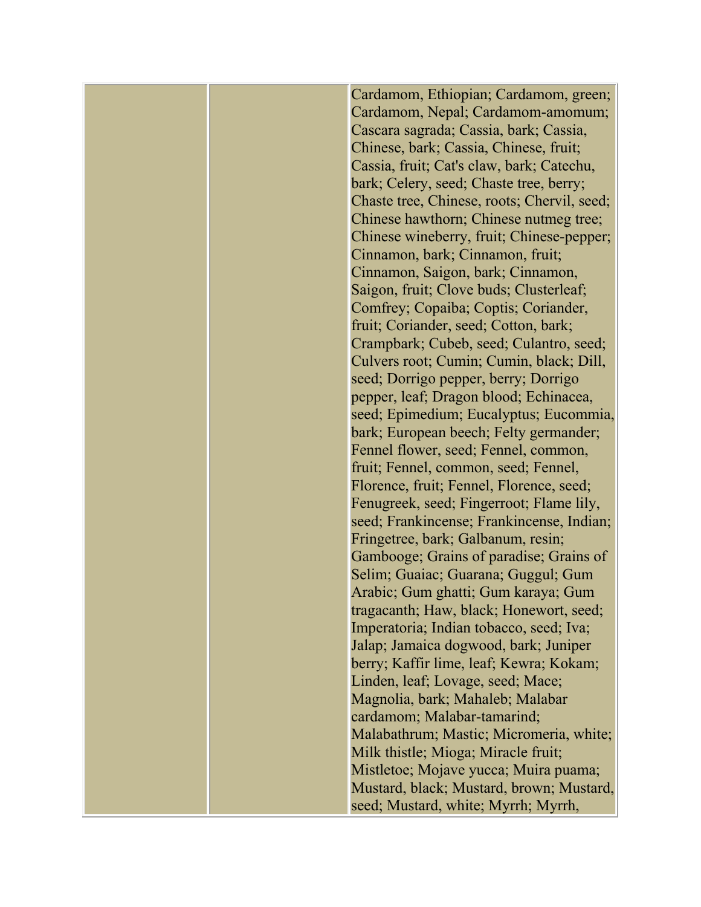| | | |
|---|---|---|
| | | Cardamom, Ethiopian; Cardamom, green; Cardamom, Nepal; Cardamom-amomum; Cascara sagrada; Cassia, bark; Cassia, Chinese, bark; Cassia, Chinese, fruit; Cassia, fruit; Cat's claw, bark; Catechu, bark; Celery, seed; Chaste tree, berry; Chaste tree, Chinese, roots; Chervil, seed; Chinese hawthorn; Chinese nutmeg tree; Chinese wineberry, fruit; Chinese-pepper; Cinnamon, bark; Cinnamon, fruit; Cinnamon, Saigon, bark; Cinnamon, Saigon, fruit; Clove buds; Clusterleaf; Comfrey; Copaiba; Coptis; Coriander, fruit; Coriander, seed; Cotton, bark; Crampbark; Cubeb, seed; Culantro, seed; Culvers root; Cumin; Cumin, black; Dill, seed; Dorrigo pepper, berry; Dorrigo pepper, leaf; Dragon blood; Echinacea, seed; Epimedium; Eucalyptus; Eucommia, bark; European beech; Felty germander; Fennel flower, seed; Fennel, common, fruit; Fennel, common, seed; Fennel, Florence, fruit; Fennel, Florence, seed; Fenugreek, seed; Fingerroot; Flame lily, seed; Frankincense; Frankincense, Indian; Fringetree, bark; Galbanum, resin; Gambooge; Grains of paradise; Grains of Selim; Guaiac; Guarana; Guggul; Gum Arabic; Gum ghatti; Gum karaya; Gum tragacanth; Haw, black; Honewort, seed; Imperatoria; Indian tobacco, seed; Iva; Jalap; Jamaica dogwood, bark; Juniper berry; Kaffir lime, leaf; Kewra; Kokam; Linden, leaf; Lovage, seed; Mace; Magnolia, bark; Mahaleb; Malabar cardamom; Malabar-tamarind; Malabathrum; Mastic; Micromeria, white; Milk thistle; Mioga; Miracle fruit; Mistletoe; Mojave yucca; Muira puama; Mustard, black; Mustard, brown; Mustard, seed; Mustard, white; Myrrh; Myrrh, |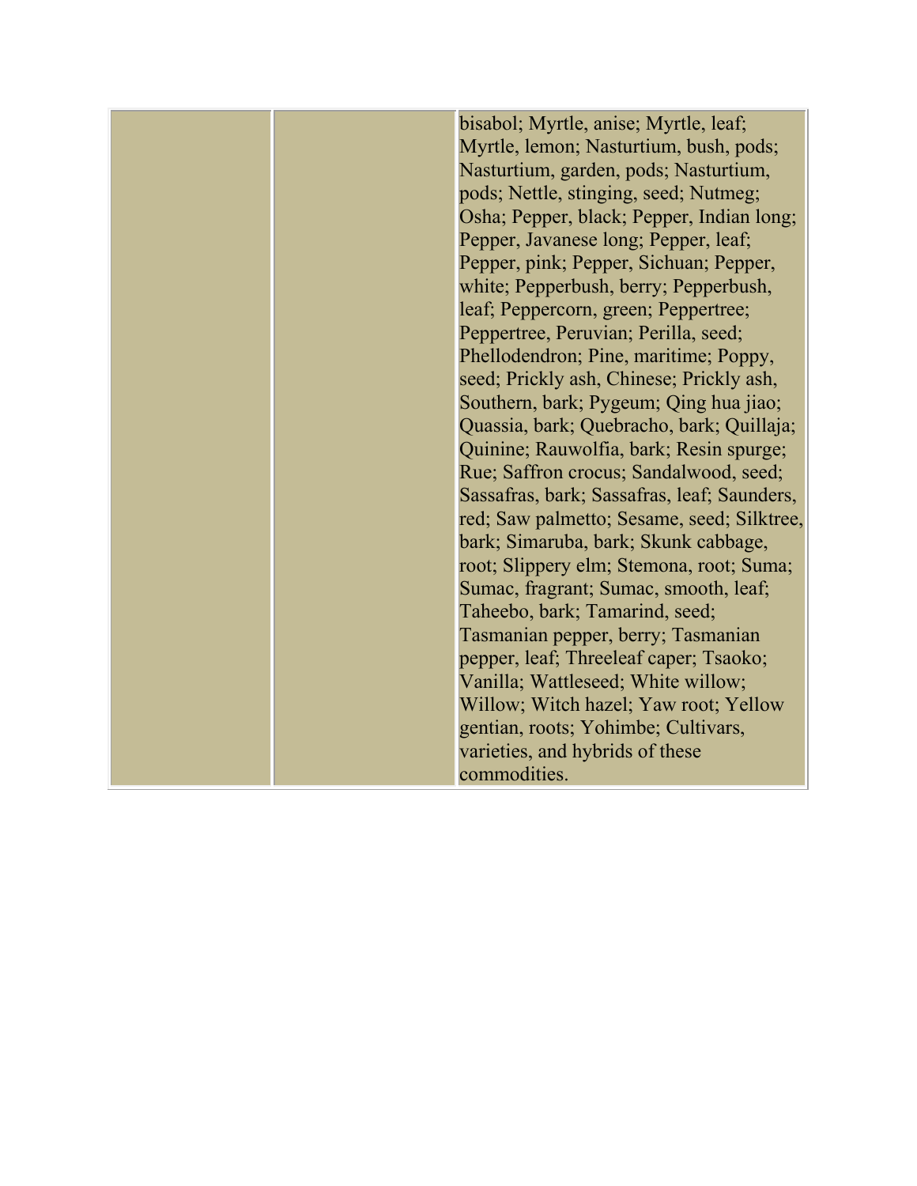| | | |
|---|---|---|
| | | bisabol; Myrtle, anise; Myrtle, leaf; Myrtle, lemon; Nasturtium, bush, pods; Nasturtium, garden, pods; Nasturtium, pods; Nettle, stinging, seed; Nutmeg; Osha; Pepper, black; Pepper, Indian long; Pepper, Javanese long; Pepper, leaf; Pepper, pink; Pepper, Sichuan; Pepper, white; Pepperbush, berry; Pepperbush, leaf; Peppercorn, green; Peppertree; Peppertree, Peruvian; Perilla, seed; Phellodendron; Pine, maritime; Poppy, seed; Prickly ash, Chinese; Prickly ash, Southern, bark; Pygeum; Qing hua jiao; Quassia, bark; Quebracho, bark; Quillaja; Quinine; Rauwolfia, bark; Resin spurge; Rue; Saffron crocus; Sandalwood, seed; Sassafras, bark; Sassafras, leaf; Saunders, red; Saw palmetto; Sesame, seed; Silktree, bark; Simaruba, bark; Skunk cabbage, root; Slippery elm; Stemona, root; Suma; Sumac, fragrant; Sumac, smooth, leaf; Taheebo, bark; Tamarind, seed; Tasmanian pepper, berry; Tasmanian pepper, leaf; Threeleaf caper; Tsaoko; Vanilla; Wattleseed; White willow; Willow; Witch hazel; Yaw root; Yellow gentian, roots; Yohimbe; Cultivars, varieties, and hybrids of these commodities. |